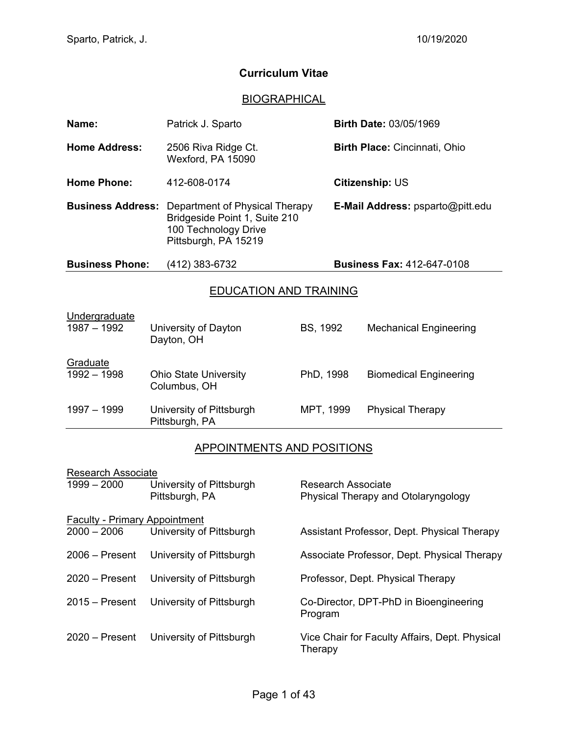# Curriculum Vitae

## BIOGRAPHICAL

| | | |
|---|---|---|
| **Name:** | Patrick J. Sparto | **Birth Date:** 03/05/1969 |
| **Home Address:** | 2506 Riva Ridge Ct.<br>Wexford, PA 15090 | **Birth Place:** Cincinnati, Ohio |
| **Home Phone:** | 412-608-0174 | **Citizenship:** US |
| **Business Address:** | Department of Physical Therapy<br>Bridgeside Point 1, Suite 210<br>100 Technology Drive<br>Pittsburgh, PA 15219 | **E-Mail Address:** psparto@pitt.edu |
| **Business Phone:** | (412) 383-6732 | **Business Fax:** 412-647-0108 |

## EDUCATION AND TRAINING

**Undergraduate**

| | | | |
|---|---|---|---|
| 1987 – 1992 | University of Dayton<br>Dayton, OH | BS, 1992 | Mechanical Engineering |

**Graduate**

| | | | |
|---|---|---|---|
| 1992 – 1998 | Ohio State University<br>Columbus, OH | PhD, 1998 | Biomedical Engineering |
| 1997 – 1999 | University of Pittsburgh<br>Pittsburgh, PA | MPT, 1999 | Physical Therapy |

## APPOINTMENTS AND POSITIONS

**Research Associate**

| | | |
|---|---|---|
| 1999 – 2000 | University of Pittsburgh<br>Pittsburgh, PA | Research Associate<br>Physical Therapy and Otolaryngology |

**Faculty - Primary Appointment**

| | | |
|---|---|---|
| 2000 – 2006 | University of Pittsburgh | Assistant Professor, Dept. Physical Therapy |
| 2006 – Present | University of Pittsburgh | Associate Professor, Dept. Physical Therapy |
| 2020 – Present | University of Pittsburgh | Professor, Dept. Physical Therapy |
| 2015 – Present | University of Pittsburgh | Co-Director, DPT-PhD in Bioengineering Program |
| 2020 – Present | University of Pittsburgh | Vice Chair for Faculty Affairs, Dept. Physical Therapy |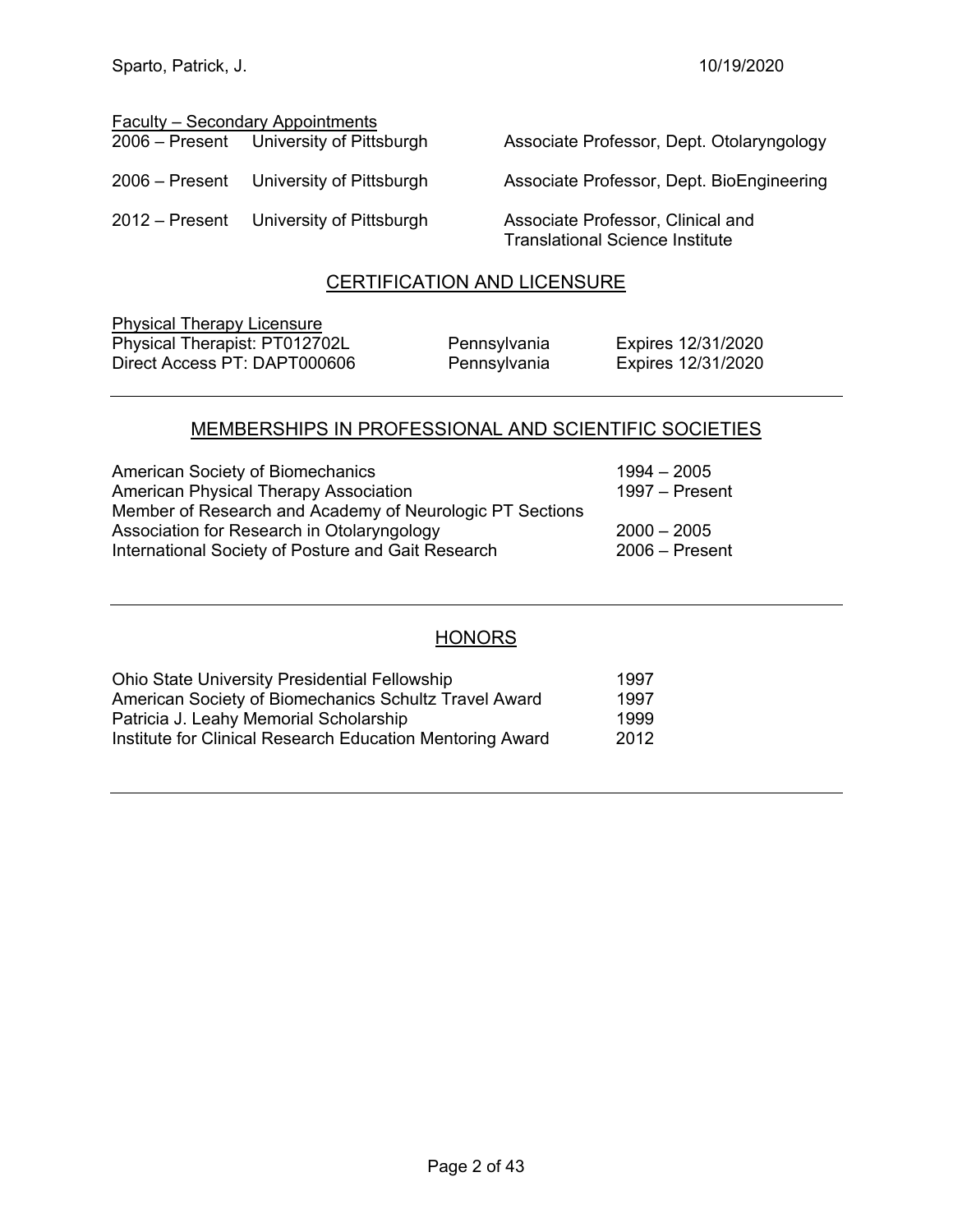Faculty – Secondary Appointments

| | | |
|---|---|---|
| 2006 – Present | University of Pittsburgh | Associate Professor, Dept. Otolaryngology |
| 2006 – Present | University of Pittsburgh | Associate Professor, Dept. BioEngineering |
| 2012 – Present | University of Pittsburgh | Associate Professor, Clinical and Translational Science Institute |

## CERTIFICATION AND LICENSURE

Physical Therapy Licensure

| | | |
|---|---|---|
| Physical Therapist: PT012702L | Pennsylvania | Expires 12/31/2020 |
| Direct Access PT: DAPT000606 | Pennsylvania | Expires 12/31/2020 |

## MEMBERSHIPS IN PROFESSIONAL AND SCIENTIFIC SOCIETIES

| | |
|---|---|
| American Society of Biomechanics | 1994 – 2005 |
| American Physical Therapy Association | 1997 – Present |
| Member of Research and Academy of Neurologic PT Sections | |
| Association for Research in Otolaryngology | 2000 – 2005 |
| International Society of Posture and Gait Research | 2006 – Present |

## HONORS

| | |
|---|---|
| Ohio State University Presidential Fellowship | 1997 |
| American Society of Biomechanics Schultz Travel Award | 1997 |
| Patricia J. Leahy Memorial Scholarship | 1999 |
| Institute for Clinical Research Education Mentoring Award | 2012 |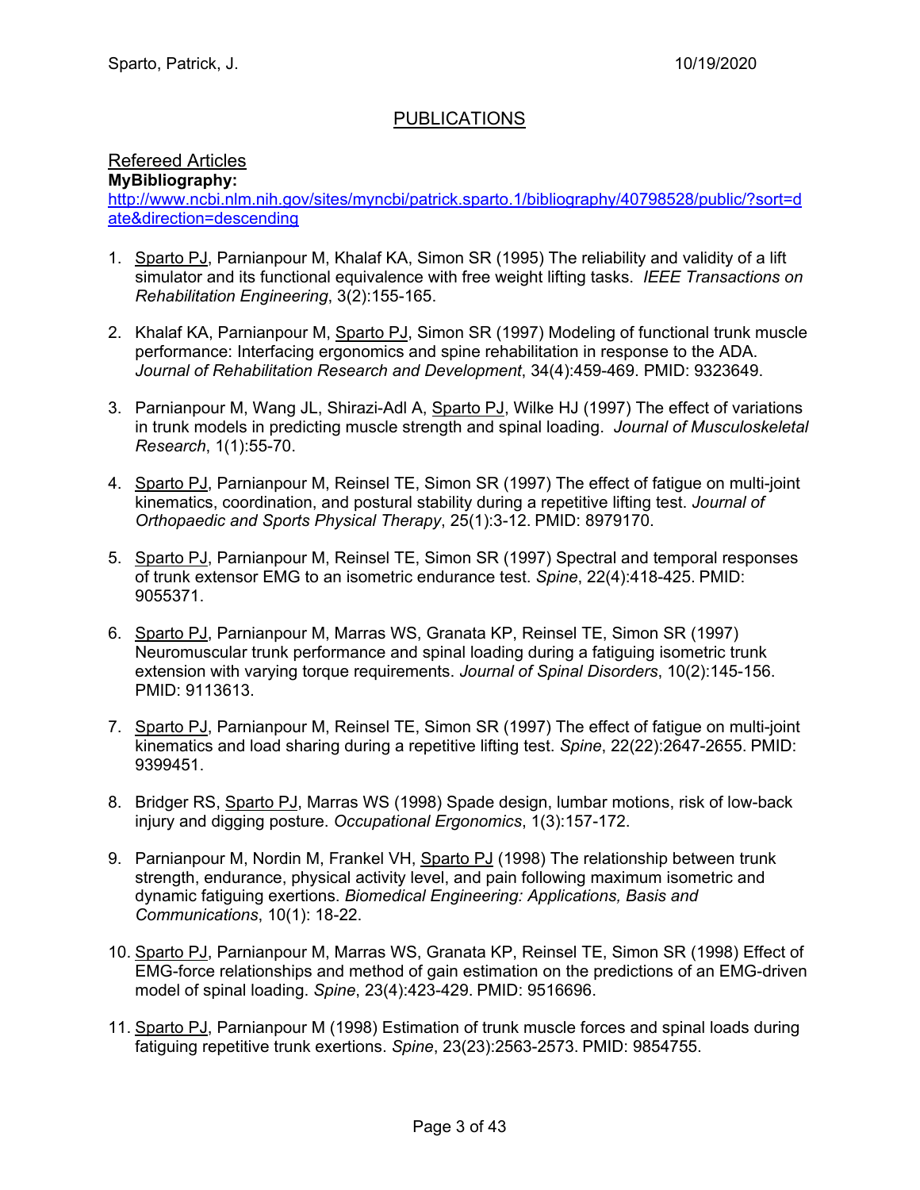# PUBLICATIONS

## Refereed Articles

**MyBibliography:**
[http://www.ncbi.nlm.nih.gov/sites/myncbi/patrick.sparto.1/bibliography/40798528/public/?sort=date&direction=descending](http://www.ncbi.nlm.nih.gov/sites/myncbi/patrick.sparto.1/bibliography/40798528/public/?sort=date&direction=descending)

1. Sparto PJ, Parnianpour M, Khalaf KA, Simon SR (1995) The reliability and validity of a lift simulator and its functional equivalence with free weight lifting tasks. *IEEE Transactions on Rehabilitation Engineering*, 3(2):155-165.

2. Khalaf KA, Parnianpour M, Sparto PJ, Simon SR (1997) Modeling of functional trunk muscle performance: Interfacing ergonomics and spine rehabilitation in response to the ADA. *Journal of Rehabilitation Research and Development*, 34(4):459-469. PMID: 9323649.

3. Parnianpour M, Wang JL, Shirazi-Adl A, Sparto PJ, Wilke HJ (1997) The effect of variations in trunk models in predicting muscle strength and spinal loading. *Journal of Musculoskeletal Research*, 1(1):55-70.

4. Sparto PJ, Parnianpour M, Reinsel TE, Simon SR (1997) The effect of fatigue on multi-joint kinematics, coordination, and postural stability during a repetitive lifting test. *Journal of Orthopaedic and Sports Physical Therapy*, 25(1):3-12. PMID: 8979170.

5. Sparto PJ, Parnianpour M, Reinsel TE, Simon SR (1997) Spectral and temporal responses of trunk extensor EMG to an isometric endurance test. *Spine*, 22(4):418-425. PMID: 9055371.

6. Sparto PJ, Parnianpour M, Marras WS, Granata KP, Reinsel TE, Simon SR (1997) Neuromuscular trunk performance and spinal loading during a fatiguing isometric trunk extension with varying torque requirements. *Journal of Spinal Disorders*, 10(2):145-156. PMID: 9113613.

7. Sparto PJ, Parnianpour M, Reinsel TE, Simon SR (1997) The effect of fatigue on multi-joint kinematics and load sharing during a repetitive lifting test. *Spine*, 22(22):2647-2655. PMID: 9399451.

8. Bridger RS, Sparto PJ, Marras WS (1998) Spade design, lumbar motions, risk of low-back injury and digging posture. *Occupational Ergonomics*, 1(3):157-172.

9. Parnianpour M, Nordin M, Frankel VH, Sparto PJ (1998) The relationship between trunk strength, endurance, physical activity level, and pain following maximum isometric and dynamic fatiguing exertions. *Biomedical Engineering: Applications, Basis and Communications*, 10(1): 18-22.

10. Sparto PJ, Parnianpour M, Marras WS, Granata KP, Reinsel TE, Simon SR (1998) Effect of EMG-force relationships and method of gain estimation on the predictions of an EMG-driven model of spinal loading. *Spine*, 23(4):423-429. PMID: 9516696.

11. Sparto PJ, Parnianpour M (1998) Estimation of trunk muscle forces and spinal loads during fatiguing repetitive trunk exertions. *Spine*, 23(23):2563-2573. PMID: 9854755.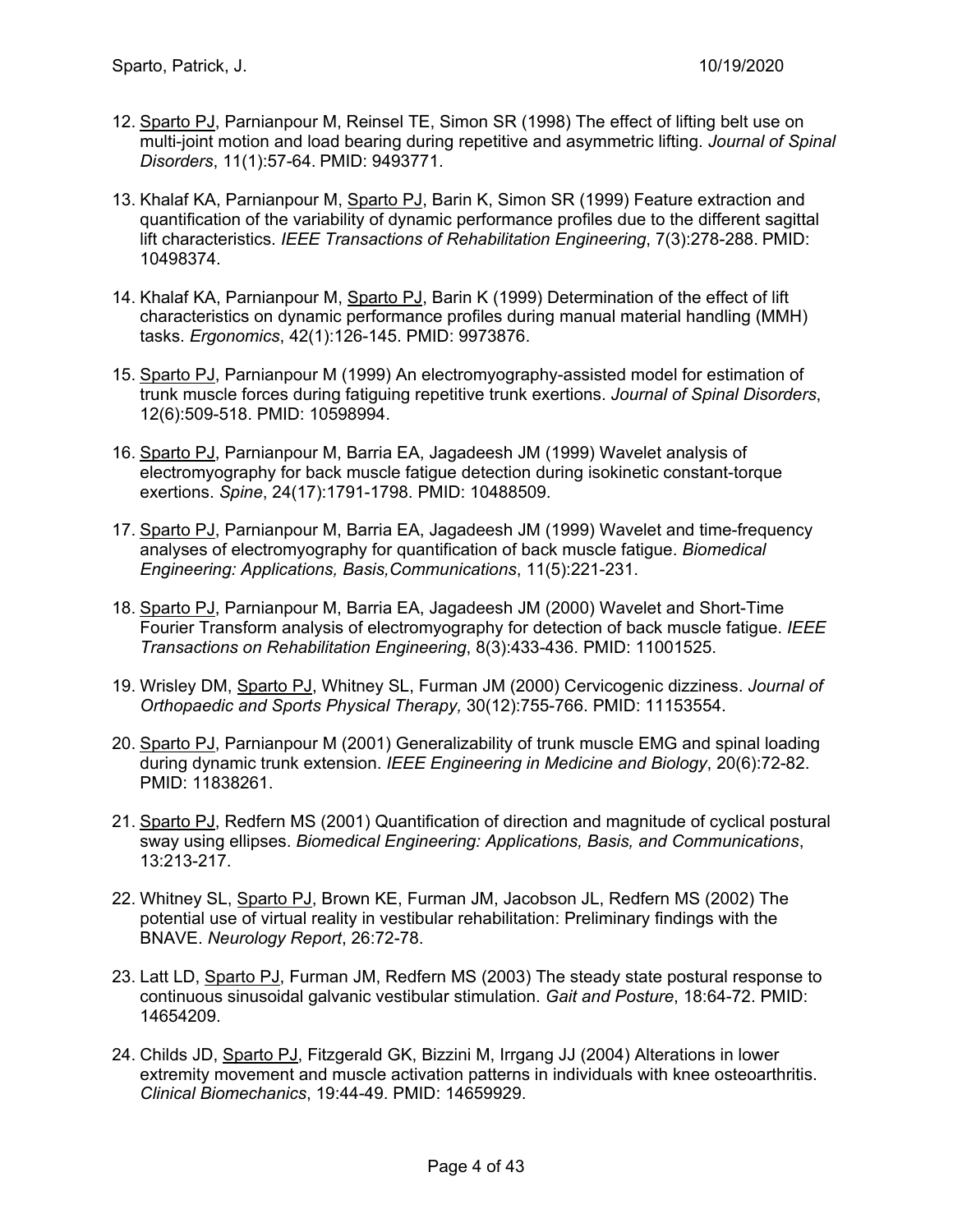12. Sparto PJ, Parnianpour M, Reinsel TE, Simon SR (1998) The effect of lifting belt use on multi-joint motion and load bearing during repetitive and asymmetric lifting. *Journal of Spinal Disorders*, 11(1):57-64. PMID: 9493771.

13. Khalaf KA, Parnianpour M, Sparto PJ, Barin K, Simon SR (1999) Feature extraction and quantification of the variability of dynamic performance profiles due to the different sagittal lift characteristics. *IEEE Transactions of Rehabilitation Engineering*, 7(3):278-288. PMID: 10498374.

14. Khalaf KA, Parnianpour M, Sparto PJ, Barin K (1999) Determination of the effect of lift characteristics on dynamic performance profiles during manual material handling (MMH) tasks. *Ergonomics*, 42(1):126-145. PMID: 9973876.

15. Sparto PJ, Parnianpour M (1999) An electromyography-assisted model for estimation of trunk muscle forces during fatiguing repetitive trunk exertions. *Journal of Spinal Disorders*, 12(6):509-518. PMID: 10598994.

16. Sparto PJ, Parnianpour M, Barria EA, Jagadeesh JM (1999) Wavelet analysis of electromyography for back muscle fatigue detection during isokinetic constant-torque exertions. *Spine*, 24(17):1791-1798. PMID: 10488509.

17. Sparto PJ, Parnianpour M, Barria EA, Jagadeesh JM (1999) Wavelet and time-frequency analyses of electromyography for quantification of back muscle fatigue. *Biomedical Engineering: Applications, Basis,Communications*, 11(5):221-231.

18. Sparto PJ, Parnianpour M, Barria EA, Jagadeesh JM (2000) Wavelet and Short-Time Fourier Transform analysis of electromyography for detection of back muscle fatigue. *IEEE Transactions on Rehabilitation Engineering*, 8(3):433-436. PMID: 11001525.

19. Wrisley DM, Sparto PJ, Whitney SL, Furman JM (2000) Cervicogenic dizziness. *Journal of Orthopaedic and Sports Physical Therapy,* 30(12):755-766. PMID: 11153554.

20. Sparto PJ, Parnianpour M (2001) Generalizability of trunk muscle EMG and spinal loading during dynamic trunk extension. *IEEE Engineering in Medicine and Biology*, 20(6):72-82. PMID: 11838261.

21. Sparto PJ, Redfern MS (2001) Quantification of direction and magnitude of cyclical postural sway using ellipses. *Biomedical Engineering: Applications, Basis, and Communications*, 13:213-217.

22. Whitney SL, Sparto PJ, Brown KE, Furman JM, Jacobson JL, Redfern MS (2002) The potential use of virtual reality in vestibular rehabilitation: Preliminary findings with the BNAVE. *Neurology Report*, 26:72-78.

23. Latt LD, Sparto PJ, Furman JM, Redfern MS (2003) The steady state postural response to continuous sinusoidal galvanic vestibular stimulation. *Gait and Posture*, 18:64-72. PMID: 14654209.

24. Childs JD, Sparto PJ, Fitzgerald GK, Bizzini M, Irrgang JJ (2004) Alterations in lower extremity movement and muscle activation patterns in individuals with knee osteoarthritis. *Clinical Biomechanics*, 19:44-49. PMID: 14659929.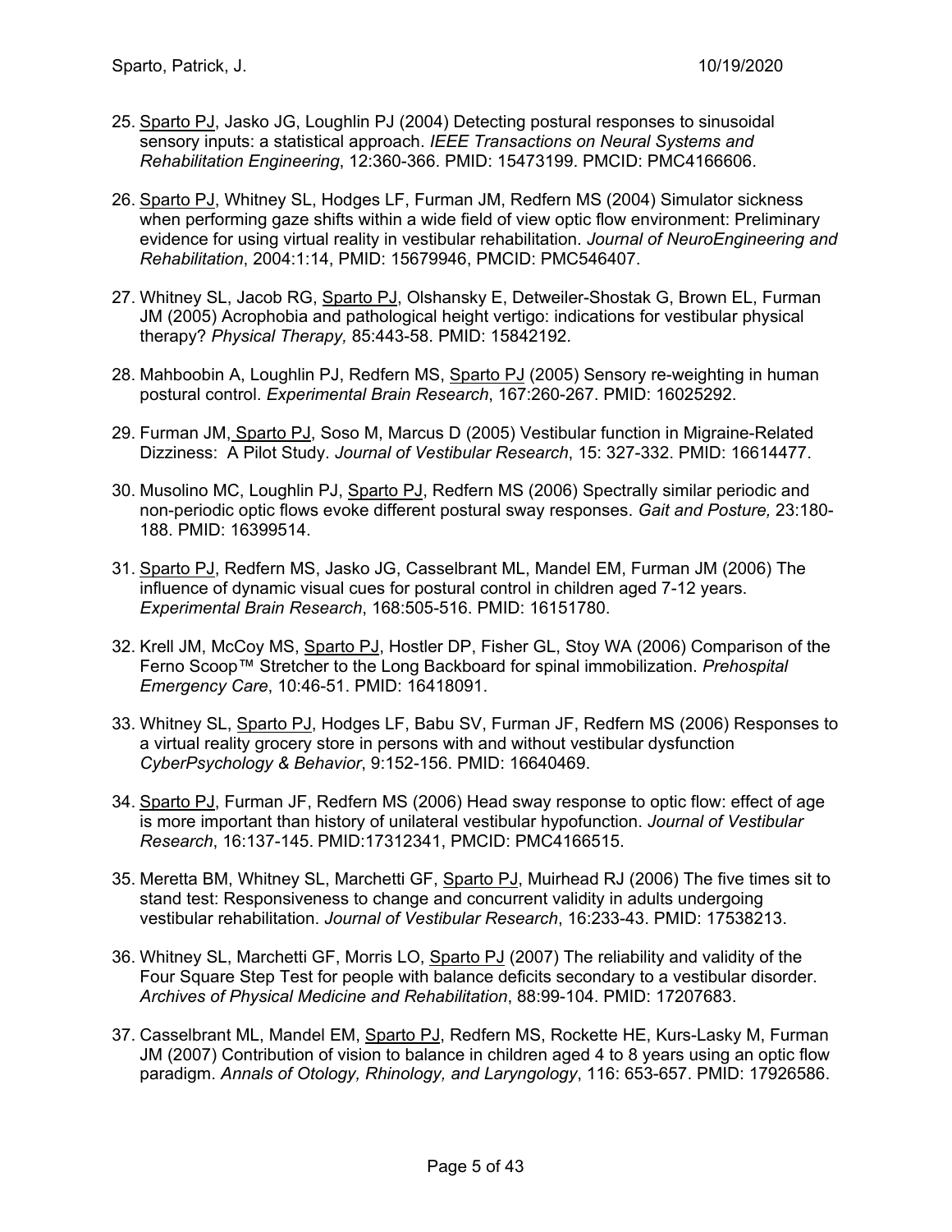25. <u>Sparto PJ</u>, Jasko JG, Loughlin PJ (2004) Detecting postural responses to sinusoidal sensory inputs: a statistical approach. *IEEE Transactions on Neural Systems and Rehabilitation Engineering*, 12:360-366. PMID: 15473199. PMCID: PMC4166606.

26. <u>Sparto PJ</u>, Whitney SL, Hodges LF, Furman JM, Redfern MS (2004) Simulator sickness when performing gaze shifts within a wide field of view optic flow environment: Preliminary evidence for using virtual reality in vestibular rehabilitation. *Journal of NeuroEngineering and Rehabilitation*, 2004:1:14, PMID: 15679946, PMCID: PMC546407.

27. Whitney SL, Jacob RG, <u>Sparto PJ</u>, Olshansky E, Detweiler-Shostak G, Brown EL, Furman JM (2005) Acrophobia and pathological height vertigo: indications for vestibular physical therapy? *Physical Therapy,* 85:443-58. PMID: 15842192.

28. Mahboobin A, Loughlin PJ, Redfern MS, <u>Sparto PJ</u> (2005) Sensory re-weighting in human postural control. *Experimental Brain Research*, 167:260-267. PMID: 16025292.

29. Furman JM, <u>Sparto PJ</u>, Soso M, Marcus D (2005) Vestibular function in Migraine-Related Dizziness: A Pilot Study. *Journal of Vestibular Research*, 15: 327-332. PMID: 16614477.

30. Musolino MC, Loughlin PJ, <u>Sparto PJ</u>, Redfern MS (2006) Spectrally similar periodic and non-periodic optic flows evoke different postural sway responses. *Gait and Posture,* 23:180-188. PMID: 16399514.

31. <u>Sparto PJ</u>, Redfern MS, Jasko JG, Casselbrant ML, Mandel EM, Furman JM (2006) The influence of dynamic visual cues for postural control in children aged 7-12 years. *Experimental Brain Research*, 168:505-516. PMID: 16151780.

32. Krell JM, McCoy MS, <u>Sparto PJ</u>, Hostler DP, Fisher GL, Stoy WA (2006) Comparison of the Ferno Scoop™ Stretcher to the Long Backboard for spinal immobilization. *Prehospital Emergency Care*, 10:46-51. PMID: 16418091.

33. Whitney SL, <u>Sparto PJ</u>, Hodges LF, Babu SV, Furman JF, Redfern MS (2006) Responses to a virtual reality grocery store in persons with and without vestibular dysfunction *CyberPsychology & Behavior*, 9:152-156. PMID: 16640469.

34. <u>Sparto PJ</u>, Furman JF, Redfern MS (2006) Head sway response to optic flow: effect of age is more important than history of unilateral vestibular hypofunction. *Journal of Vestibular Research*, 16:137-145. PMID:17312341, PMCID: PMC4166515.

35. Meretta BM, Whitney SL, Marchetti GF, <u>Sparto PJ</u>, Muirhead RJ (2006) The five times sit to stand test: Responsiveness to change and concurrent validity in adults undergoing vestibular rehabilitation. *Journal of Vestibular Research*, 16:233-43. PMID: 17538213.

36. Whitney SL, Marchetti GF, Morris LO, <u>Sparto PJ</u> (2007) The reliability and validity of the Four Square Step Test for people with balance deficits secondary to a vestibular disorder. *Archives of Physical Medicine and Rehabilitation*, 88:99-104. PMID: 17207683.

37. Casselbrant ML, Mandel EM, <u>Sparto PJ</u>, Redfern MS, Rockette HE, Kurs-Lasky M, Furman JM (2007) Contribution of vision to balance in children aged 4 to 8 years using an optic flow paradigm. *Annals of Otology, Rhinology, and Laryngology*, 116: 653-657. PMID: 17926586.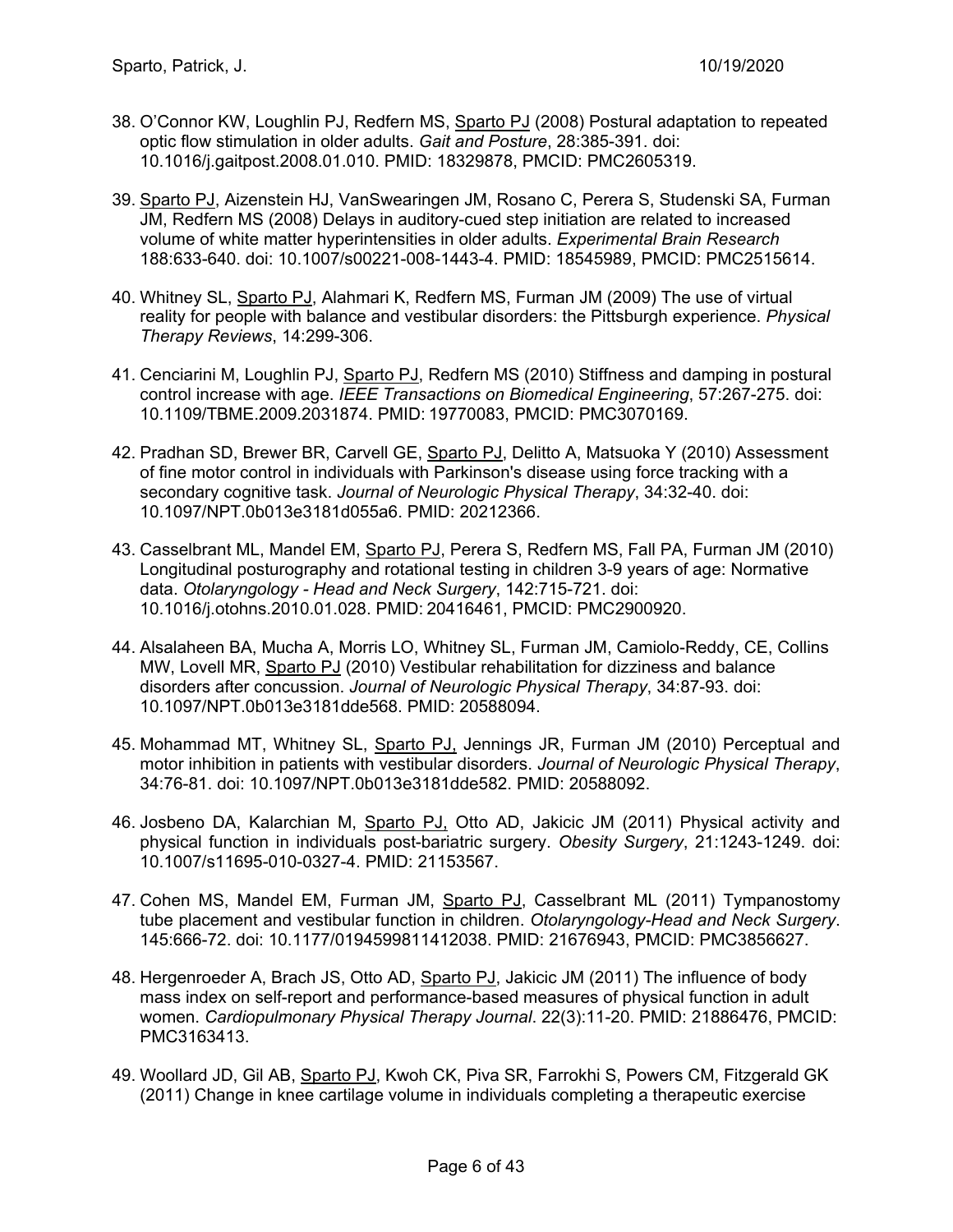38. O'Connor KW, Loughlin PJ, Redfern MS, Sparto PJ (2008) Postural adaptation to repeated optic flow stimulation in older adults. *Gait and Posture*, 28:385-391. doi: 10.1016/j.gaitpost.2008.01.010. PMID: 18329878, PMCID: PMC2605319.

39. Sparto PJ, Aizenstein HJ, VanSwearingen JM, Rosano C, Perera S, Studenski SA, Furman JM, Redfern MS (2008) Delays in auditory-cued step initiation are related to increased volume of white matter hyperintensities in older adults. *Experimental Brain Research* 188:633-640. doi: 10.1007/s00221-008-1443-4. PMID: 18545989, PMCID: PMC2515614.

40. Whitney SL, Sparto PJ, Alahmari K, Redfern MS, Furman JM (2009) The use of virtual reality for people with balance and vestibular disorders: the Pittsburgh experience. *Physical Therapy Reviews*, 14:299-306.

41. Cenciarini M, Loughlin PJ, Sparto PJ, Redfern MS (2010) Stiffness and damping in postural control increase with age. *IEEE Transactions on Biomedical Engineering*, 57:267-275. doi: 10.1109/TBME.2009.2031874. PMID: 19770083, PMCID: PMC3070169.

42. Pradhan SD, Brewer BR, Carvell GE, Sparto PJ, Delitto A, Matsuoka Y (2010) Assessment of fine motor control in individuals with Parkinson's disease using force tracking with a secondary cognitive task. *Journal of Neurologic Physical Therapy*, 34:32-40. doi: 10.1097/NPT.0b013e3181d055a6. PMID: 20212366.

43. Casselbrant ML, Mandel EM, Sparto PJ, Perera S, Redfern MS, Fall PA, Furman JM (2010) Longitudinal posturography and rotational testing in children 3-9 years of age: Normative data. *Otolaryngology - Head and Neck Surgery*, 142:715-721. doi: 10.1016/j.otohns.2010.01.028. PMID: 20416461, PMCID: PMC2900920.

44. Alsalaheen BA, Mucha A, Morris LO, Whitney SL, Furman JM, Camiolo-Reddy, CE, Collins MW, Lovell MR, Sparto PJ (2010) Vestibular rehabilitation for dizziness and balance disorders after concussion. *Journal of Neurologic Physical Therapy*, 34:87-93. doi: 10.1097/NPT.0b013e3181dde568. PMID: 20588094.

45. Mohammad MT, Whitney SL, Sparto PJ, Jennings JR, Furman JM (2010) Perceptual and motor inhibition in patients with vestibular disorders. *Journal of Neurologic Physical Therapy*, 34:76-81. doi: 10.1097/NPT.0b013e3181dde582. PMID: 20588092.

46. Josbeno DA, Kalarchian M, Sparto PJ, Otto AD, Jakicic JM (2011) Physical activity and physical function in individuals post-bariatric surgery. *Obesity Surgery*, 21:1243-1249. doi: 10.1007/s11695-010-0327-4. PMID: 21153567.

47. Cohen MS, Mandel EM, Furman JM, Sparto PJ, Casselbrant ML (2011) Tympanostomy tube placement and vestibular function in children. *Otolaryngology-Head and Neck Surgery*. 145:666-72. doi: 10.1177/0194599811412038. PMID: 21676943, PMCID: PMC3856627.

48. Hergenroeder A, Brach JS, Otto AD, Sparto PJ, Jakicic JM (2011) The influence of body mass index on self-report and performance-based measures of physical function in adult women. *Cardiopulmonary Physical Therapy Journal*. 22(3):11-20. PMID: 21886476, PMCID: PMC3163413.

49. Woollard JD, Gil AB, Sparto PJ, Kwoh CK, Piva SR, Farrokhi S, Powers CM, Fitzgerald GK (2011) Change in knee cartilage volume in individuals completing a therapeutic exercise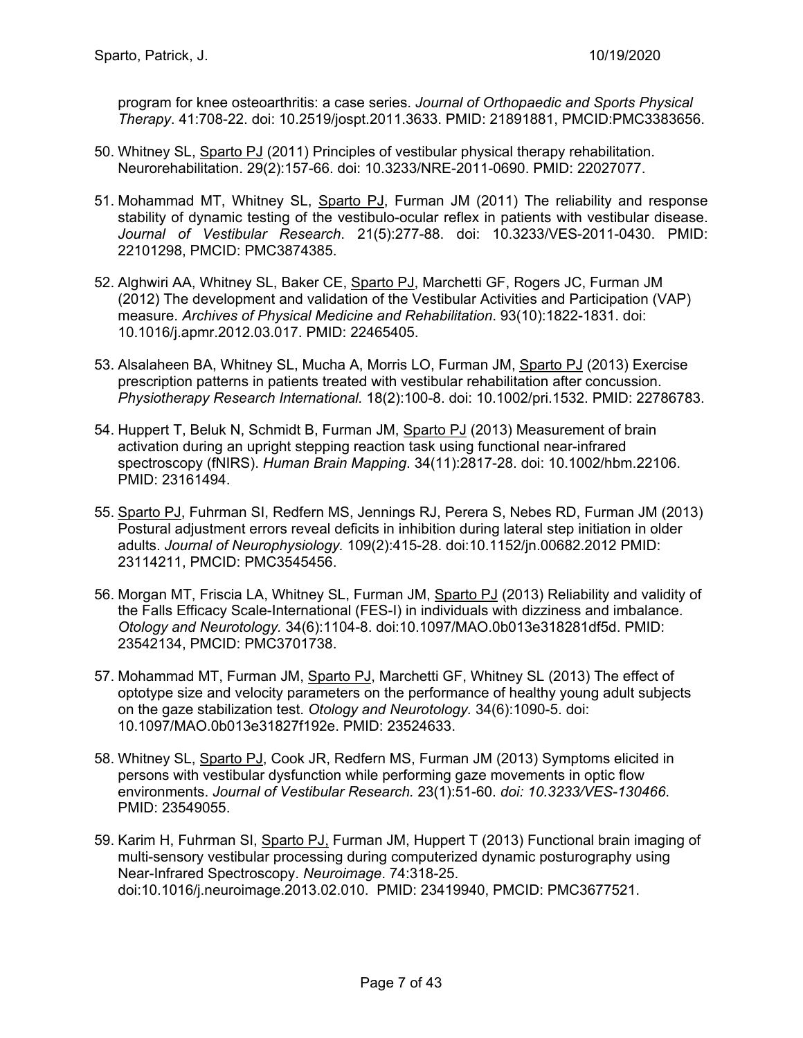program for knee osteoarthritis: a case series. *Journal of Orthopaedic and Sports Physical Therapy*. 41:708-22. doi: 10.2519/jospt.2011.3633. PMID: 21891881, PMCID:PMC3383656.

50. Whitney SL, <u>Sparto PJ</u> (2011) Principles of vestibular physical therapy rehabilitation. Neurorehabilitation. 29(2):157-66. doi: 10.3233/NRE-2011-0690. PMID: 22027077.

51. Mohammad MT, Whitney SL, <u>Sparto PJ</u>, Furman JM (2011) The reliability and response stability of dynamic testing of the vestibulo-ocular reflex in patients with vestibular disease. *Journal of Vestibular Research*. 21(5):277-88. doi: 10.3233/VES-2011-0430. PMID: 22101298, PMCID: PMC3874385.

52. Alghwiri AA, Whitney SL, Baker CE, <u>Sparto PJ</u>, Marchetti GF, Rogers JC, Furman JM (2012) The development and validation of the Vestibular Activities and Participation (VAP) measure. *Archives of Physical Medicine and Rehabilitation*. 93(10):1822-1831. doi: 10.1016/j.apmr.2012.03.017. PMID: 22465405.

53. Alsalaheen BA, Whitney SL, Mucha A, Morris LO, Furman JM, <u>Sparto PJ</u> (2013) Exercise prescription patterns in patients treated with vestibular rehabilitation after concussion. *Physiotherapy Research International.* 18(2):100-8. doi: 10.1002/pri.1532. PMID: 22786783.

54. Huppert T, Beluk N, Schmidt B, Furman JM, <u>Sparto PJ</u> (2013) Measurement of brain activation during an upright stepping reaction task using functional near-infrared spectroscopy (fNIRS). *Human Brain Mapping*. 34(11):2817-28. doi: 10.1002/hbm.22106. PMID: 23161494.

55. <u>Sparto PJ</u>, Fuhrman SI, Redfern MS, Jennings RJ, Perera S, Nebes RD, Furman JM (2013) Postural adjustment errors reveal deficits in inhibition during lateral step initiation in older adults. *Journal of Neurophysiology.* 109(2):415-28. doi:10.1152/jn.00682.2012 PMID: 23114211, PMCID: PMC3545456.

56. Morgan MT, Friscia LA, Whitney SL, Furman JM, <u>Sparto PJ</u> (2013) Reliability and validity of the Falls Efficacy Scale-International (FES-I) in individuals with dizziness and imbalance. *Otology and Neurotology.* 34(6):1104-8. doi:10.1097/MAO.0b013e318281df5d. PMID: 23542134, PMCID: PMC3701738.

57. Mohammad MT, Furman JM, <u>Sparto PJ</u>, Marchetti GF, Whitney SL (2013) The effect of optotype size and velocity parameters on the performance of healthy young adult subjects on the gaze stabilization test. *Otology and Neurotology.* 34(6):1090-5. doi: 10.1097/MAO.0b013e31827f192e. PMID: 23524633.

58. Whitney SL, <u>Sparto PJ</u>, Cook JR, Redfern MS, Furman JM (2013) Symptoms elicited in persons with vestibular dysfunction while performing gaze movements in optic flow environments. *Journal of Vestibular Research.* 23(1):51-60. *doi: 10.3233/VES-130466.* PMID: 23549055.

59. Karim H, Fuhrman SI, <u>Sparto PJ,</u> Furman JM, Huppert T (2013) Functional brain imaging of multi-sensory vestibular processing during computerized dynamic posturography using Near-Infrared Spectroscopy. *Neuroimage*. 74:318-25. doi:10.1016/j.neuroimage.2013.02.010. PMID: 23419940, PMCID: PMC3677521.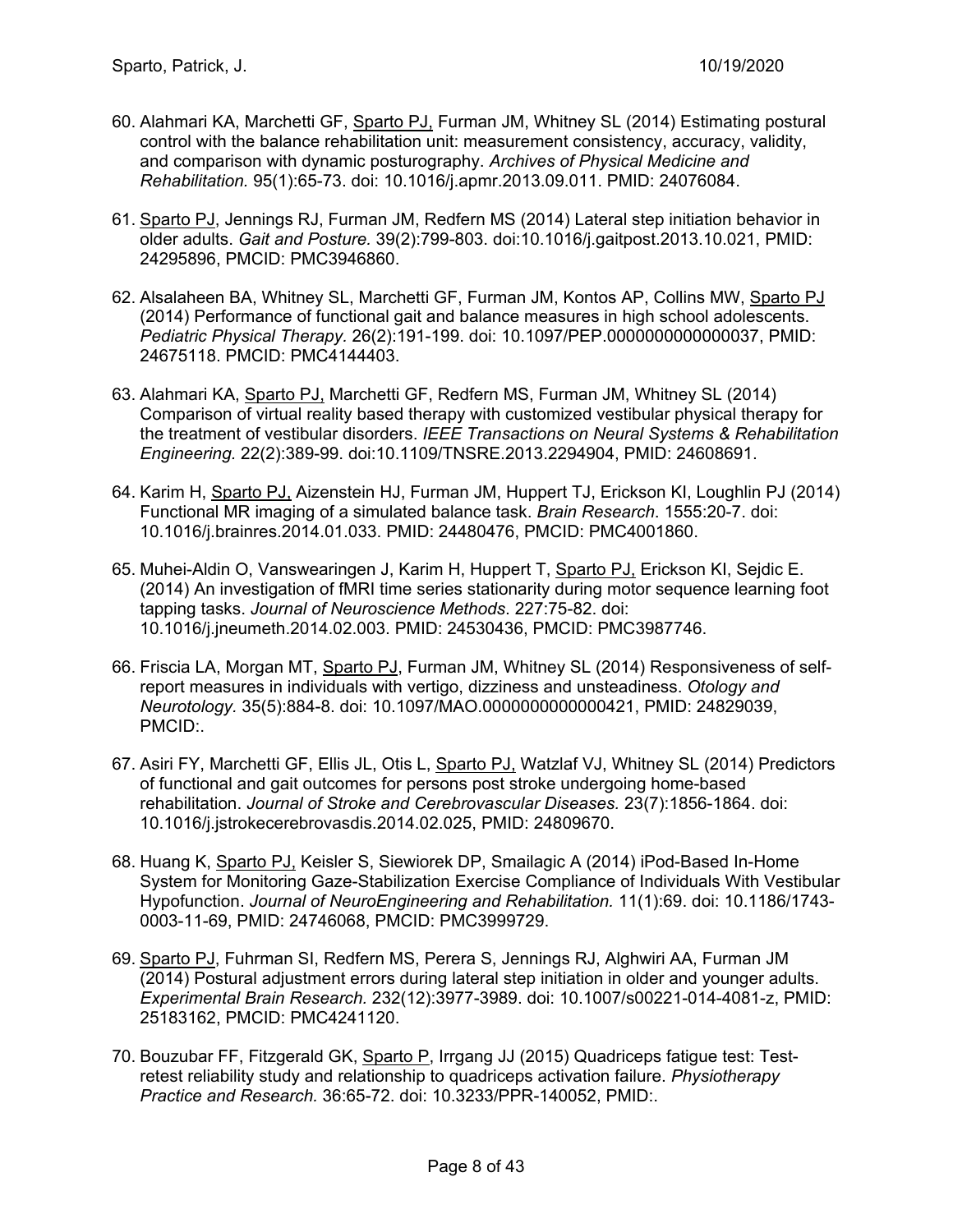60. Alahmari KA, Marchetti GF, Sparto PJ, Furman JM, Whitney SL (2014) Estimating postural control with the balance rehabilitation unit: measurement consistency, accuracy, validity, and comparison with dynamic posturography. *Archives of Physical Medicine and Rehabilitation.* 95(1):65-73. doi: 10.1016/j.apmr.2013.09.011. PMID: 24076084.

61. Sparto PJ, Jennings RJ, Furman JM, Redfern MS (2014) Lateral step initiation behavior in older adults. *Gait and Posture.* 39(2):799-803. doi:10.1016/j.gaitpost.2013.10.021, PMID: 24295896, PMCID: PMC3946860.

62. Alsalaheen BA, Whitney SL, Marchetti GF, Furman JM, Kontos AP, Collins MW, Sparto PJ (2014) Performance of functional gait and balance measures in high school adolescents. *Pediatric Physical Therapy.* 26(2):191-199. doi: 10.1097/PEP.0000000000000037, PMID: 24675118. PMCID: PMC4144403.

63. Alahmari KA, Sparto PJ, Marchetti GF, Redfern MS, Furman JM, Whitney SL (2014) Comparison of virtual reality based therapy with customized vestibular physical therapy for the treatment of vestibular disorders. *IEEE Transactions on Neural Systems & Rehabilitation Engineering.* 22(2):389-99. doi:10.1109/TNSRE.2013.2294904, PMID: 24608691.

64. Karim H, Sparto PJ, Aizenstein HJ, Furman JM, Huppert TJ, Erickson KI, Loughlin PJ (2014) Functional MR imaging of a simulated balance task. *Brain Research*. 1555:20-7. doi: 10.1016/j.brainres.2014.01.033. PMID: 24480476, PMCID: PMC4001860.

65. Muhei-Aldin O, Vanswearingen J, Karim H, Huppert T, Sparto PJ, Erickson KI, Sejdic E. (2014) An investigation of fMRI time series stationarity during motor sequence learning foot tapping tasks. *Journal of Neuroscience Methods*. 227:75-82. doi: 10.1016/j.jneumeth.2014.02.003. PMID: 24530436, PMCID: PMC3987746.

66. Friscia LA, Morgan MT, Sparto PJ, Furman JM, Whitney SL (2014) Responsiveness of self-report measures in individuals with vertigo, dizziness and unsteadiness. *Otology and Neurotology.* 35(5):884-8. doi: 10.1097/MAO.0000000000000421, PMID: 24829039, PMCID:.

67. Asiri FY, Marchetti GF, Ellis JL, Otis L, Sparto PJ, Watzlaf VJ, Whitney SL (2014) Predictors of functional and gait outcomes for persons post stroke undergoing home-based rehabilitation. *Journal of Stroke and Cerebrovascular Diseases.* 23(7):1856-1864. doi: 10.1016/j.jstrokecerebrovasdis.2014.02.025, PMID: 24809670.

68. Huang K, Sparto PJ, Keisler S, Siewiorek DP, Smailagic A (2014) iPod-Based In-Home System for Monitoring Gaze-Stabilization Exercise Compliance of Individuals With Vestibular Hypofunction. *Journal of NeuroEngineering and Rehabilitation.* 11(1):69. doi: 10.1186/1743-0003-11-69, PMID: 24746068, PMCID: PMC3999729.

69. Sparto PJ, Fuhrman SI, Redfern MS, Perera S, Jennings RJ, Alghwiri AA, Furman JM (2014) Postural adjustment errors during lateral step initiation in older and younger adults. *Experimental Brain Research.* 232(12):3977-3989. doi: 10.1007/s00221-014-4081-z, PMID: 25183162, PMCID: PMC4241120.

70. Bouzubar FF, Fitzgerald GK, Sparto P, Irrgang JJ (2015) Quadriceps fatigue test: Test-retest reliability study and relationship to quadriceps activation failure. *Physiotherapy Practice and Research.* 36:65-72. doi: 10.3233/PPR-140052, PMID:.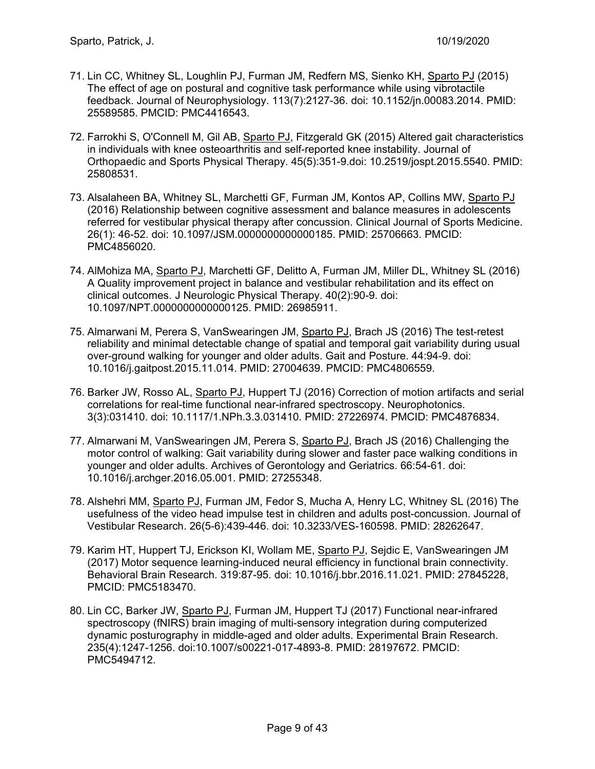71. Lin CC, Whitney SL, Loughlin PJ, Furman JM, Redfern MS, Sienko KH, Sparto PJ (2015) The effect of age on postural and cognitive task performance while using vibrotactile feedback. Journal of Neurophysiology. 113(7):2127-36. doi: 10.1152/jn.00083.2014. PMID: 25589585. PMCID: PMC4416543.

72. Farrokhi S, O'Connell M, Gil AB, Sparto PJ, Fitzgerald GK (2015) Altered gait characteristics in individuals with knee osteoarthritis and self-reported knee instability. Journal of Orthopaedic and Sports Physical Therapy. 45(5):351-9.doi: 10.2519/jospt.2015.5540. PMID: 25808531.

73. Alsalaheen BA, Whitney SL, Marchetti GF, Furman JM, Kontos AP, Collins MW, Sparto PJ (2016) Relationship between cognitive assessment and balance measures in adolescents referred for vestibular physical therapy after concussion. Clinical Journal of Sports Medicine. 26(1): 46-52. doi: 10.1097/JSM.0000000000000185. PMID: 25706663. PMCID: PMC4856020.

74. AlMohiza MA, Sparto PJ, Marchetti GF, Delitto A, Furman JM, Miller DL, Whitney SL (2016) A Quality improvement project in balance and vestibular rehabilitation and its effect on clinical outcomes. J Neurologic Physical Therapy. 40(2):90-9. doi: 10.1097/NPT.0000000000000125. PMID: 26985911.

75. Almarwani M, Perera S, VanSwearingen JM, Sparto PJ, Brach JS (2016) The test-retest reliability and minimal detectable change of spatial and temporal gait variability during usual over-ground walking for younger and older adults. Gait and Posture. 44:94-9. doi: 10.1016/j.gaitpost.2015.11.014. PMID: 27004639. PMCID: PMC4806559.

76. Barker JW, Rosso AL, Sparto PJ, Huppert TJ (2016) Correction of motion artifacts and serial correlations for real-time functional near-infrared spectroscopy. Neurophotonics. 3(3):031410. doi: 10.1117/1.NPh.3.3.031410. PMID: 27226974. PMCID: PMC4876834.

77. Almarwani M, VanSwearingen JM, Perera S, Sparto PJ, Brach JS (2016) Challenging the motor control of walking: Gait variability during slower and faster pace walking conditions in younger and older adults. Archives of Gerontology and Geriatrics. 66:54-61. doi: 10.1016/j.archger.2016.05.001. PMID: 27255348.

78. Alshehri MM, Sparto PJ, Furman JM, Fedor S, Mucha A, Henry LC, Whitney SL (2016) The usefulness of the video head impulse test in children and adults post-concussion. Journal of Vestibular Research. 26(5-6):439-446. doi: 10.3233/VES-160598. PMID: 28262647.

79. Karim HT, Huppert TJ, Erickson KI, Wollam ME, Sparto PJ, Sejdic E, VanSwearingen JM (2017) Motor sequence learning-induced neural efficiency in functional brain connectivity. Behavioral Brain Research. 319:87-95. doi: 10.1016/j.bbr.2016.11.021. PMID: 27845228, PMCID: PMC5183470.

80. Lin CC, Barker JW, Sparto PJ, Furman JM, Huppert TJ (2017) Functional near-infrared spectroscopy (fNIRS) brain imaging of multi-sensory integration during computerized dynamic posturography in middle-aged and older adults. Experimental Brain Research. 235(4):1247-1256. doi:10.1007/s00221-017-4893-8. PMID: 28197672. PMCID: PMC5494712.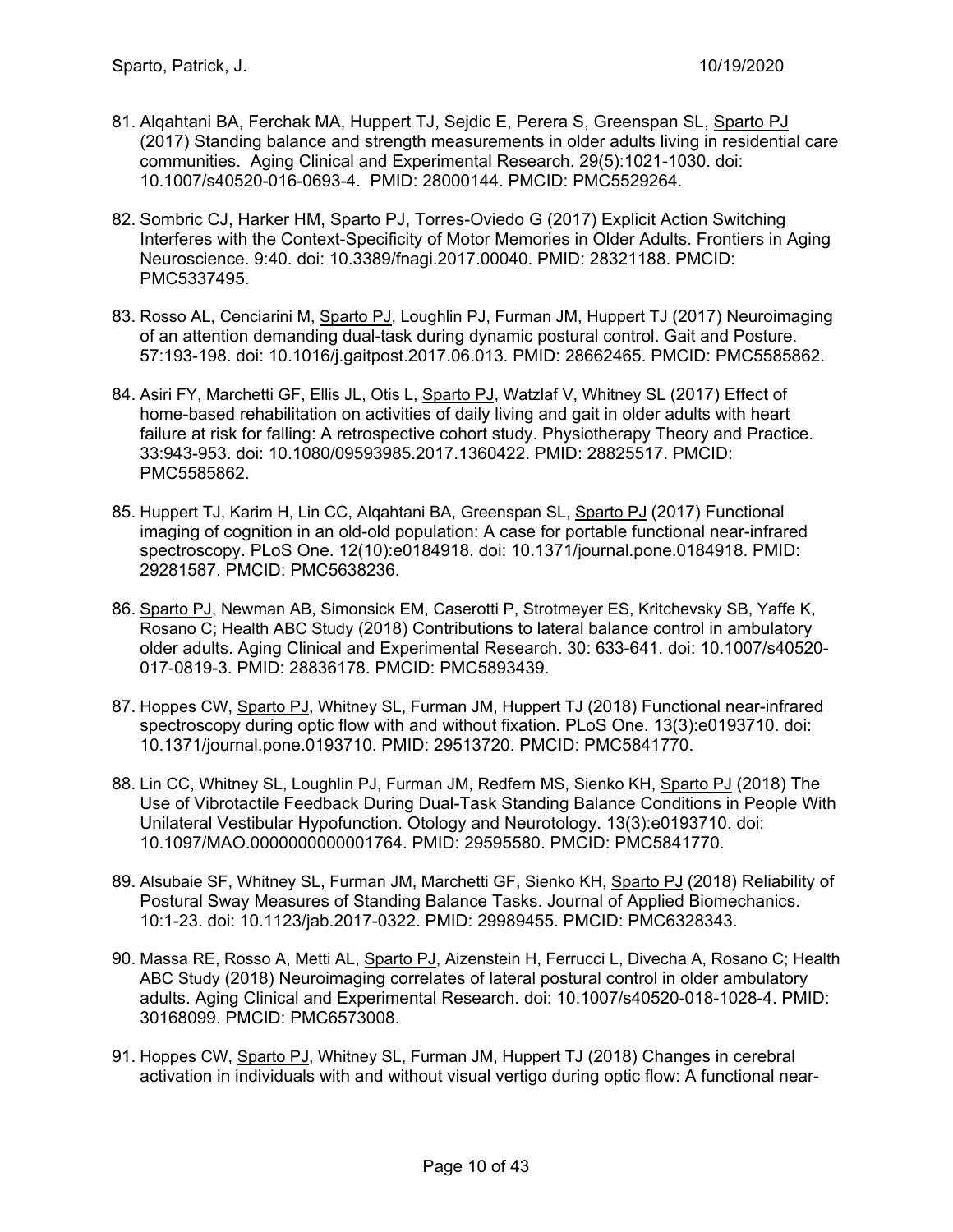81. Alqahtani BA, Ferchak MA, Huppert TJ, Sejdic E, Perera S, Greenspan SL, Sparto PJ (2017) Standing balance and strength measurements in older adults living in residential care communities. Aging Clinical and Experimental Research. 29(5):1021-1030. doi: 10.1007/s40520-016-0693-4. PMID: 28000144. PMCID: PMC5529264.

82. Sombric CJ, Harker HM, Sparto PJ, Torres-Oviedo G (2017) Explicit Action Switching Interferes with the Context-Specificity of Motor Memories in Older Adults. Frontiers in Aging Neuroscience. 9:40. doi: 10.3389/fnagi.2017.00040. PMID: 28321188. PMCID: PMC5337495.

83. Rosso AL, Cenciarini M, Sparto PJ, Loughlin PJ, Furman JM, Huppert TJ (2017) Neuroimaging of an attention demanding dual-task during dynamic postural control. Gait and Posture. 57:193-198. doi: 10.1016/j.gaitpost.2017.06.013. PMID: 28662465. PMCID: PMC5585862.

84. Asiri FY, Marchetti GF, Ellis JL, Otis L, Sparto PJ, Watzlaf V, Whitney SL (2017) Effect of home-based rehabilitation on activities of daily living and gait in older adults with heart failure at risk for falling: A retrospective cohort study. Physiotherapy Theory and Practice. 33:943-953. doi: 10.1080/09593985.2017.1360422. PMID: 28825517. PMCID: PMC5585862.

85. Huppert TJ, Karim H, Lin CC, Alqahtani BA, Greenspan SL, Sparto PJ (2017) Functional imaging of cognition in an old-old population: A case for portable functional near-infrared spectroscopy. PLoS One. 12(10):e0184918. doi: 10.1371/journal.pone.0184918. PMID: 29281587. PMCID: PMC5638236.

86. Sparto PJ, Newman AB, Simonsick EM, Caserotti P, Strotmeyer ES, Kritchevsky SB, Yaffe K, Rosano C; Health ABC Study (2018) Contributions to lateral balance control in ambulatory older adults. Aging Clinical and Experimental Research. 30: 633-641. doi: 10.1007/s40520-017-0819-3. PMID: 28836178. PMCID: PMC5893439.

87. Hoppes CW, Sparto PJ, Whitney SL, Furman JM, Huppert TJ (2018) Functional near-infrared spectroscopy during optic flow with and without fixation. PLoS One. 13(3):e0193710. doi: 10.1371/journal.pone.0193710. PMID: 29513720. PMCID: PMC5841770.

88. Lin CC, Whitney SL, Loughlin PJ, Furman JM, Redfern MS, Sienko KH, Sparto PJ (2018) The Use of Vibrotactile Feedback During Dual-Task Standing Balance Conditions in People With Unilateral Vestibular Hypofunction. Otology and Neurotology. 13(3):e0193710. doi: 10.1097/MAO.0000000000001764. PMID: 29595580. PMCID: PMC5841770.

89. Alsubaie SF, Whitney SL, Furman JM, Marchetti GF, Sienko KH, Sparto PJ (2018) Reliability of Postural Sway Measures of Standing Balance Tasks. Journal of Applied Biomechanics. 10:1-23. doi: 10.1123/jab.2017-0322. PMID: 29989455. PMCID: PMC6328343.

90. Massa RE, Rosso A, Metti AL, Sparto PJ, Aizenstein H, Ferrucci L, Divecha A, Rosano C; Health ABC Study (2018) Neuroimaging correlates of lateral postural control in older ambulatory adults. Aging Clinical and Experimental Research. doi: 10.1007/s40520-018-1028-4. PMID: 30168099. PMCID: PMC6573008.

91. Hoppes CW, Sparto PJ, Whitney SL, Furman JM, Huppert TJ (2018) Changes in cerebral activation in individuals with and without visual vertigo during optic flow: A functional near-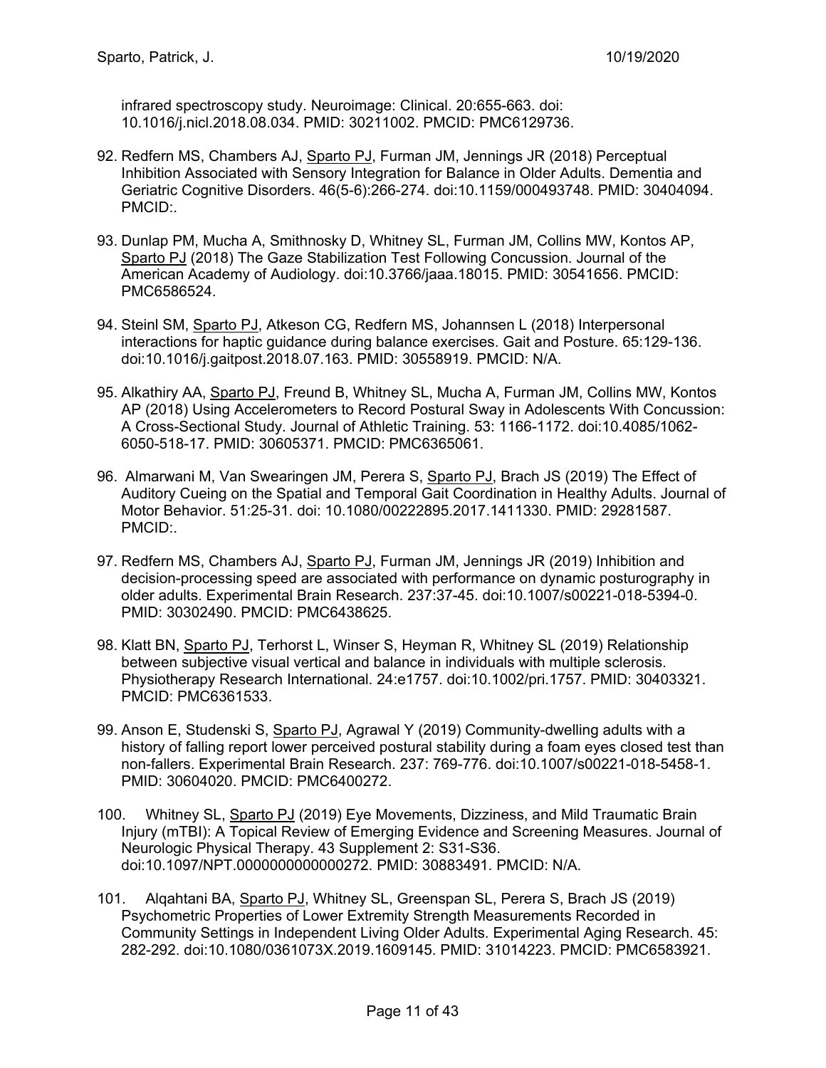infrared spectroscopy study. Neuroimage: Clinical. 20:655-663. doi: 10.1016/j.nicl.2018.08.034. PMID: 30211002. PMCID: PMC6129736.

92. Redfern MS, Chambers AJ, <u>Sparto PJ</u>, Furman JM, Jennings JR (2018) Perceptual Inhibition Associated with Sensory Integration for Balance in Older Adults. Dementia and Geriatric Cognitive Disorders. 46(5-6):266-274. doi:10.1159/000493748. PMID: 30404094. PMCID:.

93. Dunlap PM, Mucha A, Smithnosky D, Whitney SL, Furman JM, Collins MW, Kontos AP, <u>Sparto PJ</u> (2018) The Gaze Stabilization Test Following Concussion. Journal of the American Academy of Audiology. doi:10.3766/jaaa.18015. PMID: 30541656. PMCID: PMC6586524.

94. Steinl SM, <u>Sparto PJ</u>, Atkeson CG, Redfern MS, Johannsen L (2018) Interpersonal interactions for haptic guidance during balance exercises. Gait and Posture. 65:129-136. doi:10.1016/j.gaitpost.2018.07.163. PMID: 30558919. PMCID: N/A.

95. Alkathiry AA, <u>Sparto PJ</u>, Freund B, Whitney SL, Mucha A, Furman JM, Collins MW, Kontos AP (2018) Using Accelerometers to Record Postural Sway in Adolescents With Concussion: A Cross-Sectional Study. Journal of Athletic Training. 53: 1166-1172. doi:10.4085/1062-6050-518-17. PMID: 30605371. PMCID: PMC6365061.

96. Almarwani M, Van Swearingen JM, Perera S, <u>Sparto PJ</u>, Brach JS (2019) The Effect of Auditory Cueing on the Spatial and Temporal Gait Coordination in Healthy Adults. Journal of Motor Behavior. 51:25-31. doi: 10.1080/00222895.2017.1411330. PMID: 29281587. PMCID:.

97. Redfern MS, Chambers AJ, <u>Sparto PJ</u>, Furman JM, Jennings JR (2019) Inhibition and decision-processing speed are associated with performance on dynamic posturography in older adults. Experimental Brain Research. 237:37-45. doi:10.1007/s00221-018-5394-0. PMID: 30302490. PMCID: PMC6438625.

98. Klatt BN, <u>Sparto PJ</u>, Terhorst L, Winser S, Heyman R, Whitney SL (2019) Relationship between subjective visual vertical and balance in individuals with multiple sclerosis. Physiotherapy Research International. 24:e1757. doi:10.1002/pri.1757. PMID: 30403321. PMCID: PMC6361533.

99. Anson E, Studenski S, <u>Sparto PJ</u>, Agrawal Y (2019) Community-dwelling adults with a history of falling report lower perceived postural stability during a foam eyes closed test than non-fallers. Experimental Brain Research. 237: 769-776. doi:10.1007/s00221-018-5458-1. PMID: 30604020. PMCID: PMC6400272.

100. Whitney SL, <u>Sparto PJ</u> (2019) Eye Movements, Dizziness, and Mild Traumatic Brain Injury (mTBI): A Topical Review of Emerging Evidence and Screening Measures. Journal of Neurologic Physical Therapy. 43 Supplement 2: S31-S36. doi:10.1097/NPT.0000000000000272. PMID: 30883491. PMCID: N/A.

101. Alqahtani BA, <u>Sparto PJ</u>, Whitney SL, Greenspan SL, Perera S, Brach JS (2019) Psychometric Properties of Lower Extremity Strength Measurements Recorded in Community Settings in Independent Living Older Adults. Experimental Aging Research. 45: 282-292. doi:10.1080/0361073X.2019.1609145. PMID: 31014223. PMCID: PMC6583921.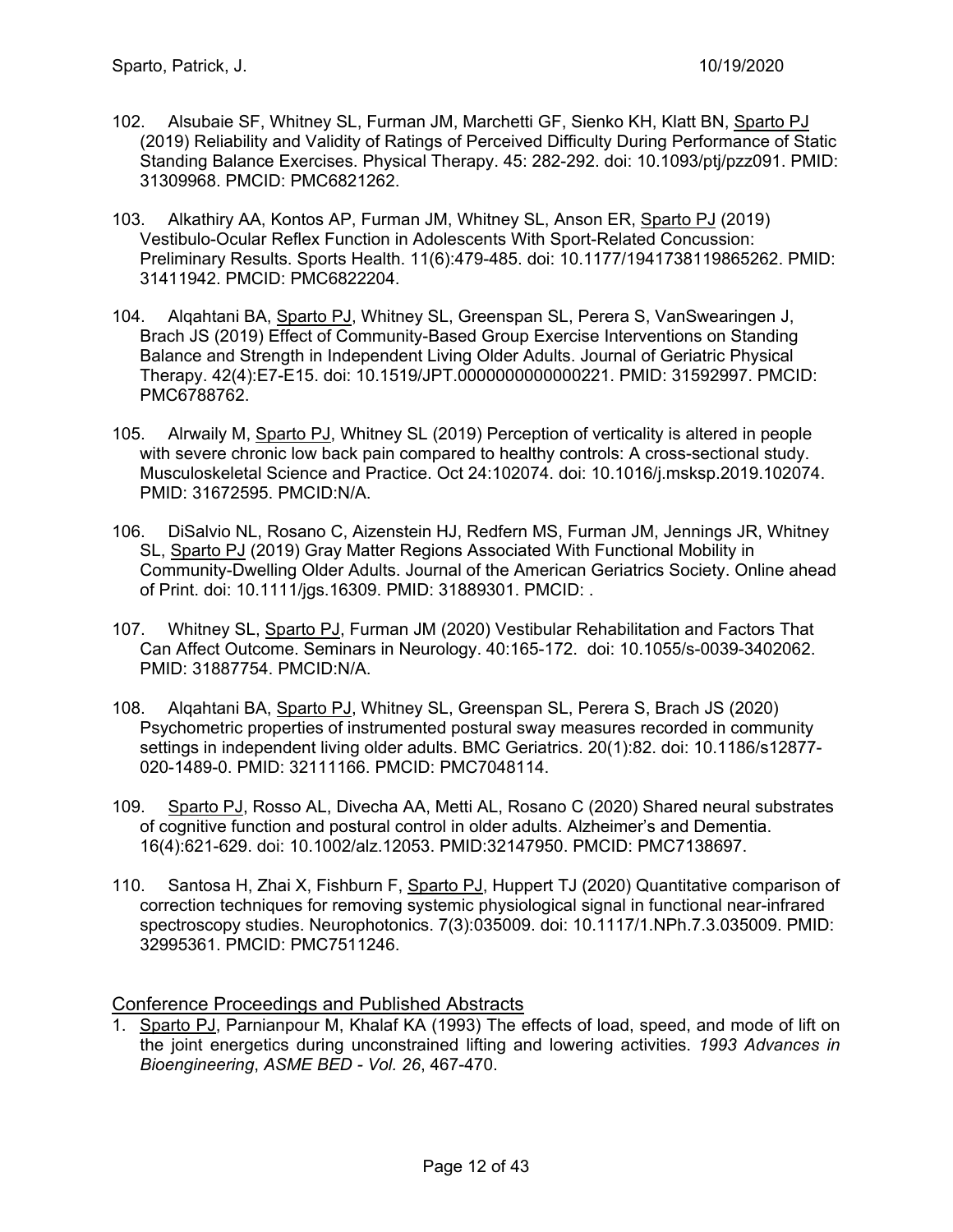102. Alsubaie SF, Whitney SL, Furman JM, Marchetti GF, Sienko KH, Klatt BN, Sparto PJ (2019) Reliability and Validity of Ratings of Perceived Difficulty During Performance of Static Standing Balance Exercises. Physical Therapy. 45: 282-292. doi: 10.1093/ptj/pzz091. PMID: 31309968. PMCID: PMC6821262.

103. Alkathiry AA, Kontos AP, Furman JM, Whitney SL, Anson ER, Sparto PJ (2019) Vestibulo-Ocular Reflex Function in Adolescents With Sport-Related Concussion: Preliminary Results. Sports Health. 11(6):479-485. doi: 10.1177/1941738119865262. PMID: 31411942. PMCID: PMC6822204.

104. Alqahtani BA, Sparto PJ, Whitney SL, Greenspan SL, Perera S, VanSwearingen J, Brach JS (2019) Effect of Community-Based Group Exercise Interventions on Standing Balance and Strength in Independent Living Older Adults. Journal of Geriatric Physical Therapy. 42(4):E7-E15. doi: 10.1519/JPT.0000000000000221. PMID: 31592997. PMCID: PMC6788762.

105. Alrwaily M, Sparto PJ, Whitney SL (2019) Perception of verticality is altered in people with severe chronic low back pain compared to healthy controls: A cross-sectional study. Musculoskeletal Science and Practice. Oct 24:102074. doi: 10.1016/j.msksp.2019.102074. PMID: 31672595. PMCID:N/A.

106. DiSalvio NL, Rosano C, Aizenstein HJ, Redfern MS, Furman JM, Jennings JR, Whitney SL, Sparto PJ (2019) Gray Matter Regions Associated With Functional Mobility in Community-Dwelling Older Adults. Journal of the American Geriatrics Society. Online ahead of Print. doi: 10.1111/jgs.16309. PMID: 31889301. PMCID: .

107. Whitney SL, Sparto PJ, Furman JM (2020) Vestibular Rehabilitation and Factors That Can Affect Outcome. Seminars in Neurology. 40:165-172. doi: 10.1055/s-0039-3402062. PMID: 31887754. PMCID:N/A.

108. Alqahtani BA, Sparto PJ, Whitney SL, Greenspan SL, Perera S, Brach JS (2020) Psychometric properties of instrumented postural sway measures recorded in community settings in independent living older adults. BMC Geriatrics. 20(1):82. doi: 10.1186/s12877-020-1489-0. PMID: 32111166. PMCID: PMC7048114.

109. Sparto PJ, Rosso AL, Divecha AA, Metti AL, Rosano C (2020) Shared neural substrates of cognitive function and postural control in older adults. Alzheimer's and Dementia. 16(4):621-629. doi: 10.1002/alz.12053. PMID:32147950. PMCID: PMC7138697.

110. Santosa H, Zhai X, Fishburn F, Sparto PJ, Huppert TJ (2020) Quantitative comparison of correction techniques for removing systemic physiological signal in functional near-infrared spectroscopy studies. Neurophotonics. 7(3):035009. doi: 10.1117/1.NPh.7.3.035009. PMID: 32995361. PMCID: PMC7511246.

## Conference Proceedings and Published Abstracts

1. Sparto PJ, Parnianpour M, Khalaf KA (1993) The effects of load, speed, and mode of lift on the joint energetics during unconstrained lifting and lowering activities. *1993 Advances in Bioengineering*, *ASME BED - Vol. 26*, 467-470.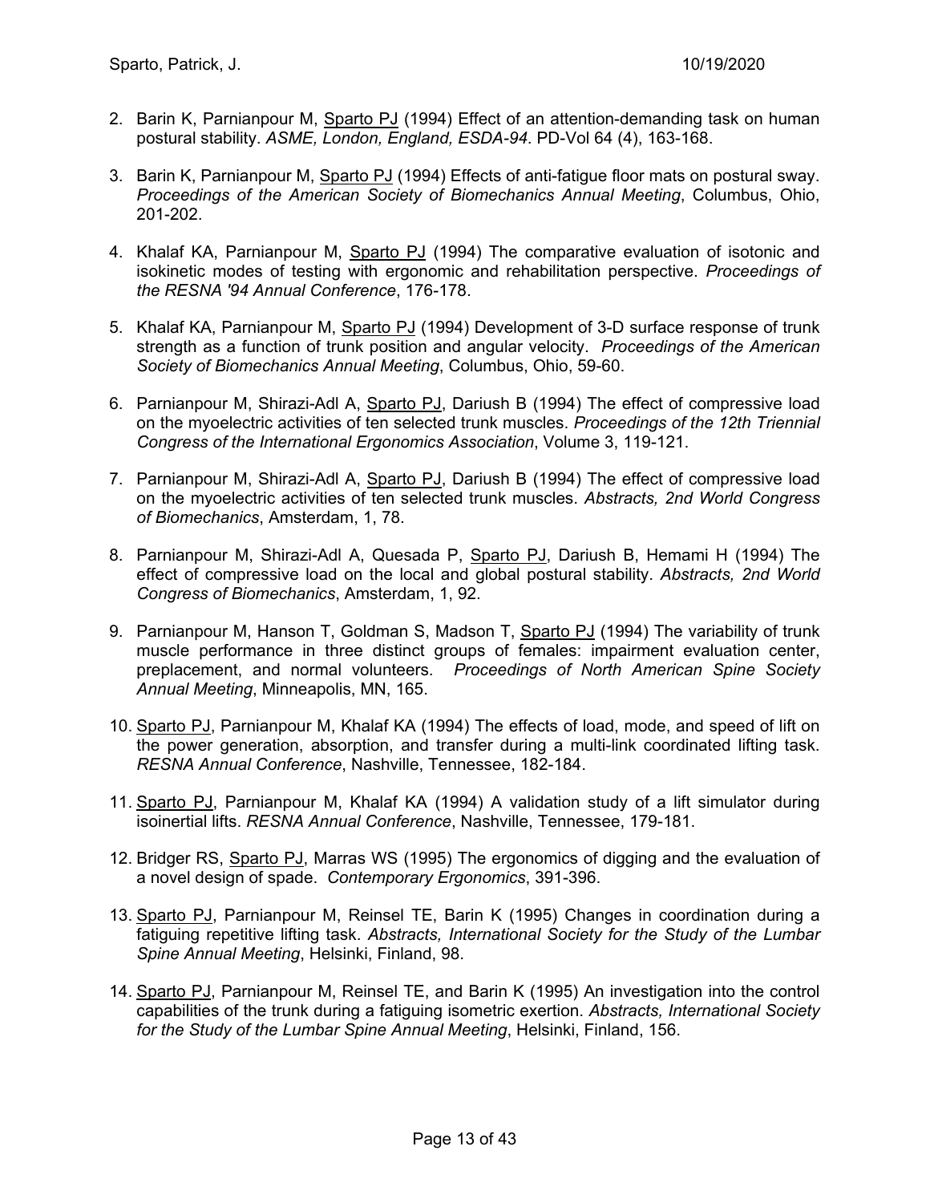2. Barin K, Parnianpour M, <u>Sparto PJ</u> (1994) Effect of an attention-demanding task on human postural stability. *ASME, London, England, ESDA-94*. PD-Vol 64 (4), 163-168.

3. Barin K, Parnianpour M, <u>Sparto PJ</u> (1994) Effects of anti-fatigue floor mats on postural sway. *Proceedings of the American Society of Biomechanics Annual Meeting*, Columbus, Ohio, 201-202.

4. Khalaf KA, Parnianpour M, <u>Sparto PJ</u> (1994) The comparative evaluation of isotonic and isokinetic modes of testing with ergonomic and rehabilitation perspective. *Proceedings of the RESNA '94 Annual Conference*, 176-178.

5. Khalaf KA, Parnianpour M, <u>Sparto PJ</u> (1994) Development of 3-D surface response of trunk strength as a function of trunk position and angular velocity. *Proceedings of the American Society of Biomechanics Annual Meeting*, Columbus, Ohio, 59-60.

6. Parnianpour M, Shirazi-Adl A, <u>Sparto PJ</u>, Dariush B (1994) The effect of compressive load on the myoelectric activities of ten selected trunk muscles. *Proceedings of the 12th Triennial Congress of the International Ergonomics Association*, Volume 3, 119-121.

7. Parnianpour M, Shirazi-Adl A, <u>Sparto PJ</u>, Dariush B (1994) The effect of compressive load on the myoelectric activities of ten selected trunk muscles. *Abstracts, 2nd World Congress of Biomechanics*, Amsterdam, 1, 78.

8. Parnianpour M, Shirazi-Adl A, Quesada P, <u>Sparto PJ</u>, Dariush B, Hemami H (1994) The effect of compressive load on the local and global postural stability. *Abstracts, 2nd World Congress of Biomechanics*, Amsterdam, 1, 92.

9. Parnianpour M, Hanson T, Goldman S, Madson T, <u>Sparto PJ</u> (1994) The variability of trunk muscle performance in three distinct groups of females: impairment evaluation center, preplacement, and normal volunteers. *Proceedings of North American Spine Society Annual Meeting*, Minneapolis, MN, 165.

10. <u>Sparto PJ</u>, Parnianpour M, Khalaf KA (1994) The effects of load, mode, and speed of lift on the power generation, absorption, and transfer during a multi-link coordinated lifting task. *RESNA Annual Conference*, Nashville, Tennessee, 182-184.

11. <u>Sparto PJ</u>, Parnianpour M, Khalaf KA (1994) A validation study of a lift simulator during isoinertial lifts. *RESNA Annual Conference*, Nashville, Tennessee, 179-181.

12. Bridger RS, <u>Sparto PJ</u>, Marras WS (1995) The ergonomics of digging and the evaluation of a novel design of spade. *Contemporary Ergonomics*, 391-396.

13. <u>Sparto PJ</u>, Parnianpour M, Reinsel TE, Barin K (1995) Changes in coordination during a fatiguing repetitive lifting task. *Abstracts, International Society for the Study of the Lumbar Spine Annual Meeting*, Helsinki, Finland, 98.

14. <u>Sparto PJ</u>, Parnianpour M, Reinsel TE, and Barin K (1995) An investigation into the control capabilities of the trunk during a fatiguing isometric exertion. *Abstracts, International Society for the Study of the Lumbar Spine Annual Meeting*, Helsinki, Finland, 156.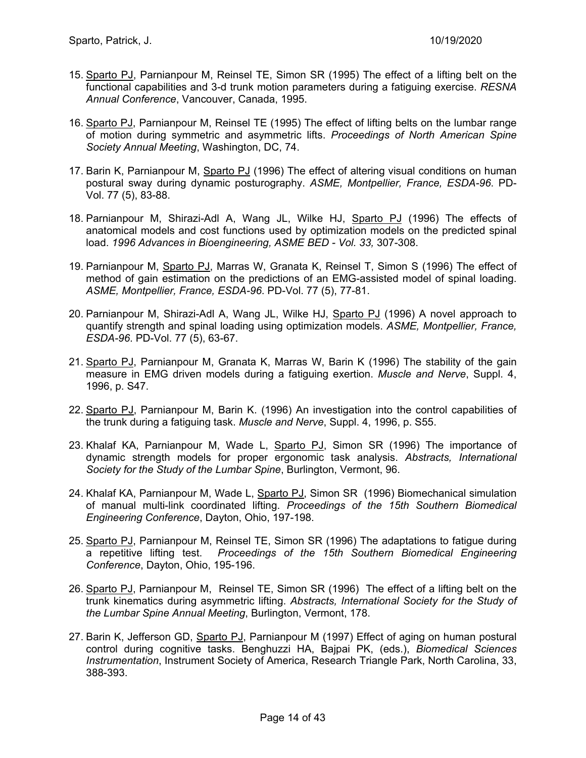15. Sparto PJ, Parnianpour M, Reinsel TE, Simon SR (1995) The effect of a lifting belt on the functional capabilities and 3-d trunk motion parameters during a fatiguing exercise. *RESNA Annual Conference*, Vancouver, Canada, 1995.

16. Sparto PJ, Parnianpour M, Reinsel TE (1995) The effect of lifting belts on the lumbar range of motion during symmetric and asymmetric lifts. *Proceedings of North American Spine Society Annual Meeting*, Washington, DC, 74.

17. Barin K, Parnianpour M, Sparto PJ (1996) The effect of altering visual conditions on human postural sway during dynamic posturography. *ASME, Montpellier, France, ESDA-96*. PD-Vol. 77 (5), 83-88.

18. Parnianpour M, Shirazi-Adl A, Wang JL, Wilke HJ, Sparto PJ (1996) The effects of anatomical models and cost functions used by optimization models on the predicted spinal load. *1996 Advances in Bioengineering, ASME BED - Vol. 33,* 307-308.

19. Parnianpour M, Sparto PJ, Marras W, Granata K, Reinsel T, Simon S (1996) The effect of method of gain estimation on the predictions of an EMG-assisted model of spinal loading. *ASME, Montpellier, France, ESDA-96*. PD-Vol. 77 (5), 77-81.

20. Parnianpour M, Shirazi-Adl A, Wang JL, Wilke HJ, Sparto PJ (1996) A novel approach to quantify strength and spinal loading using optimization models. *ASME, Montpellier, France, ESDA-96*. PD-Vol. 77 (5), 63-67.

21. Sparto PJ, Parnianpour M, Granata K, Marras W, Barin K (1996) The stability of the gain measure in EMG driven models during a fatiguing exertion. *Muscle and Nerve*, Suppl. 4, 1996, p. S47.

22. Sparto PJ, Parnianpour M, Barin K. (1996) An investigation into the control capabilities of the trunk during a fatiguing task. *Muscle and Nerve*, Suppl. 4, 1996, p. S55.

23. Khalaf KA, Parnianpour M, Wade L, Sparto PJ, Simon SR (1996) The importance of dynamic strength models for proper ergonomic task analysis. *Abstracts, International Society for the Study of the Lumbar Spine*, Burlington, Vermont, 96.

24. Khalaf KA, Parnianpour M, Wade L, Sparto PJ, Simon SR (1996) Biomechanical simulation of manual multi-link coordinated lifting. *Proceedings of the 15th Southern Biomedical Engineering Conference*, Dayton, Ohio, 197-198.

25. Sparto PJ, Parnianpour M, Reinsel TE, Simon SR (1996) The adaptations to fatigue during a repetitive lifting test. *Proceedings of the 15th Southern Biomedical Engineering Conference*, Dayton, Ohio, 195-196.

26. Sparto PJ, Parnianpour M, Reinsel TE, Simon SR (1996) The effect of a lifting belt on the trunk kinematics during asymmetric lifting. *Abstracts, International Society for the Study of the Lumbar Spine Annual Meeting*, Burlington, Vermont, 178.

27. Barin K, Jefferson GD, Sparto PJ, Parnianpour M (1997) Effect of aging on human postural control during cognitive tasks. Benghuzzi HA, Bajpai PK, (eds.), *Biomedical Sciences Instrumentation*, Instrument Society of America, Research Triangle Park, North Carolina, 33, 388-393.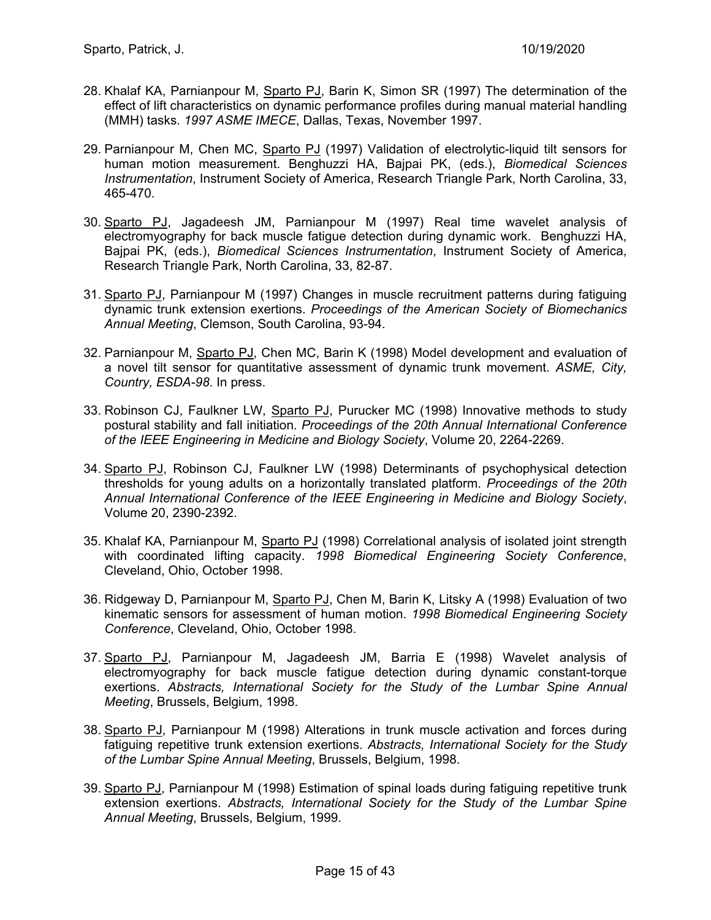28. Khalaf KA, Parnianpour M, Sparto PJ, Barin K, Simon SR (1997) The determination of the effect of lift characteristics on dynamic performance profiles during manual material handling (MMH) tasks. *1997 ASME IMECE*, Dallas, Texas, November 1997.

29. Parnianpour M, Chen MC, Sparto PJ (1997) Validation of electrolytic-liquid tilt sensors for human motion measurement. Benghuzzi HA, Bajpai PK, (eds.), *Biomedical Sciences Instrumentation*, Instrument Society of America, Research Triangle Park, North Carolina, 33, 465-470.

30. Sparto PJ, Jagadeesh JM, Parnianpour M (1997) Real time wavelet analysis of electromyography for back muscle fatigue detection during dynamic work. Benghuzzi HA, Bajpai PK, (eds.), *Biomedical Sciences Instrumentation*, Instrument Society of America, Research Triangle Park, North Carolina, 33, 82-87.

31. Sparto PJ, Parnianpour M (1997) Changes in muscle recruitment patterns during fatiguing dynamic trunk extension exertions. *Proceedings of the American Society of Biomechanics Annual Meeting*, Clemson, South Carolina, 93-94.

32. Parnianpour M, Sparto PJ, Chen MC, Barin K (1998) Model development and evaluation of a novel tilt sensor for quantitative assessment of dynamic trunk movement. *ASME, City, Country, ESDA-98*. In press.

33. Robinson CJ, Faulkner LW, Sparto PJ, Purucker MC (1998) Innovative methods to study postural stability and fall initiation. *Proceedings of the 20th Annual International Conference of the IEEE Engineering in Medicine and Biology Society*, Volume 20, 2264-2269.

34. Sparto PJ, Robinson CJ, Faulkner LW (1998) Determinants of psychophysical detection thresholds for young adults on a horizontally translated platform. *Proceedings of the 20th Annual International Conference of the IEEE Engineering in Medicine and Biology Society*, Volume 20, 2390-2392.

35. Khalaf KA, Parnianpour M, Sparto PJ (1998) Correlational analysis of isolated joint strength with coordinated lifting capacity. *1998 Biomedical Engineering Society Conference*, Cleveland, Ohio, October 1998.

36. Ridgeway D, Parnianpour M, Sparto PJ, Chen M, Barin K, Litsky A (1998) Evaluation of two kinematic sensors for assessment of human motion. *1998 Biomedical Engineering Society Conference*, Cleveland, Ohio, October 1998.

37. Sparto PJ, Parnianpour M, Jagadeesh JM, Barria E (1998) Wavelet analysis of electromyography for back muscle fatigue detection during dynamic constant-torque exertions. *Abstracts, International Society for the Study of the Lumbar Spine Annual Meeting*, Brussels, Belgium, 1998.

38. Sparto PJ, Parnianpour M (1998) Alterations in trunk muscle activation and forces during fatiguing repetitive trunk extension exertions. *Abstracts, International Society for the Study of the Lumbar Spine Annual Meeting*, Brussels, Belgium, 1998.

39. Sparto PJ, Parnianpour M (1998) Estimation of spinal loads during fatiguing repetitive trunk extension exertions. *Abstracts, International Society for the Study of the Lumbar Spine Annual Meeting*, Brussels, Belgium, 1999.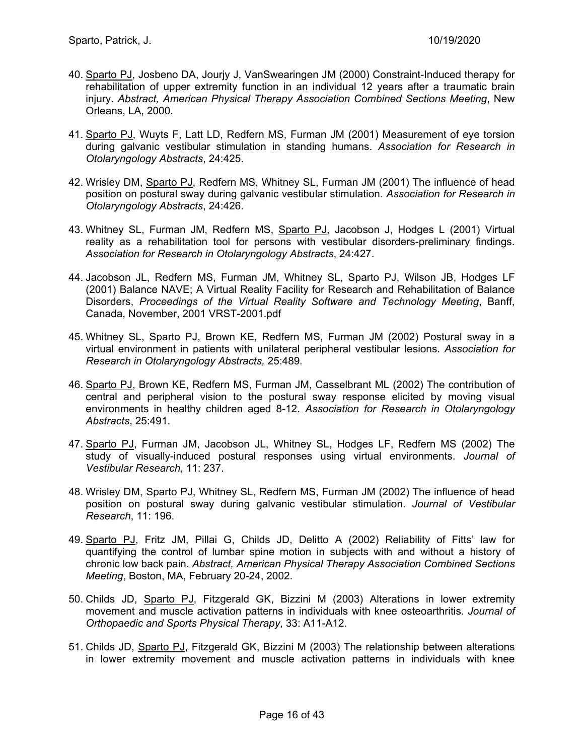40. <u>Sparto PJ</u>, Josbeno DA, Jourjy J, VanSwearingen JM (2000) Constraint-Induced therapy for rehabilitation of upper extremity function in an individual 12 years after a traumatic brain injury. *Abstract, American Physical Therapy Association Combined Sections Meeting*, New Orleans, LA, 2000.

41. <u>Sparto PJ</u>, Wuyts F, Latt LD, Redfern MS, Furman JM (2001) Measurement of eye torsion during galvanic vestibular stimulation in standing humans. *Association for Research in Otolaryngology Abstracts*, 24:425.

42. Wrisley DM, <u>Sparto PJ</u>, Redfern MS, Whitney SL, Furman JM (2001) The influence of head position on postural sway during galvanic vestibular stimulation. *Association for Research in Otolaryngology Abstracts*, 24:426.

43. Whitney SL, Furman JM, Redfern MS, <u>Sparto PJ</u>, Jacobson J, Hodges L (2001) Virtual reality as a rehabilitation tool for persons with vestibular disorders-preliminary findings. *Association for Research in Otolaryngology Abstracts*, 24:427.

44. Jacobson JL, Redfern MS, Furman JM, Whitney SL, Sparto PJ, Wilson JB, Hodges LF (2001) Balance NAVE; A Virtual Reality Facility for Research and Rehabilitation of Balance Disorders, *Proceedings of the Virtual Reality Software and Technology Meeting*, Banff, Canada, November, 2001 VRST-2001.pdf

45. Whitney SL, <u>Sparto PJ</u>, Brown KE, Redfern MS, Furman JM (2002) Postural sway in a virtual environment in patients with unilateral peripheral vestibular lesions. *Association for Research in Otolaryngology Abstracts,* 25:489.

46. <u>Sparto PJ</u>, Brown KE, Redfern MS, Furman JM, Casselbrant ML (2002) The contribution of central and peripheral vision to the postural sway response elicited by moving visual environments in healthy children aged 8-12. *Association for Research in Otolaryngology Abstracts*, 25:491.

47. <u>Sparto PJ</u>, Furman JM, Jacobson JL, Whitney SL, Hodges LF, Redfern MS (2002) The study of visually-induced postural responses using virtual environments. *Journal of Vestibular Research*, 11: 237.

48. Wrisley DM, <u>Sparto PJ</u>, Whitney SL, Redfern MS, Furman JM (2002) The influence of head position on postural sway during galvanic vestibular stimulation. *Journal of Vestibular Research*, 11: 196.

49. <u>Sparto PJ</u>, Fritz JM, Pillai G, Childs JD, Delitto A (2002) Reliability of Fitts' law for quantifying the control of lumbar spine motion in subjects with and without a history of chronic low back pain. *Abstract, American Physical Therapy Association Combined Sections Meeting*, Boston, MA, February 20-24, 2002.

50. Childs JD, <u>Sparto PJ</u>, Fitzgerald GK, Bizzini M (2003) Alterations in lower extremity movement and muscle activation patterns in individuals with knee osteoarthritis. *Journal of Orthopaedic and Sports Physical Therapy*, 33: A11-A12.

51. Childs JD, <u>Sparto PJ</u>, Fitzgerald GK, Bizzini M (2003) The relationship between alterations in lower extremity movement and muscle activation patterns in individuals with knee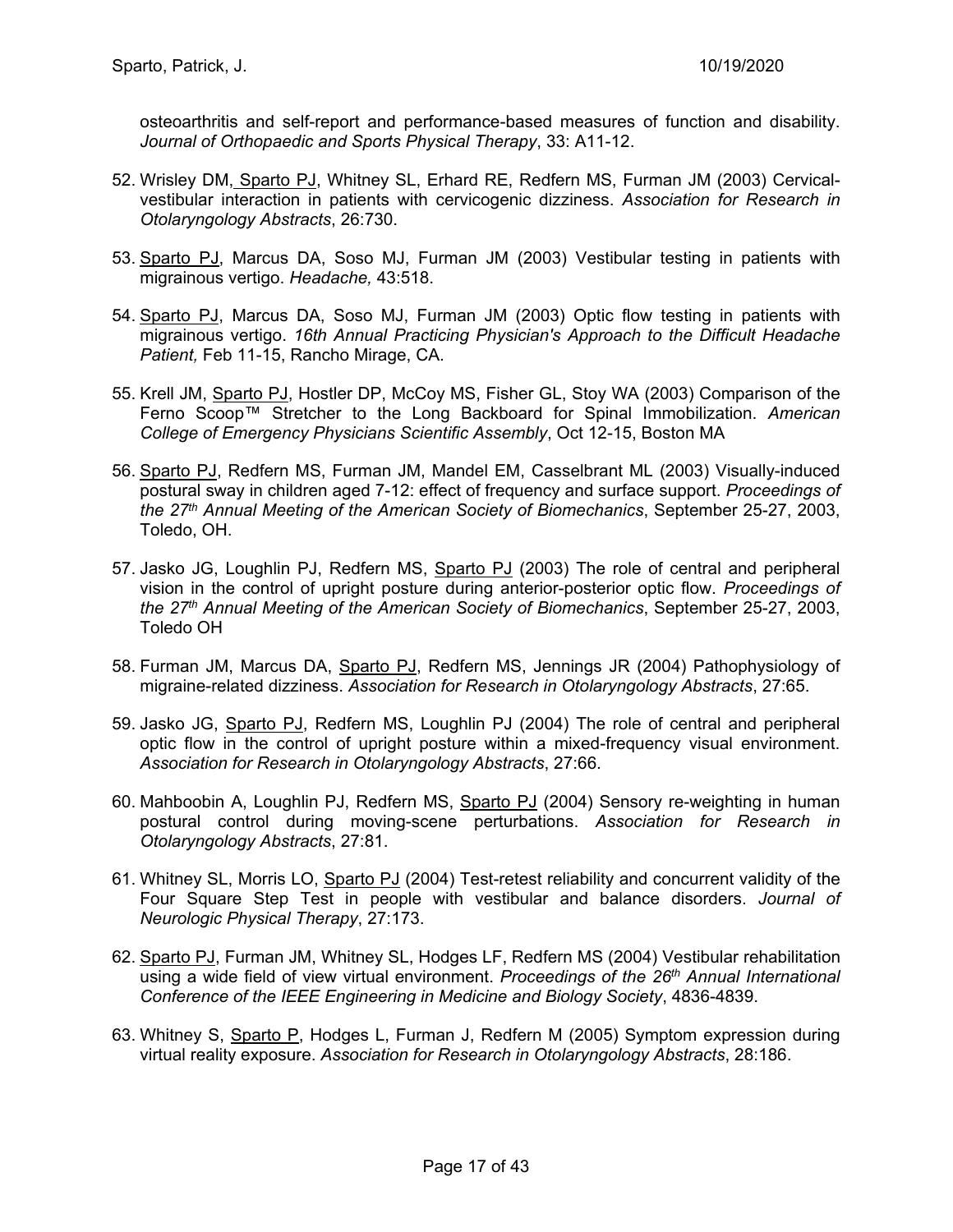osteoarthritis and self-report and performance-based measures of function and disability. *Journal of Orthopaedic and Sports Physical Therapy*, 33: A11-12.

52. Wrisley DM, Sparto PJ, Whitney SL, Erhard RE, Redfern MS, Furman JM (2003) Cervical-vestibular interaction in patients with cervicogenic dizziness. *Association for Research in Otolaryngology Abstracts*, 26:730.

53. Sparto PJ, Marcus DA, Soso MJ, Furman JM (2003) Vestibular testing in patients with migrainous vertigo. *Headache,* 43:518.

54. Sparto PJ, Marcus DA, Soso MJ, Furman JM (2003) Optic flow testing in patients with migrainous vertigo. *16th Annual Practicing Physician's Approach to the Difficult Headache Patient,* Feb 11-15, Rancho Mirage, CA.

55. Krell JM, Sparto PJ, Hostler DP, McCoy MS, Fisher GL, Stoy WA (2003) Comparison of the Ferno Scoop™ Stretcher to the Long Backboard for Spinal Immobilization. *American College of Emergency Physicians Scientific Assembly*, Oct 12-15, Boston MA

56. Sparto PJ, Redfern MS, Furman JM, Mandel EM, Casselbrant ML (2003) Visually-induced postural sway in children aged 7-12: effect of frequency and surface support. *Proceedings of the 27th Annual Meeting of the American Society of Biomechanics*, September 25-27, 2003, Toledo, OH.

57. Jasko JG, Loughlin PJ, Redfern MS, Sparto PJ (2003) The role of central and peripheral vision in the control of upright posture during anterior-posterior optic flow. *Proceedings of the 27th Annual Meeting of the American Society of Biomechanics*, September 25-27, 2003, Toledo OH

58. Furman JM, Marcus DA, Sparto PJ, Redfern MS, Jennings JR (2004) Pathophysiology of migraine-related dizziness. *Association for Research in Otolaryngology Abstracts*, 27:65.

59. Jasko JG, Sparto PJ, Redfern MS, Loughlin PJ (2004) The role of central and peripheral optic flow in the control of upright posture within a mixed-frequency visual environment. *Association for Research in Otolaryngology Abstracts*, 27:66.

60. Mahboobin A, Loughlin PJ, Redfern MS, Sparto PJ (2004) Sensory re-weighting in human postural control during moving-scene perturbations. *Association for Research in Otolaryngology Abstracts*, 27:81.

61. Whitney SL, Morris LO, Sparto PJ (2004) Test-retest reliability and concurrent validity of the Four Square Step Test in people with vestibular and balance disorders. *Journal of Neurologic Physical Therapy*, 27:173.

62. Sparto PJ, Furman JM, Whitney SL, Hodges LF, Redfern MS (2004) Vestibular rehabilitation using a wide field of view virtual environment. *Proceedings of the 26th Annual International Conference of the IEEE Engineering in Medicine and Biology Society*, 4836-4839.

63. Whitney S, Sparto P, Hodges L, Furman J, Redfern M (2005) Symptom expression during virtual reality exposure. *Association for Research in Otolaryngology Abstracts*, 28:186.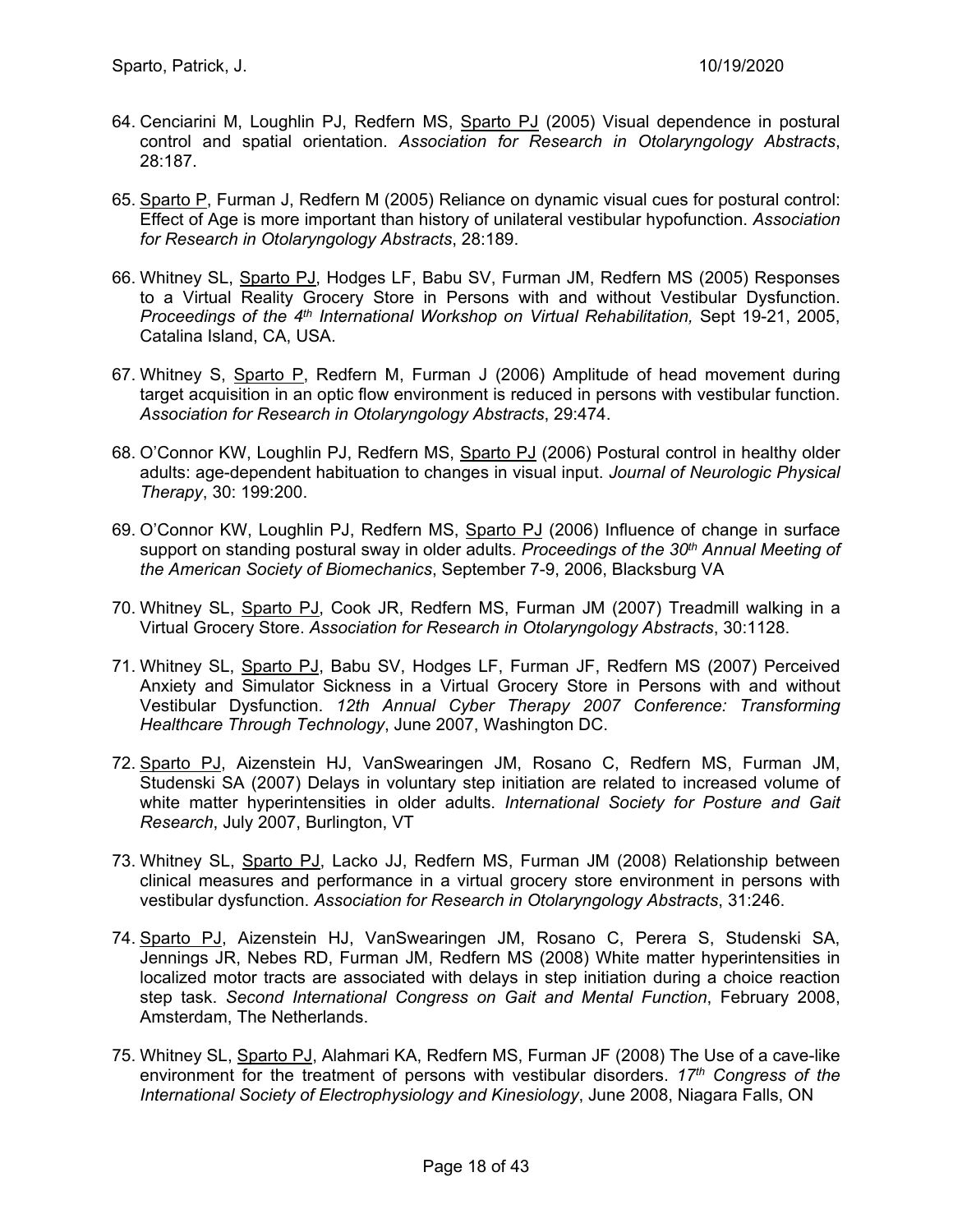64. Cenciarini M, Loughlin PJ, Redfern MS, Sparto PJ (2005) Visual dependence in postural control and spatial orientation. *Association for Research in Otolaryngology Abstracts*, 28:187.

65. Sparto P, Furman J, Redfern M (2005) Reliance on dynamic visual cues for postural control: Effect of Age is more important than history of unilateral vestibular hypofunction. *Association for Research in Otolaryngology Abstracts*, 28:189.

66. Whitney SL, Sparto PJ, Hodges LF, Babu SV, Furman JM, Redfern MS (2005) Responses to a Virtual Reality Grocery Store in Persons with and without Vestibular Dysfunction. *Proceedings of the 4th International Workshop on Virtual Rehabilitation,* Sept 19-21, 2005, Catalina Island, CA, USA.

67. Whitney S, Sparto P, Redfern M, Furman J (2006) Amplitude of head movement during target acquisition in an optic flow environment is reduced in persons with vestibular function. *Association for Research in Otolaryngology Abstracts*, 29:474.

68. O'Connor KW, Loughlin PJ, Redfern MS, Sparto PJ (2006) Postural control in healthy older adults: age-dependent habituation to changes in visual input. *Journal of Neurologic Physical Therapy*, 30: 199:200.

69. O'Connor KW, Loughlin PJ, Redfern MS, Sparto PJ (2006) Influence of change in surface support on standing postural sway in older adults. *Proceedings of the 30th Annual Meeting of the American Society of Biomechanics*, September 7-9, 2006, Blacksburg VA

70. Whitney SL, Sparto PJ, Cook JR, Redfern MS, Furman JM (2007) Treadmill walking in a Virtual Grocery Store. *Association for Research in Otolaryngology Abstracts*, 30:1128.

71. Whitney SL, Sparto PJ, Babu SV, Hodges LF, Furman JF, Redfern MS (2007) Perceived Anxiety and Simulator Sickness in a Virtual Grocery Store in Persons with and without Vestibular Dysfunction. *12th Annual Cyber Therapy 2007 Conference: Transforming Healthcare Through Technology*, June 2007, Washington DC.

72. Sparto PJ, Aizenstein HJ, VanSwearingen JM, Rosano C, Redfern MS, Furman JM, Studenski SA (2007) Delays in voluntary step initiation are related to increased volume of white matter hyperintensities in older adults. *International Society for Posture and Gait Research*, July 2007, Burlington, VT

73. Whitney SL, Sparto PJ, Lacko JJ, Redfern MS, Furman JM (2008) Relationship between clinical measures and performance in a virtual grocery store environment in persons with vestibular dysfunction. *Association for Research in Otolaryngology Abstracts*, 31:246.

74. Sparto PJ, Aizenstein HJ, VanSwearingen JM, Rosano C, Perera S, Studenski SA, Jennings JR, Nebes RD, Furman JM, Redfern MS (2008) White matter hyperintensities in localized motor tracts are associated with delays in step initiation during a choice reaction step task. *Second International Congress on Gait and Mental Function*, February 2008, Amsterdam, The Netherlands.

75. Whitney SL, Sparto PJ, Alahmari KA, Redfern MS, Furman JF (2008) The Use of a cave-like environment for the treatment of persons with vestibular disorders. *17th Congress of the International Society of Electrophysiology and Kinesiology*, June 2008, Niagara Falls, ON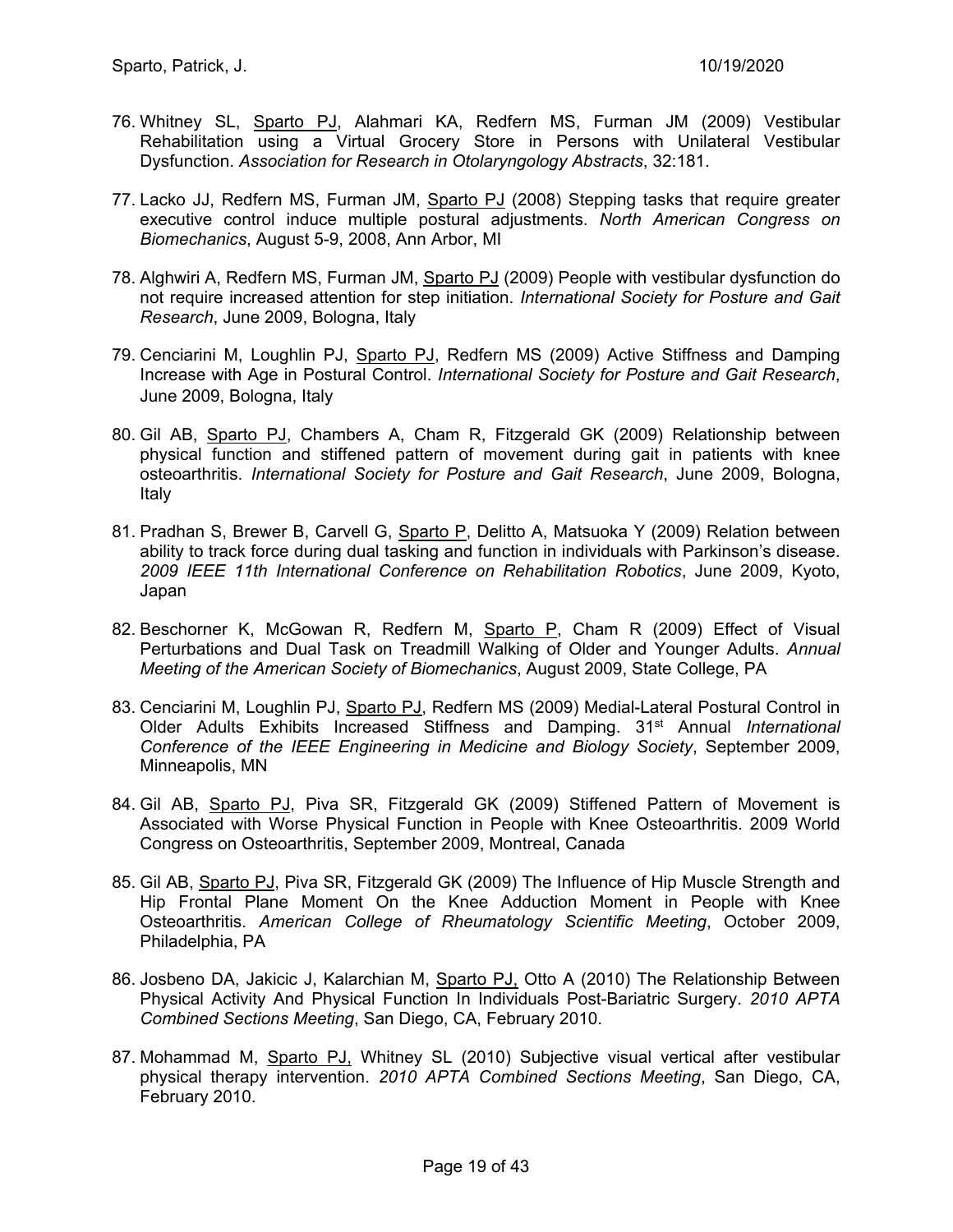76. Whitney SL, Sparto PJ, Alahmari KA, Redfern MS, Furman JM (2009) Vestibular Rehabilitation using a Virtual Grocery Store in Persons with Unilateral Vestibular Dysfunction. *Association for Research in Otolaryngology Abstracts*, 32:181.

77. Lacko JJ, Redfern MS, Furman JM, Sparto PJ (2008) Stepping tasks that require greater executive control induce multiple postural adjustments. *North American Congress on Biomechanics*, August 5-9, 2008, Ann Arbor, MI

78. Alghwiri A, Redfern MS, Furman JM, Sparto PJ (2009) People with vestibular dysfunction do not require increased attention for step initiation. *International Society for Posture and Gait Research*, June 2009, Bologna, Italy

79. Cenciarini M, Loughlin PJ, Sparto PJ, Redfern MS (2009) Active Stiffness and Damping Increase with Age in Postural Control. *International Society for Posture and Gait Research*, June 2009, Bologna, Italy

80. Gil AB, Sparto PJ, Chambers A, Cham R, Fitzgerald GK (2009) Relationship between physical function and stiffened pattern of movement during gait in patients with knee osteoarthritis. *International Society for Posture and Gait Research*, June 2009, Bologna, Italy

81. Pradhan S, Brewer B, Carvell G, Sparto P, Delitto A, Matsuoka Y (2009) Relation between ability to track force during dual tasking and function in individuals with Parkinson's disease. *2009 IEEE 11th International Conference on Rehabilitation Robotics*, June 2009, Kyoto, Japan

82. Beschorner K, McGowan R, Redfern M, Sparto P, Cham R (2009) Effect of Visual Perturbations and Dual Task on Treadmill Walking of Older and Younger Adults. *Annual Meeting of the American Society of Biomechanics*, August 2009, State College, PA

83. Cenciarini M, Loughlin PJ, Sparto PJ, Redfern MS (2009) Medial-Lateral Postural Control in Older Adults Exhibits Increased Stiffness and Damping. 31st Annual *International Conference of the IEEE Engineering in Medicine and Biology Society*, September 2009, Minneapolis, MN

84. Gil AB, Sparto PJ, Piva SR, Fitzgerald GK (2009) Stiffened Pattern of Movement is Associated with Worse Physical Function in People with Knee Osteoarthritis. 2009 World Congress on Osteoarthritis, September 2009, Montreal, Canada

85. Gil AB, Sparto PJ, Piva SR, Fitzgerald GK (2009) The Influence of Hip Muscle Strength and Hip Frontal Plane Moment On the Knee Adduction Moment in People with Knee Osteoarthritis. *American College of Rheumatology Scientific Meeting*, October 2009, Philadelphia, PA

86. Josbeno DA, Jakicic J, Kalarchian M, Sparto PJ, Otto A (2010) The Relationship Between Physical Activity And Physical Function In Individuals Post-Bariatric Surgery. *2010 APTA Combined Sections Meeting*, San Diego, CA, February 2010.

87. Mohammad M, Sparto PJ, Whitney SL (2010) Subjective visual vertical after vestibular physical therapy intervention. *2010 APTA Combined Sections Meeting*, San Diego, CA, February 2010.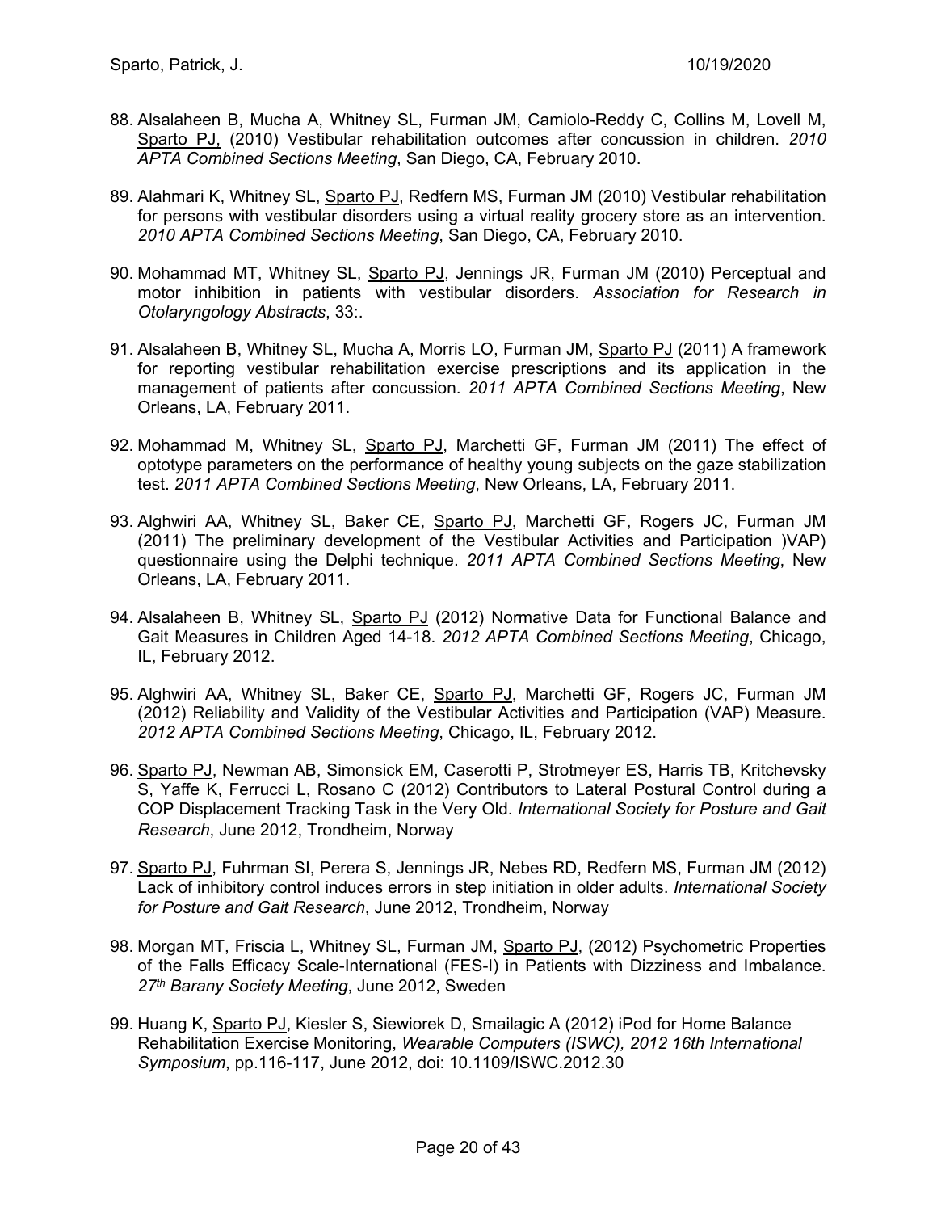88. Alsalaheen B, Mucha A, Whitney SL, Furman JM, Camiolo-Reddy C, Collins M, Lovell M, <u>Sparto PJ,</u> (2010) Vestibular rehabilitation outcomes after concussion in children. *2010 APTA Combined Sections Meeting*, San Diego, CA, February 2010.

89. Alahmari K, Whitney SL, <u>Sparto PJ</u>, Redfern MS, Furman JM (2010) Vestibular rehabilitation for persons with vestibular disorders using a virtual reality grocery store as an intervention. *2010 APTA Combined Sections Meeting*, San Diego, CA, February 2010.

90. Mohammad MT, Whitney SL, <u>Sparto PJ</u>, Jennings JR, Furman JM (2010) Perceptual and motor inhibition in patients with vestibular disorders. *Association for Research in Otolaryngology Abstracts*, 33:.

91. Alsalaheen B, Whitney SL, Mucha A, Morris LO, Furman JM, <u>Sparto PJ</u> (2011) A framework for reporting vestibular rehabilitation exercise prescriptions and its application in the management of patients after concussion. *2011 APTA Combined Sections Meeting*, New Orleans, LA, February 2011.

92. Mohammad M, Whitney SL, <u>Sparto PJ</u>, Marchetti GF, Furman JM (2011) The effect of optotype parameters on the performance of healthy young subjects on the gaze stabilization test. *2011 APTA Combined Sections Meeting*, New Orleans, LA, February 2011.

93. Alghwiri AA, Whitney SL, Baker CE, <u>Sparto PJ</u>, Marchetti GF, Rogers JC, Furman JM (2011) The preliminary development of the Vestibular Activities and Participation )VAP) questionnaire using the Delphi technique. *2011 APTA Combined Sections Meeting*, New Orleans, LA, February 2011.

94. Alsalaheen B, Whitney SL, <u>Sparto PJ</u> (2012) Normative Data for Functional Balance and Gait Measures in Children Aged 14-18. *2012 APTA Combined Sections Meeting*, Chicago, IL, February 2012.

95. Alghwiri AA, Whitney SL, Baker CE, <u>Sparto PJ</u>, Marchetti GF, Rogers JC, Furman JM (2012) Reliability and Validity of the Vestibular Activities and Participation (VAP) Measure. *2012 APTA Combined Sections Meeting*, Chicago, IL, February 2012.

96. <u>Sparto PJ</u>, Newman AB, Simonsick EM, Caserotti P, Strotmeyer ES, Harris TB, Kritchevsky S, Yaffe K, Ferrucci L, Rosano C (2012) Contributors to Lateral Postural Control during a COP Displacement Tracking Task in the Very Old. *International Society for Posture and Gait Research*, June 2012, Trondheim, Norway

97. <u>Sparto PJ</u>, Fuhrman SI, Perera S, Jennings JR, Nebes RD, Redfern MS, Furman JM (2012) Lack of inhibitory control induces errors in step initiation in older adults. *International Society for Posture and Gait Research*, June 2012, Trondheim, Norway

98. Morgan MT, Friscia L, Whitney SL, Furman JM, <u>Sparto PJ</u>, (2012) Psychometric Properties of the Falls Efficacy Scale-International (FES-I) in Patients with Dizziness and Imbalance. *27th Barany Society Meeting*, June 2012, Sweden

99. Huang K, <u>Sparto PJ</u>, Kiesler S, Siewiorek D, Smailagic A (2012) iPod for Home Balance Rehabilitation Exercise Monitoring, *Wearable Computers (ISWC), 2012 16th International Symposium*, pp.116-117, June 2012, doi: 10.1109/ISWC.2012.30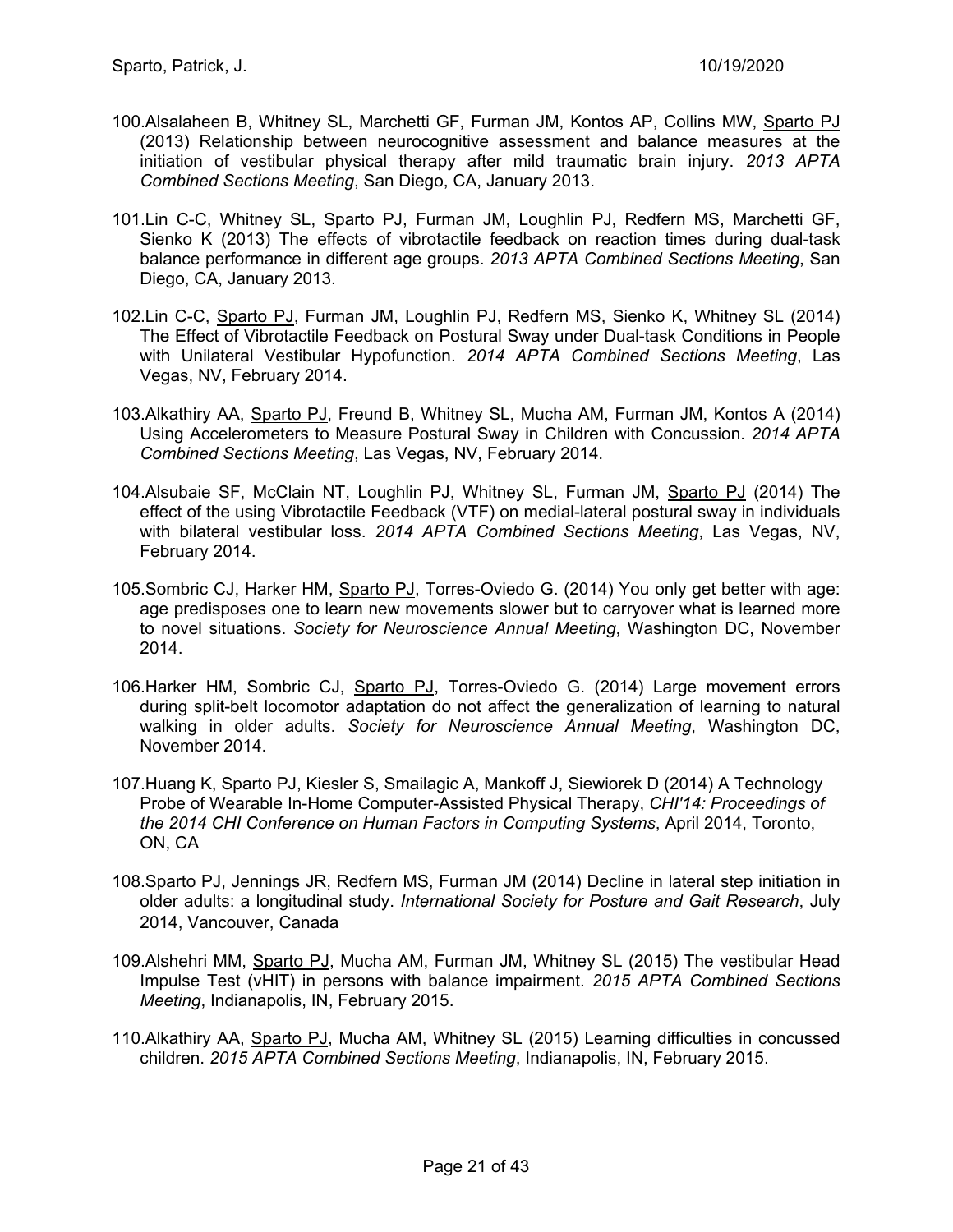100. Alsalaheen B, Whitney SL, Marchetti GF, Furman JM, Kontos AP, Collins MW, Sparto PJ (2013) Relationship between neurocognitive assessment and balance measures at the initiation of vestibular physical therapy after mild traumatic brain injury. *2013 APTA Combined Sections Meeting*, San Diego, CA, January 2013.

101. Lin C-C, Whitney SL, Sparto PJ, Furman JM, Loughlin PJ, Redfern MS, Marchetti GF, Sienko K (2013) The effects of vibrotactile feedback on reaction times during dual-task balance performance in different age groups. *2013 APTA Combined Sections Meeting*, San Diego, CA, January 2013.

102. Lin C-C, Sparto PJ, Furman JM, Loughlin PJ, Redfern MS, Sienko K, Whitney SL (2014) The Effect of Vibrotactile Feedback on Postural Sway under Dual-task Conditions in People with Unilateral Vestibular Hypofunction. *2014 APTA Combined Sections Meeting*, Las Vegas, NV, February 2014.

103. Alkathiry AA, Sparto PJ, Freund B, Whitney SL, Mucha AM, Furman JM, Kontos A (2014) Using Accelerometers to Measure Postural Sway in Children with Concussion. *2014 APTA Combined Sections Meeting*, Las Vegas, NV, February 2014.

104. Alsubaie SF, McClain NT, Loughlin PJ, Whitney SL, Furman JM, Sparto PJ (2014) The effect of the using Vibrotactile Feedback (VTF) on medial-lateral postural sway in individuals with bilateral vestibular loss. *2014 APTA Combined Sections Meeting*, Las Vegas, NV, February 2014.

105. Sombric CJ, Harker HM, Sparto PJ, Torres-Oviedo G. (2014) You only get better with age: age predisposes one to learn new movements slower but to carryover what is learned more to novel situations. *Society for Neuroscience Annual Meeting*, Washington DC, November 2014.

106. Harker HM, Sombric CJ, Sparto PJ, Torres-Oviedo G. (2014) Large movement errors during split-belt locomotor adaptation do not affect the generalization of learning to natural walking in older adults. *Society for Neuroscience Annual Meeting*, Washington DC, November 2014.

107. Huang K, Sparto PJ, Kiesler S, Smailagic A, Mankoff J, Siewiorek D (2014) A Technology Probe of Wearable In-Home Computer-Assisted Physical Therapy, *CHI'14: Proceedings of the 2014 CHI Conference on Human Factors in Computing Systems*, April 2014, Toronto, ON, CA

108. Sparto PJ, Jennings JR, Redfern MS, Furman JM (2014) Decline in lateral step initiation in older adults: a longitudinal study. *International Society for Posture and Gait Research*, July 2014, Vancouver, Canada

109. Alshehri MM, Sparto PJ, Mucha AM, Furman JM, Whitney SL (2015) The vestibular Head Impulse Test (vHIT) in persons with balance impairment. *2015 APTA Combined Sections Meeting*, Indianapolis, IN, February 2015.

110. Alkathiry AA, Sparto PJ, Mucha AM, Whitney SL (2015) Learning difficulties in concussed children. *2015 APTA Combined Sections Meeting*, Indianapolis, IN, February 2015.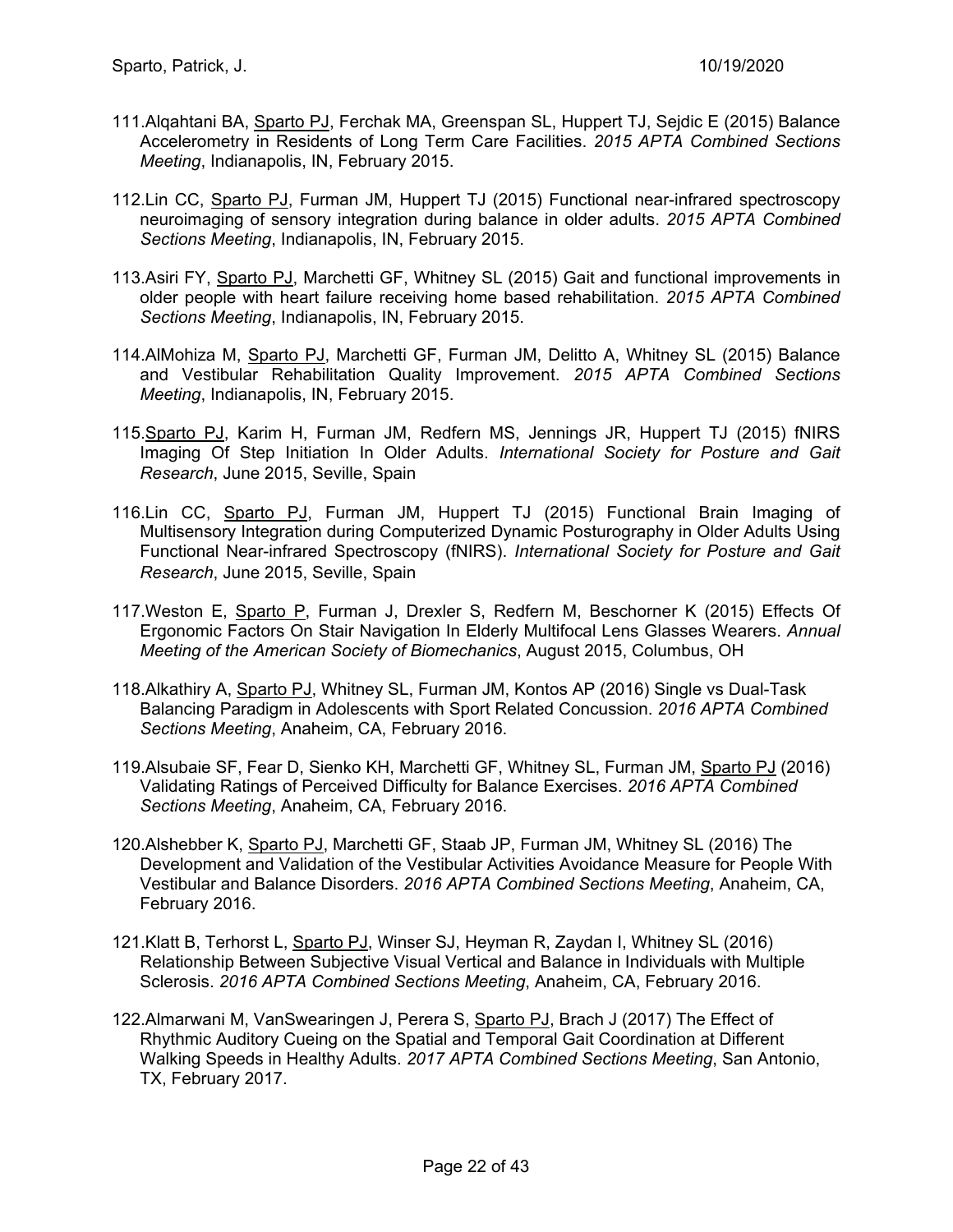111. Alqahtani BA, <u>Sparto PJ</u>, Ferchak MA, Greenspan SL, Huppert TJ, Sejdic E (2015) Balance Accelerometry in Residents of Long Term Care Facilities. *2015 APTA Combined Sections Meeting*, Indianapolis, IN, February 2015.

112. Lin CC, <u>Sparto PJ</u>, Furman JM, Huppert TJ (2015) Functional near-infrared spectroscopy neuroimaging of sensory integration during balance in older adults. *2015 APTA Combined Sections Meeting*, Indianapolis, IN, February 2015.

113. Asiri FY, <u>Sparto PJ</u>, Marchetti GF, Whitney SL (2015) Gait and functional improvements in older people with heart failure receiving home based rehabilitation. *2015 APTA Combined Sections Meeting*, Indianapolis, IN, February 2015.

114. AlMohiza M, <u>Sparto PJ</u>, Marchetti GF, Furman JM, Delitto A, Whitney SL (2015) Balance and Vestibular Rehabilitation Quality Improvement. *2015 APTA Combined Sections Meeting*, Indianapolis, IN, February 2015.

115. <u>Sparto PJ</u>, Karim H, Furman JM, Redfern MS, Jennings JR, Huppert TJ (2015) fNIRS Imaging Of Step Initiation In Older Adults. *International Society for Posture and Gait Research*, June 2015, Seville, Spain

116. Lin CC, <u>Sparto PJ</u>, Furman JM, Huppert TJ (2015) Functional Brain Imaging of Multisensory Integration during Computerized Dynamic Posturography in Older Adults Using Functional Near-infrared Spectroscopy (fNIRS). *International Society for Posture and Gait Research*, June 2015, Seville, Spain

117. Weston E, <u>Sparto P</u>, Furman J, Drexler S, Redfern M, Beschorner K (2015) Effects Of Ergonomic Factors On Stair Navigation In Elderly Multifocal Lens Glasses Wearers. *Annual Meeting of the American Society of Biomechanics*, August 2015, Columbus, OH

118. Alkathiry A, <u>Sparto PJ</u>, Whitney SL, Furman JM, Kontos AP (2016) Single vs Dual-Task Balancing Paradigm in Adolescents with Sport Related Concussion. *2016 APTA Combined Sections Meeting*, Anaheim, CA, February 2016.

119. Alsubaie SF, Fear D, Sienko KH, Marchetti GF, Whitney SL, Furman JM, <u>Sparto PJ</u> (2016) Validating Ratings of Perceived Difficulty for Balance Exercises. *2016 APTA Combined Sections Meeting*, Anaheim, CA, February 2016.

120. Alshebber K, <u>Sparto PJ</u>, Marchetti GF, Staab JP, Furman JM, Whitney SL (2016) The Development and Validation of the Vestibular Activities Avoidance Measure for People With Vestibular and Balance Disorders. *2016 APTA Combined Sections Meeting*, Anaheim, CA, February 2016.

121. Klatt B, Terhorst L, <u>Sparto PJ</u>, Winser SJ, Heyman R, Zaydan I, Whitney SL (2016) Relationship Between Subjective Visual Vertical and Balance in Individuals with Multiple Sclerosis. *2016 APTA Combined Sections Meeting*, Anaheim, CA, February 2016.

122. Almarwani M, VanSwearingen J, Perera S, <u>Sparto PJ</u>, Brach J (2017) The Effect of Rhythmic Auditory Cueing on the Spatial and Temporal Gait Coordination at Different Walking Speeds in Healthy Adults. *2017 APTA Combined Sections Meeting*, San Antonio, TX, February 2017.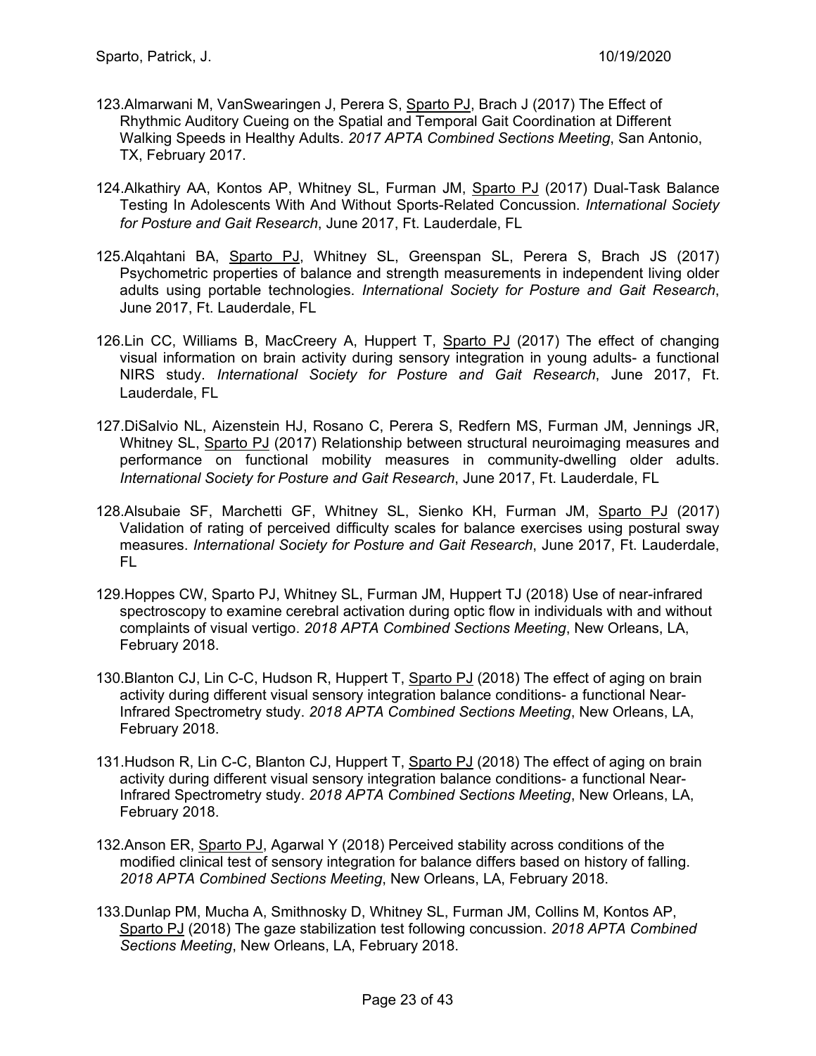123. Almarwani M, VanSwearingen J, Perera S, Sparto PJ, Brach J (2017) The Effect of Rhythmic Auditory Cueing on the Spatial and Temporal Gait Coordination at Different Walking Speeds in Healthy Adults. *2017 APTA Combined Sections Meeting*, San Antonio, TX, February 2017.

124. Alkathiry AA, Kontos AP, Whitney SL, Furman JM, Sparto PJ (2017) Dual-Task Balance Testing In Adolescents With And Without Sports-Related Concussion. *International Society for Posture and Gait Research*, June 2017, Ft. Lauderdale, FL

125. Alqahtani BA, Sparto PJ, Whitney SL, Greenspan SL, Perera S, Brach JS (2017) Psychometric properties of balance and strength measurements in independent living older adults using portable technologies. *International Society for Posture and Gait Research*, June 2017, Ft. Lauderdale, FL

126. Lin CC, Williams B, MacCreery A, Huppert T, Sparto PJ (2017) The effect of changing visual information on brain activity during sensory integration in young adults- a functional NIRS study. *International Society for Posture and Gait Research*, June 2017, Ft. Lauderdale, FL

127. DiSalvio NL, Aizenstein HJ, Rosano C, Perera S, Redfern MS, Furman JM, Jennings JR, Whitney SL, Sparto PJ (2017) Relationship between structural neuroimaging measures and performance on functional mobility measures in community-dwelling older adults. *International Society for Posture and Gait Research*, June 2017, Ft. Lauderdale, FL

128. Alsubaie SF, Marchetti GF, Whitney SL, Sienko KH, Furman JM, Sparto PJ (2017) Validation of rating of perceived difficulty scales for balance exercises using postural sway measures. *International Society for Posture and Gait Research*, June 2017, Ft. Lauderdale, FL

129. Hoppes CW, Sparto PJ, Whitney SL, Furman JM, Huppert TJ (2018) Use of near-infrared spectroscopy to examine cerebral activation during optic flow in individuals with and without complaints of visual vertigo. *2018 APTA Combined Sections Meeting*, New Orleans, LA, February 2018.

130. Blanton CJ, Lin C-C, Hudson R, Huppert T, Sparto PJ (2018) The effect of aging on brain activity during different visual sensory integration balance conditions- a functional Near-Infrared Spectrometry study. *2018 APTA Combined Sections Meeting*, New Orleans, LA, February 2018.

131. Hudson R, Lin C-C, Blanton CJ, Huppert T, Sparto PJ (2018) The effect of aging on brain activity during different visual sensory integration balance conditions- a functional Near-Infrared Spectrometry study. *2018 APTA Combined Sections Meeting*, New Orleans, LA, February 2018.

132. Anson ER, Sparto PJ, Agarwal Y (2018) Perceived stability across conditions of the modified clinical test of sensory integration for balance differs based on history of falling. *2018 APTA Combined Sections Meeting*, New Orleans, LA, February 2018.

133. Dunlap PM, Mucha A, Smithnosky D, Whitney SL, Furman JM, Collins M, Kontos AP, Sparto PJ (2018) The gaze stabilization test following concussion. *2018 APTA Combined Sections Meeting*, New Orleans, LA, February 2018.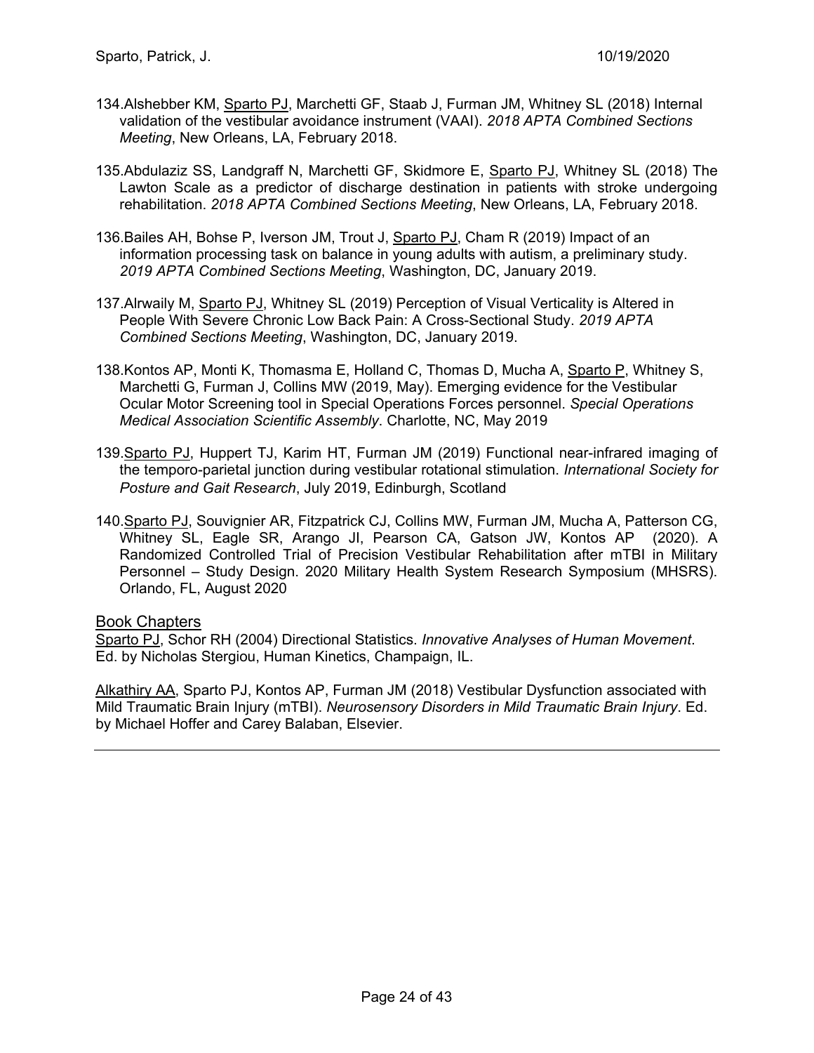134. Alshebber KM, <u>Sparto PJ</u>, Marchetti GF, Staab J, Furman JM, Whitney SL (2018) Internal validation of the vestibular avoidance instrument (VAAI). *2018 APTA Combined Sections Meeting*, New Orleans, LA, February 2018.

135. Abdulaziz SS, Landgraff N, Marchetti GF, Skidmore E, <u>Sparto PJ</u>, Whitney SL (2018) The Lawton Scale as a predictor of discharge destination in patients with stroke undergoing rehabilitation. *2018 APTA Combined Sections Meeting*, New Orleans, LA, February 2018.

136. Bailes AH, Bohse P, Iverson JM, Trout J, <u>Sparto PJ</u>, Cham R (2019) Impact of an information processing task on balance in young adults with autism, a preliminary study. *2019 APTA Combined Sections Meeting*, Washington, DC, January 2019.

137. Alrwaily M, <u>Sparto PJ</u>, Whitney SL (2019) Perception of Visual Verticality is Altered in People With Severe Chronic Low Back Pain: A Cross-Sectional Study. *2019 APTA Combined Sections Meeting*, Washington, DC, January 2019.

138. Kontos AP, Monti K, Thomasma E, Holland C, Thomas D, Mucha A, <u>Sparto P</u>, Whitney S, Marchetti G, Furman J, Collins MW (2019, May). Emerging evidence for the Vestibular Ocular Motor Screening tool in Special Operations Forces personnel. *Special Operations Medical Association Scientific Assembly*. Charlotte, NC, May 2019

139. <u>Sparto PJ</u>, Huppert TJ, Karim HT, Furman JM (2019) Functional near-infrared imaging of the temporo-parietal junction during vestibular rotational stimulation. *International Society for Posture and Gait Research*, July 2019, Edinburgh, Scotland

140. <u>Sparto PJ</u>, Souvignier AR, Fitzpatrick CJ, Collins MW, Furman JM, Mucha A, Patterson CG, Whitney SL, Eagle SR, Arango JI, Pearson CA, Gatson JW, Kontos AP (2020). A Randomized Controlled Trial of Precision Vestibular Rehabilitation after mTBI in Military Personnel – Study Design. 2020 Military Health System Research Symposium (MHSRS). Orlando, FL, August 2020

## Book Chapters

<u>Sparto PJ</u>, Schor RH (2004) Directional Statistics. *Innovative Analyses of Human Movement*. Ed. by Nicholas Stergiou, Human Kinetics, Champaign, IL.

<u>Alkathiry AA</u>, Sparto PJ, Kontos AP, Furman JM (2018) Vestibular Dysfunction associated with Mild Traumatic Brain Injury (mTBI). *Neurosensory Disorders in Mild Traumatic Brain Injury*. Ed. by Michael Hoffer and Carey Balaban, Elsevier.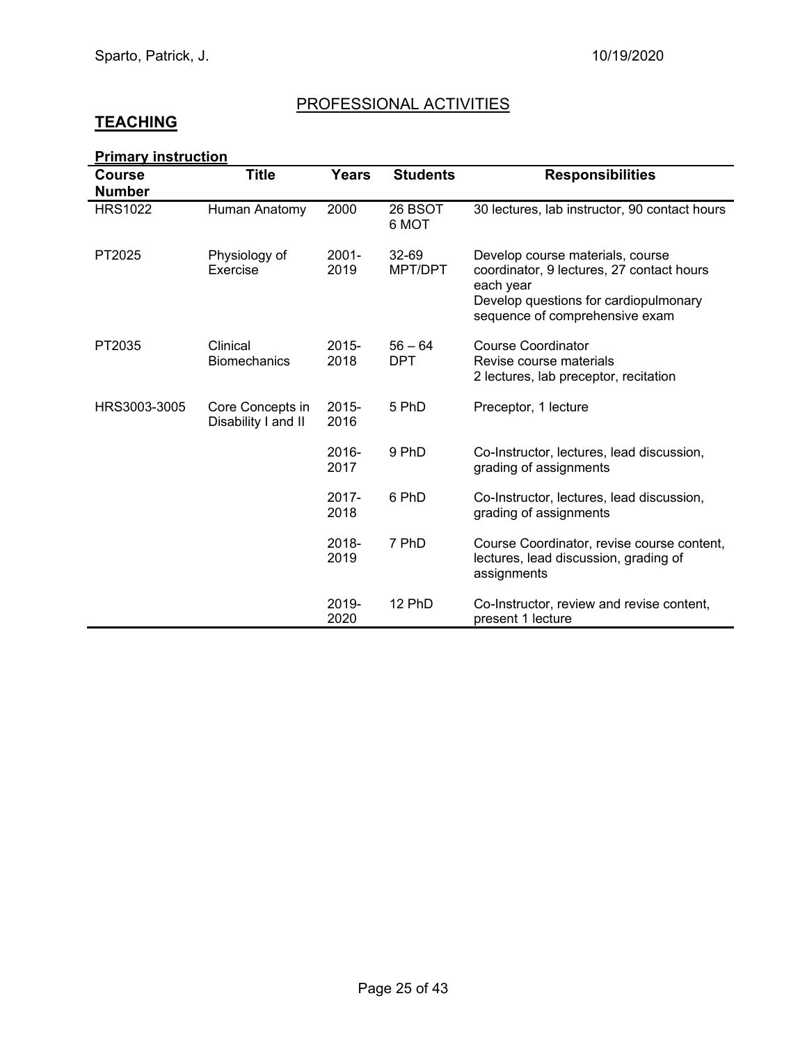## PROFESSIONAL ACTIVITIES

## TEACHING

**Primary instruction**

| Course Number | Title | Years | Students | Responsibilities |
|---|---|---|---|---|
| HRS1022 | Human Anatomy | 2000 | 26 BSOT 6 MOT | 30 lectures, lab instructor, 90 contact hours |
| PT2025 | Physiology of Exercise | 2001-2019 | 32-69 MPT/DPT | Develop course materials, course coordinator, 9 lectures, 27 contact hours each year<br>Develop questions for cardiopulmonary sequence of comprehensive exam |
| PT2035 | Clinical Biomechanics | 2015-2018 | 56 – 64 DPT | Course Coordinator<br>Revise course materials<br>2 lectures, lab preceptor, recitation |
| HRS3003-3005 | Core Concepts in Disability I and II | 2015-2016 | 5 PhD | Preceptor, 1 lecture |
| | | 2016-2017 | 9 PhD | Co-Instructor, lectures, lead discussion, grading of assignments |
| | | 2017-2018 | 6 PhD | Co-Instructor, lectures, lead discussion, grading of assignments |
| | | 2018-2019 | 7 PhD | Course Coordinator, revise course content, lectures, lead discussion, grading of assignments |
| | | 2019-2020 | 12 PhD | Co-Instructor, review and revise content, present 1 lecture |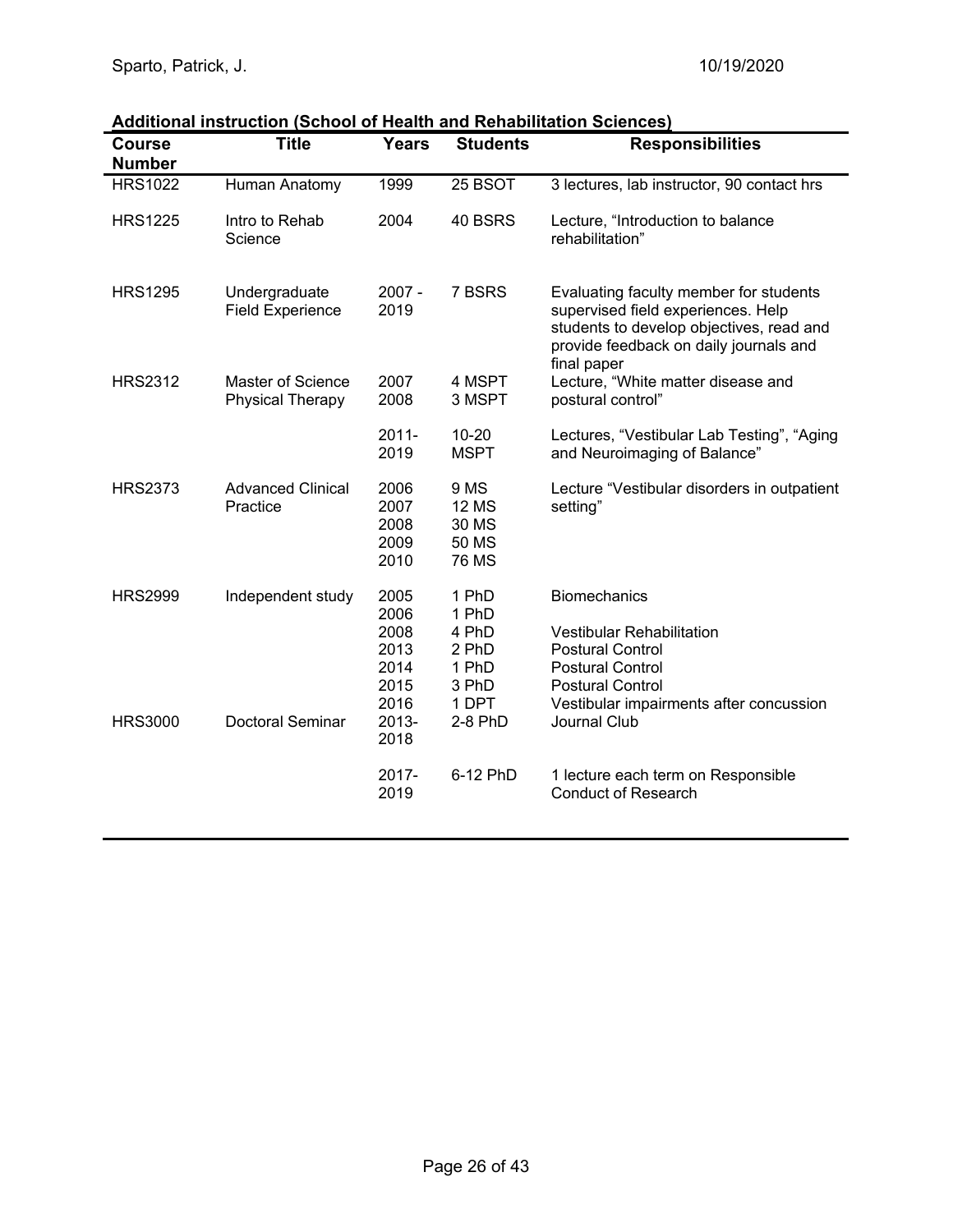**Additional instruction (School of Health and Rehabilitation Sciences)**

| Course Number | Title | Years | Students | Responsibilities |
|---|---|---|---|---|
| HRS1022 | Human Anatomy | 1999 | 25 BSOT | 3 lectures, lab instructor, 90 contact hrs |
| HRS1225 | Intro to Rehab Science | 2004 | 40 BSRS | Lecture, "Introduction to balance rehabilitation" |
| HRS1295 | Undergraduate Field Experience | 2007 - 2019 | 7 BSRS | Evaluating faculty member for students supervised field experiences. Help students to develop objectives, read and provide feedback on daily journals and final paper |
| HRS2312 | Master of Science Physical Therapy | 2007<br>2008 | 4 MSPT<br>3 MSPT | Lecture, "White matter disease and postural control" |
| | | 2011-2019 | 10-20 MSPT | Lectures, "Vestibular Lab Testing", "Aging and Neuroimaging of Balance" |
| HRS2373 | Advanced Clinical Practice | 2006<br>2007<br>2008<br>2009<br>2010 | 9 MS<br>12 MS<br>30 MS<br>50 MS<br>76 MS | Lecture "Vestibular disorders in outpatient setting" |
| HRS2999 | Independent study | 2005<br>2006 | 1 PhD<br>1 PhD | Biomechanics |
| | | 2008 | 4 PhD | Vestibular Rehabilitation |
| | | 2013 | 2 PhD | Postural Control |
| | | 2014 | 1 PhD | Postural Control |
| | | 2015 | 3 PhD | Postural Control |
| | | 2016 | 1 DPT | Vestibular impairments after concussion |
| HRS3000 | Doctoral Seminar | 2013-2018 | 2-8 PhD | Journal Club |
| | | 2017-2019 | 6-12 PhD | 1 lecture each term on Responsible Conduct of Research |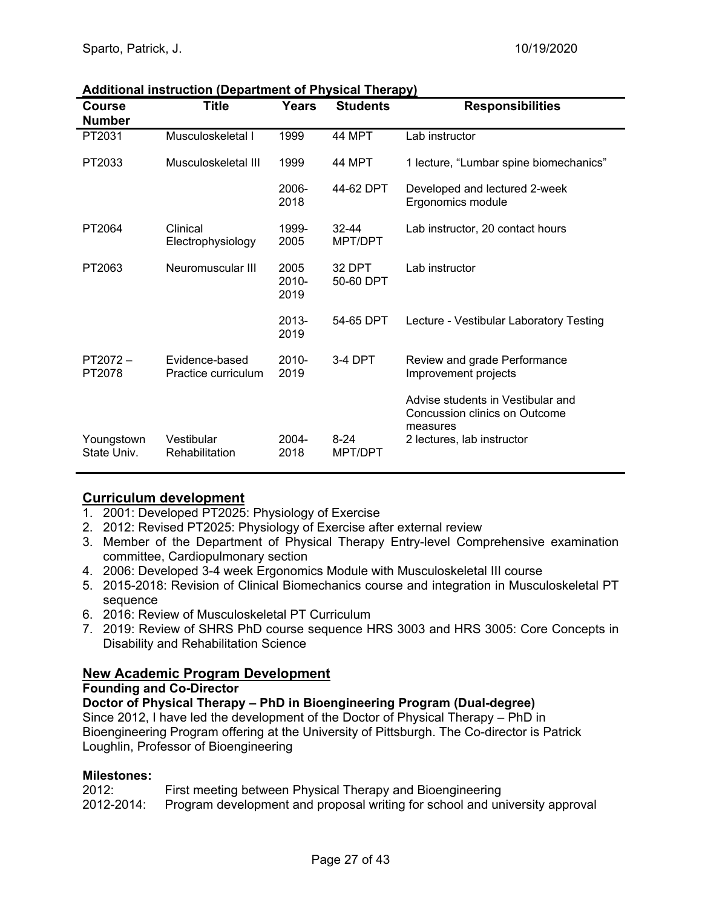**Additional instruction (Department of Physical Therapy)**

| Course Number | Title | Years | Students | Responsibilities |
|---|---|---|---|---|
| PT2031 | Musculoskeletal I | 1999 | 44 MPT | Lab instructor |
| PT2033 | Musculoskeletal III | 1999 | 44 MPT | 1 lecture, "Lumbar spine biomechanics" |
| | | 2006-2018 | 44-62 DPT | Developed and lectured 2-week Ergonomics module |
| PT2064 | Clinical Electrophysiology | 1999-2005 | 32-44 MPT/DPT | Lab instructor, 20 contact hours |
| PT2063 | Neuromuscular III | 2005 2010-2019 | 32 DPT 50-60 DPT | Lab instructor |
| | | 2013-2019 | 54-65 DPT | Lecture - Vestibular Laboratory Testing |
| PT2072 – PT2078 | Evidence-based Practice curriculum | 2010-2019 | 3-4 DPT | Review and grade Performance Improvement projects |
| | | | | Advise students in Vestibular and Concussion clinics on Outcome measures |
| Youngstown State Univ. | Vestibular Rehabilitation | 2004-2018 | 8-24 MPT/DPT | 2 lectures, lab instructor |

## Curriculum development

1. 2001: Developed PT2025: Physiology of Exercise
2. 2012: Revised PT2025: Physiology of Exercise after external review
3. Member of the Department of Physical Therapy Entry-level Comprehensive examination committee, Cardiopulmonary section
4. 2006: Developed 3-4 week Ergonomics Module with Musculoskeletal III course
5. 2015-2018: Revision of Clinical Biomechanics course and integration in Musculoskeletal PT sequence
6. 2016: Review of Musculoskeletal PT Curriculum
7. 2019: Review of SHRS PhD course sequence HRS 3003 and HRS 3005: Core Concepts in Disability and Rehabilitation Science

## New Academic Program Development

**Founding and Co-Director**

**Doctor of Physical Therapy – PhD in Bioengineering Program (Dual-degree)**

Since 2012, I have led the development of the Doctor of Physical Therapy – PhD in Bioengineering Program offering at the University of Pittsburgh. The Co-director is Patrick Loughlin, Professor of Bioengineering

**Milestones:**

2012: First meeting between Physical Therapy and Bioengineering

2012-2014: Program development and proposal writing for school and university approval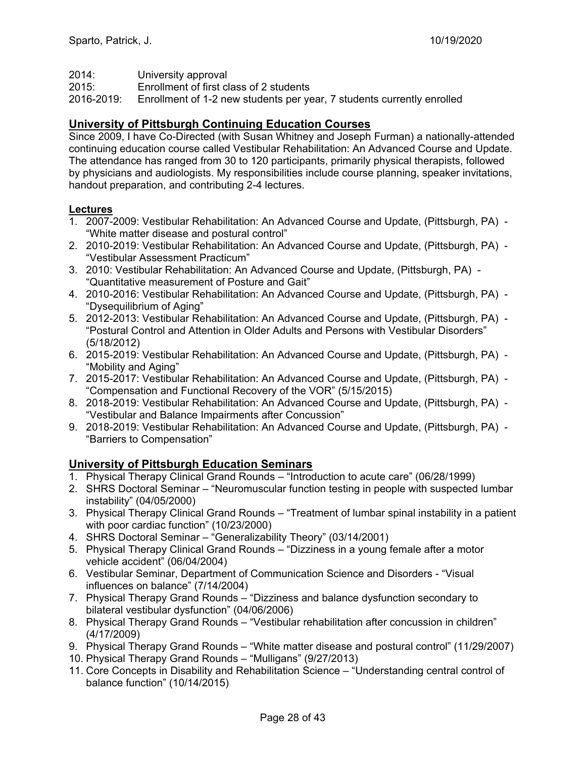2014: University approval
2015: Enrollment of first class of 2 students
2016-2019: Enrollment of 1-2 new students per year, 7 students currently enrolled

## University of Pittsburgh Continuing Education Courses

Since 2009, I have Co-Directed (with Susan Whitney and Joseph Furman) a nationally-attended continuing education course called Vestibular Rehabilitation: An Advanced Course and Update. The attendance has ranged from 30 to 120 participants, primarily physical therapists, followed by physicians and audiologists. My responsibilities include course planning, speaker invitations, handout preparation, and contributing 2-4 lectures.

### Lectures

1. 2007-2009: Vestibular Rehabilitation: An Advanced Course and Update, (Pittsburgh, PA) - "White matter disease and postural control"
2. 2010-2019: Vestibular Rehabilitation: An Advanced Course and Update, (Pittsburgh, PA) - "Vestibular Assessment Practicum"
3. 2010: Vestibular Rehabilitation: An Advanced Course and Update, (Pittsburgh, PA) - "Quantitative measurement of Posture and Gait"
4. 2010-2016: Vestibular Rehabilitation: An Advanced Course and Update, (Pittsburgh, PA) - "Dysequilibrium of Aging"
5. 2012-2013: Vestibular Rehabilitation: An Advanced Course and Update, (Pittsburgh, PA) - "Postural Control and Attention in Older Adults and Persons with Vestibular Disorders" (5/18/2012)
6. 2015-2019: Vestibular Rehabilitation: An Advanced Course and Update, (Pittsburgh, PA) - "Mobility and Aging"
7. 2015-2017: Vestibular Rehabilitation: An Advanced Course and Update, (Pittsburgh, PA) - "Compensation and Functional Recovery of the VOR" (5/15/2015)
8. 2018-2019: Vestibular Rehabilitation: An Advanced Course and Update, (Pittsburgh, PA) - "Vestibular and Balance Impairments after Concussion"
9. 2018-2019: Vestibular Rehabilitation: An Advanced Course and Update, (Pittsburgh, PA) - "Barriers to Compensation"

## University of Pittsburgh Education Seminars

1. Physical Therapy Clinical Grand Rounds – "Introduction to acute care" (06/28/1999)
2. SHRS Doctoral Seminar – "Neuromuscular function testing in people with suspected lumbar instability" (04/05/2000)
3. Physical Therapy Clinical Grand Rounds – "Treatment of lumbar spinal instability in a patient with poor cardiac function" (10/23/2000)
4. SHRS Doctoral Seminar – "Generalizability Theory" (03/14/2001)
5. Physical Therapy Clinical Grand Rounds – "Dizziness in a young female after a motor vehicle accident" (06/04/2004)
6. Vestibular Seminar, Department of Communication Science and Disorders - "Visual influences on balance" (7/14/2004)
7. Physical Therapy Grand Rounds – "Dizziness and balance dysfunction secondary to bilateral vestibular dysfunction" (04/06/2006)
8. Physical Therapy Grand Rounds – "Vestibular rehabilitation after concussion in children" (4/17/2009)
9. Physical Therapy Grand Rounds – "White matter disease and postural control" (11/29/2007)
10. Physical Therapy Grand Rounds – "Mulligans" (9/27/2013)
11. Core Concepts in Disability and Rehabilitation Science – "Understanding central control of balance function" (10/14/2015)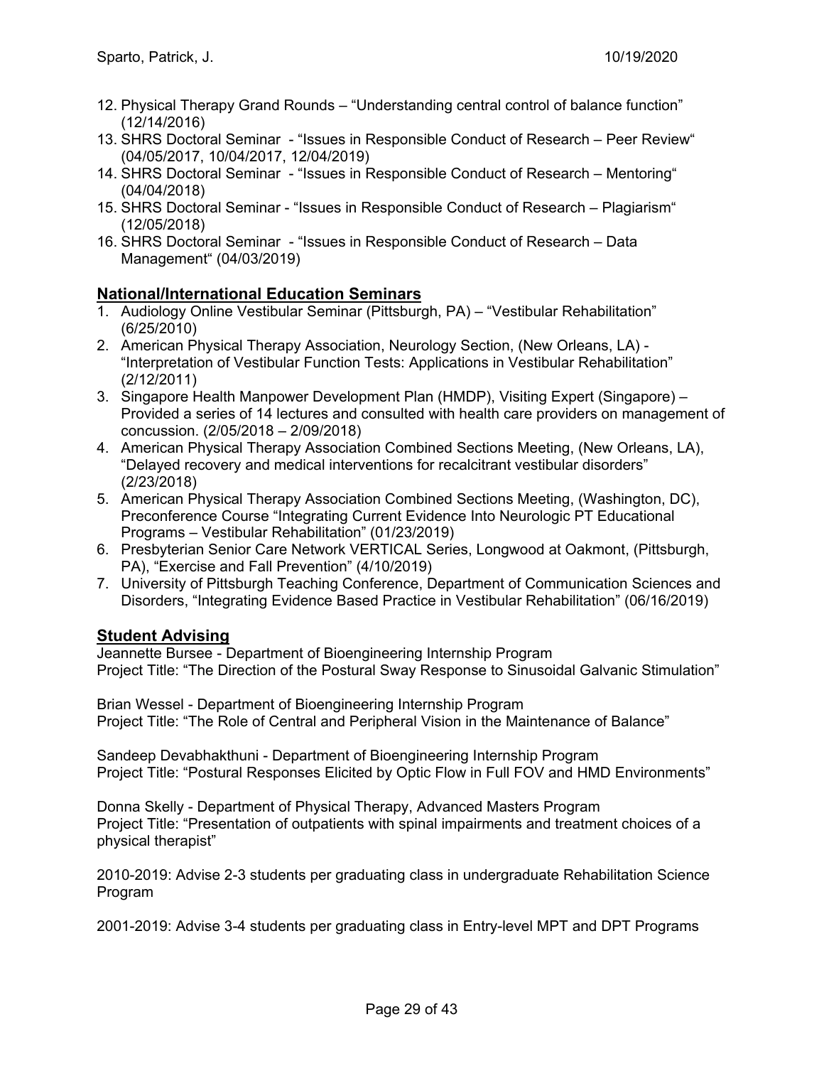12. Physical Therapy Grand Rounds – "Understanding central control of balance function" (12/14/2016)
13. SHRS Doctoral Seminar - "Issues in Responsible Conduct of Research – Peer Review" (04/05/2017, 10/04/2017, 12/04/2019)
14. SHRS Doctoral Seminar - "Issues in Responsible Conduct of Research – Mentoring" (04/04/2018)
15. SHRS Doctoral Seminar - "Issues in Responsible Conduct of Research – Plagiarism" (12/05/2018)
16. SHRS Doctoral Seminar - "Issues in Responsible Conduct of Research – Data Management" (04/03/2019)

## National/International Education Seminars

1. Audiology Online Vestibular Seminar (Pittsburgh, PA) – "Vestibular Rehabilitation" (6/25/2010)
2. American Physical Therapy Association, Neurology Section, (New Orleans, LA) - "Interpretation of Vestibular Function Tests: Applications in Vestibular Rehabilitation" (2/12/2011)
3. Singapore Health Manpower Development Plan (HMDP), Visiting Expert (Singapore) – Provided a series of 14 lectures and consulted with health care providers on management of concussion. (2/05/2018 – 2/09/2018)
4. American Physical Therapy Association Combined Sections Meeting, (New Orleans, LA), "Delayed recovery and medical interventions for recalcitrant vestibular disorders" (2/23/2018)
5. American Physical Therapy Association Combined Sections Meeting, (Washington, DC), Preconference Course "Integrating Current Evidence Into Neurologic PT Educational Programs – Vestibular Rehabilitation" (01/23/2019)
6. Presbyterian Senior Care Network VERTICAL Series, Longwood at Oakmont, (Pittsburgh, PA), "Exercise and Fall Prevention" (4/10/2019)
7. University of Pittsburgh Teaching Conference, Department of Communication Sciences and Disorders, "Integrating Evidence Based Practice in Vestibular Rehabilitation" (06/16/2019)

## Student Advising

Jeannette Bursee - Department of Bioengineering Internship Program
Project Title: "The Direction of the Postural Sway Response to Sinusoidal Galvanic Stimulation"

Brian Wessel - Department of Bioengineering Internship Program
Project Title: "The Role of Central and Peripheral Vision in the Maintenance of Balance"

Sandeep Devabhakthuni - Department of Bioengineering Internship Program
Project Title: "Postural Responses Elicited by Optic Flow in Full FOV and HMD Environments"

Donna Skelly - Department of Physical Therapy, Advanced Masters Program
Project Title: "Presentation of outpatients with spinal impairments and treatment choices of a physical therapist"

2010-2019: Advise 2-3 students per graduating class in undergraduate Rehabilitation Science Program

2001-2019: Advise 3-4 students per graduating class in Entry-level MPT and DPT Programs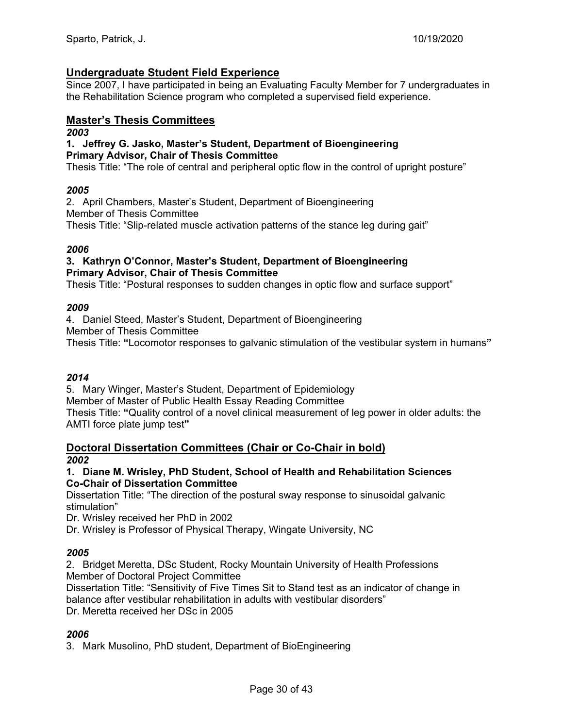## Undergraduate Student Field Experience

Since 2007, I have participated in being an Evaluating Faculty Member for 7 undergraduates in the Rehabilitation Science program who completed a supervised field experience.

## Master's Thesis Committees

***2003***

**1. Jeffrey G. Jasko, Master's Student, Department of Bioengineering**
**Primary Advisor, Chair of Thesis Committee**
Thesis Title: "The role of central and peripheral optic flow in the control of upright posture"

***2005***

2. April Chambers, Master's Student, Department of Bioengineering
Member of Thesis Committee
Thesis Title: "Slip-related muscle activation patterns of the stance leg during gait"

***2006***

**3. Kathryn O'Connor, Master's Student, Department of Bioengineering**
**Primary Advisor, Chair of Thesis Committee**
Thesis Title: "Postural responses to sudden changes in optic flow and surface support"

***2009***

4. Daniel Steed, Master's Student, Department of Bioengineering
Member of Thesis Committee
Thesis Title: **"**Locomotor responses to galvanic stimulation of the vestibular system in humans**"**

***2014***

5. Mary Winger, Master's Student, Department of Epidemiology
Member of Master of Public Health Essay Reading Committee
Thesis Title: **"**Quality control of a novel clinical measurement of leg power in older adults: the AMTI force plate jump test**"**

## Doctoral Dissertation Committees (Chair or Co-Chair in bold)

***2002***

**1. Diane M. Wrisley, PhD Student, School of Health and Rehabilitation Sciences**
**Co-Chair of Dissertation Committee**
Dissertation Title: "The direction of the postural sway response to sinusoidal galvanic stimulation"
Dr. Wrisley received her PhD in 2002
Dr. Wrisley is Professor of Physical Therapy, Wingate University, NC

***2005***

2. Bridget Meretta, DSc Student, Rocky Mountain University of Health Professions
Member of Doctoral Project Committee
Dissertation Title: "Sensitivity of Five Times Sit to Stand test as an indicator of change in balance after vestibular rehabilitation in adults with vestibular disorders"
Dr. Meretta received her DSc in 2005

***2006***

3. Mark Musolino, PhD student, Department of BioEngineering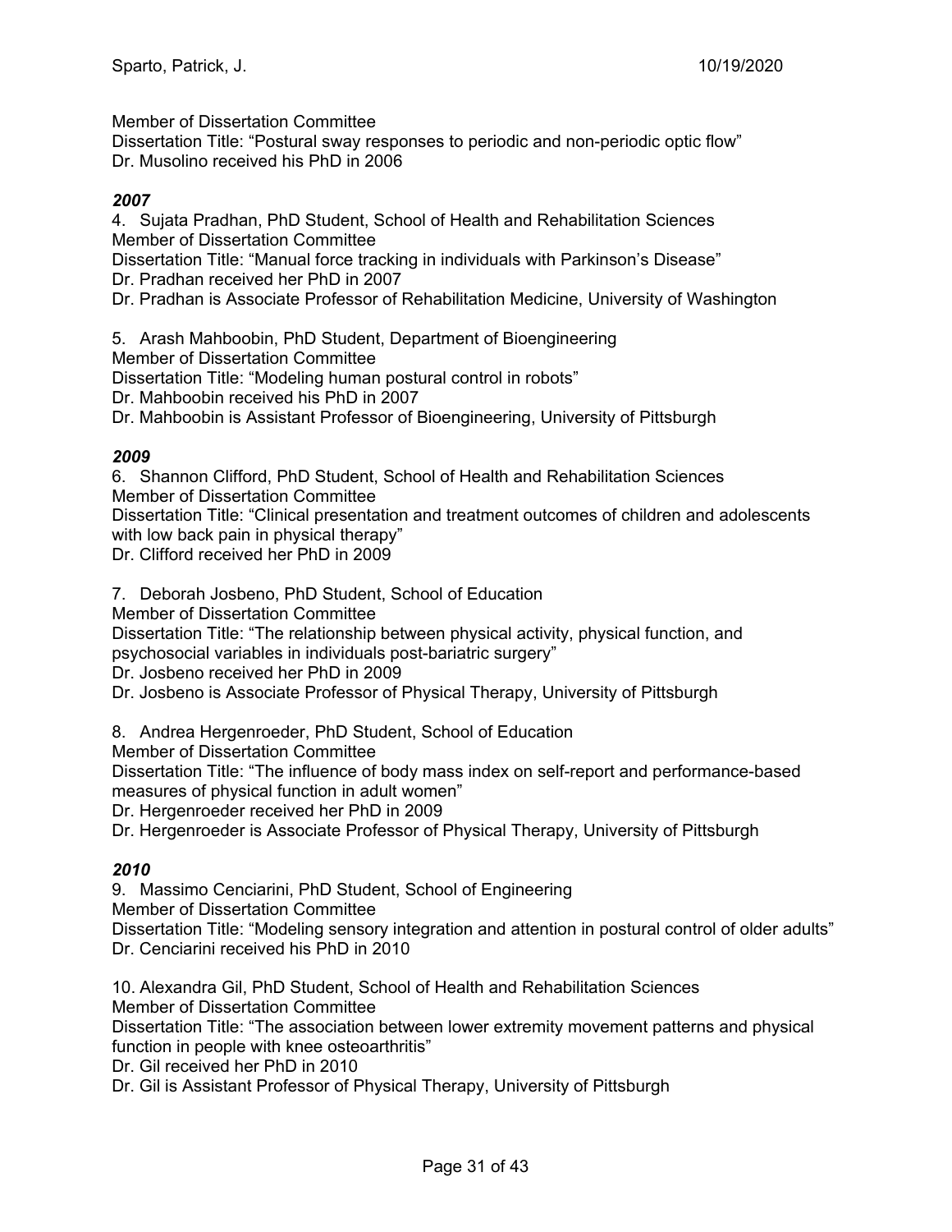Member of Dissertation Committee
Dissertation Title: "Postural sway responses to periodic and non-periodic optic flow"
Dr. Musolino received his PhD in 2006

***2007***

4. Sujata Pradhan, PhD Student, School of Health and Rehabilitation Sciences
Member of Dissertation Committee
Dissertation Title: "Manual force tracking in individuals with Parkinson's Disease"
Dr. Pradhan received her PhD in 2007
Dr. Pradhan is Associate Professor of Rehabilitation Medicine, University of Washington

5. Arash Mahboobin, PhD Student, Department of Bioengineering
Member of Dissertation Committee
Dissertation Title: "Modeling human postural control in robots"
Dr. Mahboobin received his PhD in 2007
Dr. Mahboobin is Assistant Professor of Bioengineering, University of Pittsburgh

***2009***

6. Shannon Clifford, PhD Student, School of Health and Rehabilitation Sciences
Member of Dissertation Committee
Dissertation Title: "Clinical presentation and treatment outcomes of children and adolescents with low back pain in physical therapy"
Dr. Clifford received her PhD in 2009

7. Deborah Josbeno, PhD Student, School of Education
Member of Dissertation Committee
Dissertation Title: "The relationship between physical activity, physical function, and psychosocial variables in individuals post-bariatric surgery"
Dr. Josbeno received her PhD in 2009
Dr. Josbeno is Associate Professor of Physical Therapy, University of Pittsburgh

8. Andrea Hergenroeder, PhD Student, School of Education
Member of Dissertation Committee
Dissertation Title: "The influence of body mass index on self-report and performance-based measures of physical function in adult women"
Dr. Hergenroeder received her PhD in 2009
Dr. Hergenroeder is Associate Professor of Physical Therapy, University of Pittsburgh

***2010***

9. Massimo Cenciarini, PhD Student, School of Engineering
Member of Dissertation Committee
Dissertation Title: "Modeling sensory integration and attention in postural control of older adults"
Dr. Cenciarini received his PhD in 2010

10. Alexandra Gil, PhD Student, School of Health and Rehabilitation Sciences
Member of Dissertation Committee
Dissertation Title: "The association between lower extremity movement patterns and physical function in people with knee osteoarthritis"
Dr. Gil received her PhD in 2010
Dr. Gil is Assistant Professor of Physical Therapy, University of Pittsburgh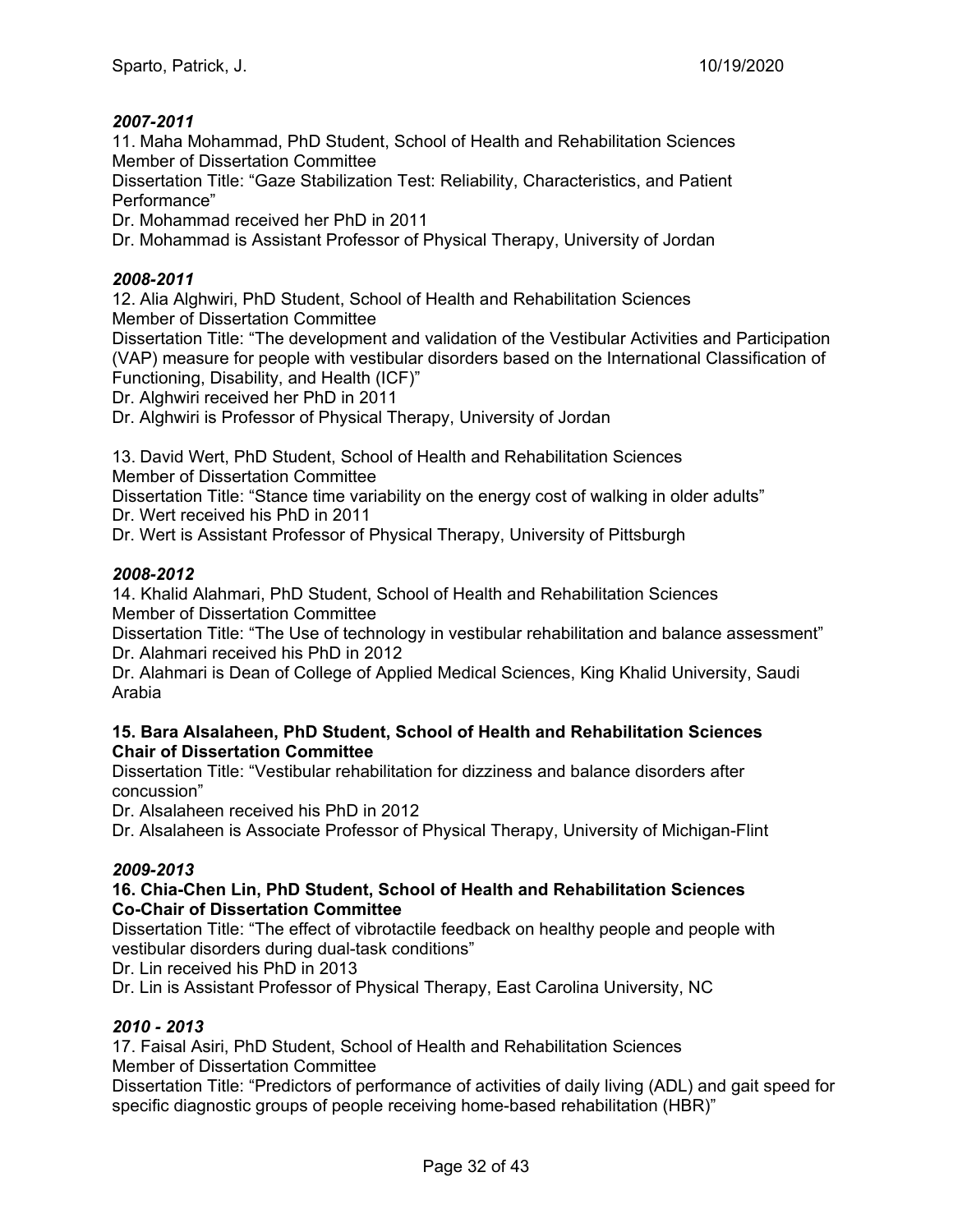***2007-2011***

11. Maha Mohammad, PhD Student, School of Health and Rehabilitation Sciences
Member of Dissertation Committee
Dissertation Title: "Gaze Stabilization Test: Reliability, Characteristics, and Patient Performance"
Dr. Mohammad received her PhD in 2011
Dr. Mohammad is Assistant Professor of Physical Therapy, University of Jordan

***2008-2011***

12. Alia Alghwiri, PhD Student, School of Health and Rehabilitation Sciences
Member of Dissertation Committee
Dissertation Title: "The development and validation of the Vestibular Activities and Participation (VAP) measure for people with vestibular disorders based on the International Classification of Functioning, Disability, and Health (ICF)"
Dr. Alghwiri received her PhD in 2011
Dr. Alghwiri is Professor of Physical Therapy, University of Jordan

13. David Wert, PhD Student, School of Health and Rehabilitation Sciences
Member of Dissertation Committee
Dissertation Title: "Stance time variability on the energy cost of walking in older adults"
Dr. Wert received his PhD in 2011
Dr. Wert is Assistant Professor of Physical Therapy, University of Pittsburgh

***2008-2012***

14. Khalid Alahmari, PhD Student, School of Health and Rehabilitation Sciences
Member of Dissertation Committee
Dissertation Title: "The Use of technology in vestibular rehabilitation and balance assessment"
Dr. Alahmari received his PhD in 2012
Dr. Alahmari is Dean of College of Applied Medical Sciences, King Khalid University, Saudi Arabia

**15. Bara Alsalaheen, PhD Student, School of Health and Rehabilitation Sciences**
**Chair of Dissertation Committee**
Dissertation Title: "Vestibular rehabilitation for dizziness and balance disorders after concussion"
Dr. Alsalaheen received his PhD in 2012
Dr. Alsalaheen is Associate Professor of Physical Therapy, University of Michigan-Flint

***2009-2013***

**16. Chia-Chen Lin, PhD Student, School of Health and Rehabilitation Sciences**
**Co-Chair of Dissertation Committee**
Dissertation Title: "The effect of vibrotactile feedback on healthy people and people with vestibular disorders during dual-task conditions"
Dr. Lin received his PhD in 2013
Dr. Lin is Assistant Professor of Physical Therapy, East Carolina University, NC

***2010 - 2013***

17. Faisal Asiri, PhD Student, School of Health and Rehabilitation Sciences
Member of Dissertation Committee
Dissertation Title: "Predictors of performance of activities of daily living (ADL) and gait speed for specific diagnostic groups of people receiving home-based rehabilitation (HBR)"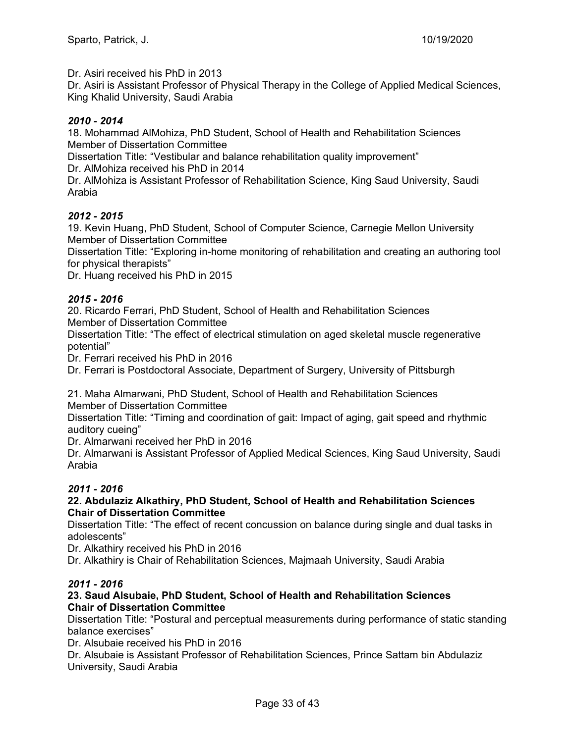Dr. Asiri received his PhD in 2013
Dr. Asiri is Assistant Professor of Physical Therapy in the College of Applied Medical Sciences, King Khalid University, Saudi Arabia

***2010 - 2014***
18. Mohammad AlMohiza, PhD Student, School of Health and Rehabilitation Sciences
Member of Dissertation Committee
Dissertation Title: "Vestibular and balance rehabilitation quality improvement"
Dr. AlMohiza received his PhD in 2014
Dr. AlMohiza is Assistant Professor of Rehabilitation Science, King Saud University, Saudi Arabia

***2012 - 2015***
19. Kevin Huang, PhD Student, School of Computer Science, Carnegie Mellon University
Member of Dissertation Committee
Dissertation Title: "Exploring in-home monitoring of rehabilitation and creating an authoring tool for physical therapists"
Dr. Huang received his PhD in 2015

***2015 - 2016***
20. Ricardo Ferrari, PhD Student, School of Health and Rehabilitation Sciences
Member of Dissertation Committee
Dissertation Title: "The effect of electrical stimulation on aged skeletal muscle regenerative potential"
Dr. Ferrari received his PhD in 2016
Dr. Ferrari is Postdoctoral Associate, Department of Surgery, University of Pittsburgh

21. Maha Almarwani, PhD Student, School of Health and Rehabilitation Sciences
Member of Dissertation Committee
Dissertation Title: "Timing and coordination of gait: Impact of aging, gait speed and rhythmic auditory cueing"
Dr. Almarwani received her PhD in 2016
Dr. Almarwani is Assistant Professor of Applied Medical Sciences, King Saud University, Saudi Arabia

***2011 - 2016***
**22. Abdulaziz Alkathiry, PhD Student, School of Health and Rehabilitation Sciences**
**Chair of Dissertation Committee**
Dissertation Title: "The effect of recent concussion on balance during single and dual tasks in adolescents"
Dr. Alkathiry received his PhD in 2016
Dr. Alkathiry is Chair of Rehabilitation Sciences, Majmaah University, Saudi Arabia

***2011 - 2016***
**23. Saud Alsubaie, PhD Student, School of Health and Rehabilitation Sciences**
**Chair of Dissertation Committee**
Dissertation Title: "Postural and perceptual measurements during performance of static standing balance exercises"
Dr. Alsubaie received his PhD in 2016
Dr. Alsubaie is Assistant Professor of Rehabilitation Sciences, Prince Sattam bin Abdulaziz University, Saudi Arabia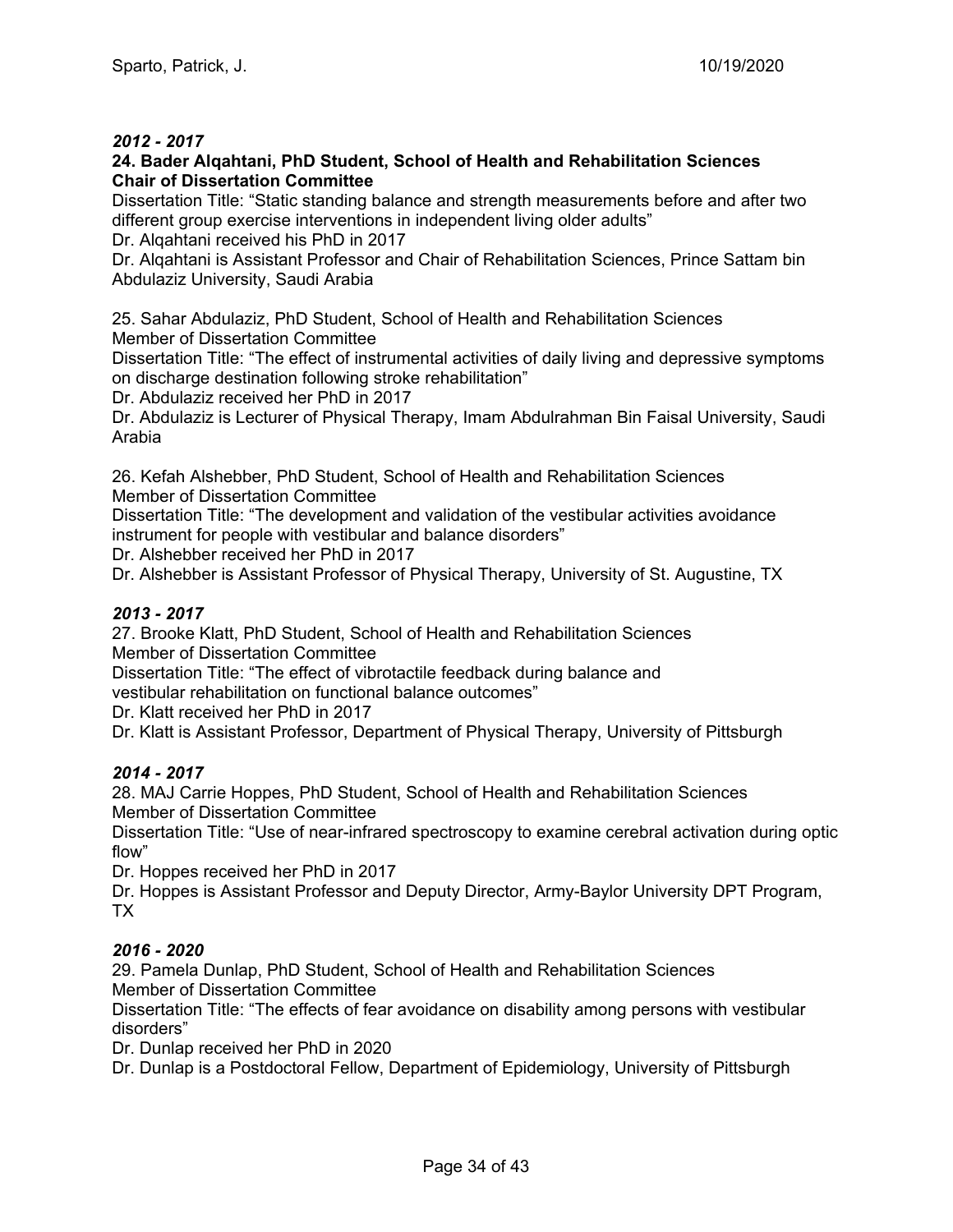*2012 - 2017*

**24. Bader Alqahtani, PhD Student, School of Health and Rehabilitation Sciences**
**Chair of Dissertation Committee**

Dissertation Title: "Static standing balance and strength measurements before and after two different group exercise interventions in independent living older adults"
Dr. Alqahtani received his PhD in 2017
Dr. Alqahtani is Assistant Professor and Chair of Rehabilitation Sciences, Prince Sattam bin Abdulaziz University, Saudi Arabia

25. Sahar Abdulaziz, PhD Student, School of Health and Rehabilitation Sciences
Member of Dissertation Committee
Dissertation Title: "The effect of instrumental activities of daily living and depressive symptoms on discharge destination following stroke rehabilitation"
Dr. Abdulaziz received her PhD in 2017
Dr. Abdulaziz is Lecturer of Physical Therapy, Imam Abdulrahman Bin Faisal University, Saudi Arabia

26. Kefah Alshebber, PhD Student, School of Health and Rehabilitation Sciences
Member of Dissertation Committee
Dissertation Title: "The development and validation of the vestibular activities avoidance instrument for people with vestibular and balance disorders"
Dr. Alshebber received her PhD in 2017
Dr. Alshebber is Assistant Professor of Physical Therapy, University of St. Augustine, TX

*2013 - 2017*

27. Brooke Klatt, PhD Student, School of Health and Rehabilitation Sciences
Member of Dissertation Committee
Dissertation Title: "The effect of vibrotactile feedback during balance and vestibular rehabilitation on functional balance outcomes"
Dr. Klatt received her PhD in 2017
Dr. Klatt is Assistant Professor, Department of Physical Therapy, University of Pittsburgh

*2014 - 2017*

28. MAJ Carrie Hoppes, PhD Student, School of Health and Rehabilitation Sciences
Member of Dissertation Committee
Dissertation Title: "Use of near-infrared spectroscopy to examine cerebral activation during optic flow"
Dr. Hoppes received her PhD in 2017
Dr. Hoppes is Assistant Professor and Deputy Director, Army-Baylor University DPT Program, TX

*2016 - 2020*

29. Pamela Dunlap, PhD Student, School of Health and Rehabilitation Sciences
Member of Dissertation Committee
Dissertation Title: "The effects of fear avoidance on disability among persons with vestibular disorders"
Dr. Dunlap received her PhD in 2020
Dr. Dunlap is a Postdoctoral Fellow, Department of Epidemiology, University of Pittsburgh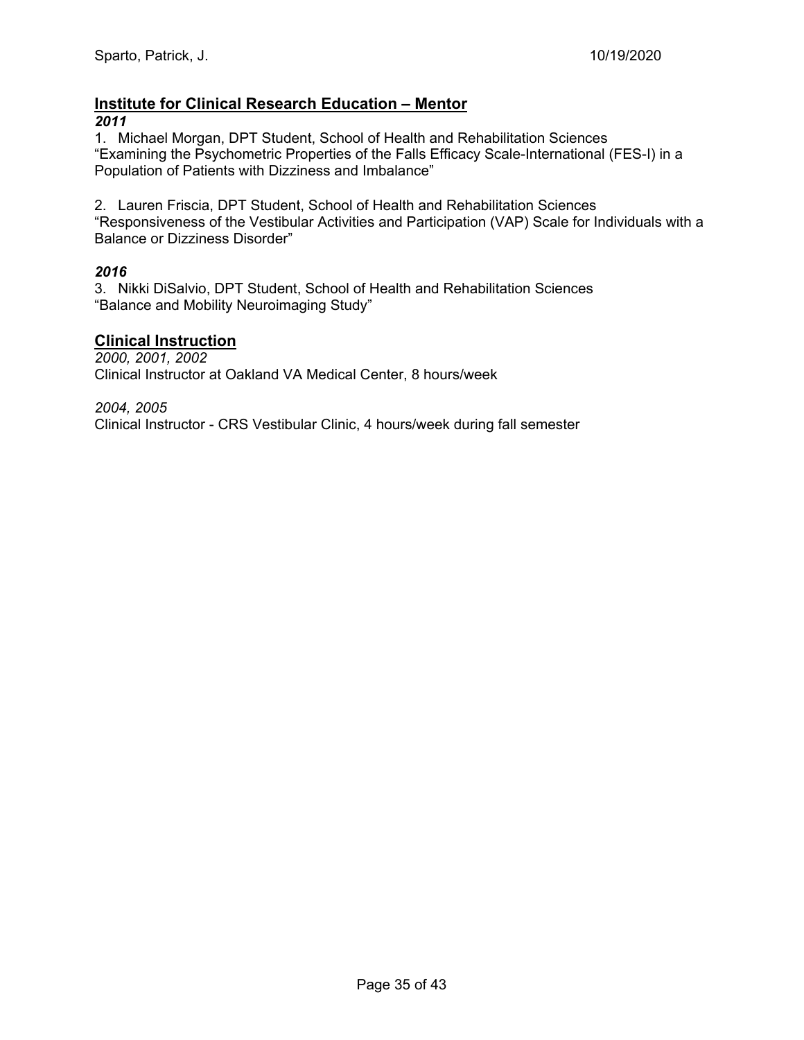## Institute for Clinical Research Education – Mentor

***2011***

1. Michael Morgan, DPT Student, School of Health and Rehabilitation Sciences
"Examining the Psychometric Properties of the Falls Efficacy Scale-International (FES-I) in a Population of Patients with Dizziness and Imbalance"

2. Lauren Friscia, DPT Student, School of Health and Rehabilitation Sciences
"Responsiveness of the Vestibular Activities and Participation (VAP) Scale for Individuals with a Balance or Dizziness Disorder"

***2016***

3. Nikki DiSalvio, DPT Student, School of Health and Rehabilitation Sciences
"Balance and Mobility Neuroimaging Study"

## Clinical Instruction

*2000, 2001, 2002*
Clinical Instructor at Oakland VA Medical Center, 8 hours/week

*2004, 2005*
Clinical Instructor - CRS Vestibular Clinic, 4 hours/week during fall semester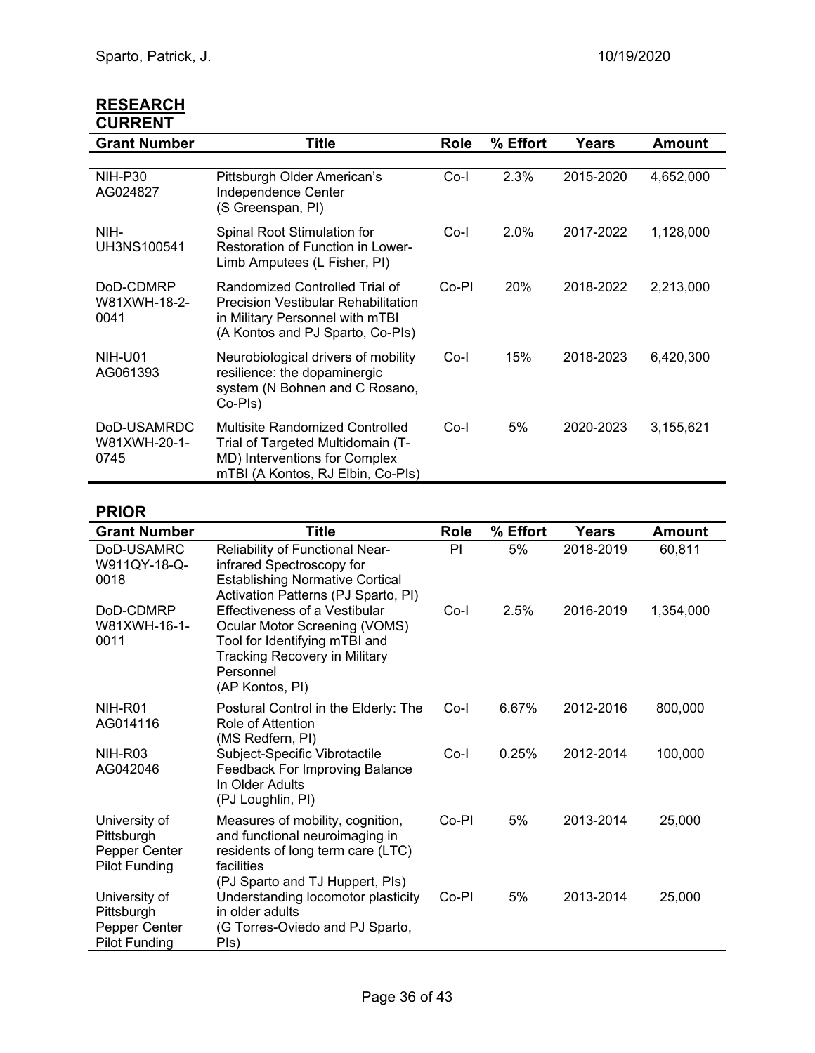## RESEARCH

### CURRENT

| Grant Number | Title | Role | % Effort | Years | Amount |
|---|---|---|---|---|---|
| NIH-P30 AG024827 | Pittsburgh Older American's Independence Center (S Greenspan, PI) | Co-I | 2.3% | 2015-2020 | 4,652,000 |
| NIH-UH3NS100541 | Spinal Root Stimulation for Restoration of Function in Lower-Limb Amputees (L Fisher, PI) | Co-I | 2.0% | 2017-2022 | 1,128,000 |
| DoD-CDMRP W81XWH-18-2-0041 | Randomized Controlled Trial of Precision Vestibular Rehabilitation in Military Personnel with mTBI (A Kontos and PJ Sparto, Co-PIs) | Co-PI | 20% | 2018-2022 | 2,213,000 |
| NIH-U01 AG061393 | Neurobiological drivers of mobility resilience: the dopaminergic system (N Bohnen and C Rosano, Co-PIs) | Co-I | 15% | 2018-2023 | 6,420,300 |
| DoD-USAMRDC W81XWH-20-1-0745 | Multisite Randomized Controlled Trial of Targeted Multidomain (T-MD) Interventions for Complex mTBI (A Kontos, RJ Elbin, Co-PIs) | Co-I | 5% | 2020-2023 | 3,155,621 |

### PRIOR

| Grant Number | Title | Role | % Effort | Years | Amount |
|---|---|---|---|---|---|
| DoD-USAMRC W911QY-18-Q-0018 | Reliability of Functional Near-infrared Spectroscopy for Establishing Normative Cortical Activation Patterns (PJ Sparto, PI) | PI | 5% | 2018-2019 | 60,811 |
| DoD-CDMRP W81XWH-16-1-0011 | Effectiveness of a Vestibular Ocular Motor Screening (VOMS) Tool for Identifying mTBI and Tracking Recovery in Military Personnel (AP Kontos, PI) | Co-I | 2.5% | 2016-2019 | 1,354,000 |
| NIH-R01 AG014116 | Postural Control in the Elderly: The Role of Attention (MS Redfern, PI) | Co-I | 6.67% | 2012-2016 | 800,000 |
| NIH-R03 AG042046 | Subject-Specific Vibrotactile Feedback For Improving Balance In Older Adults (PJ Loughlin, PI) | Co-I | 0.25% | 2012-2014 | 100,000 |
| University of Pittsburgh Pepper Center Pilot Funding | Measures of mobility, cognition, and functional neuroimaging in residents of long term care (LTC) facilities (PJ Sparto and TJ Huppert, PIs) | Co-PI | 5% | 2013-2014 | 25,000 |
| University of Pittsburgh Pepper Center Pilot Funding | Understanding locomotor plasticity in older adults (G Torres-Oviedo and PJ Sparto, PIs) | Co-PI | 5% | 2013-2014 | 25,000 |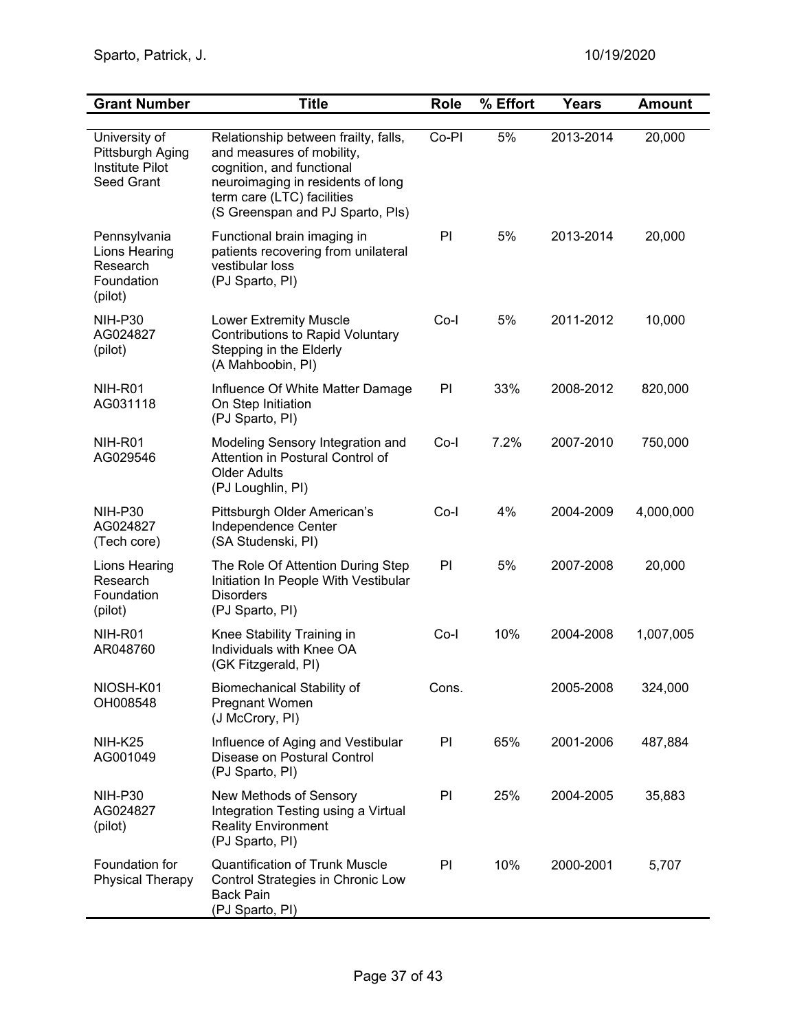| Grant Number | Title | Role | % Effort | Years | Amount |
|---|---|---|---|---|---|
| University of Pittsburgh Aging Institute Pilot Seed Grant | Relationship between frailty, falls, and measures of mobility, cognition, and functional neuroimaging in residents of long term care (LTC) facilities (S Greenspan and PJ Sparto, PIs) | Co-PI | 5% | 2013-2014 | 20,000 |
| Pennsylvania Lions Hearing Research Foundation (pilot) | Functional brain imaging in patients recovering from unilateral vestibular loss (PJ Sparto, PI) | PI | 5% | 2013-2014 | 20,000 |
| NIH-P30 AG024827 (pilot) | Lower Extremity Muscle Contributions to Rapid Voluntary Stepping in the Elderly (A Mahboobin, PI) | Co-I | 5% | 2011-2012 | 10,000 |
| NIH-R01 AG031118 | Influence Of White Matter Damage On Step Initiation (PJ Sparto, PI) | PI | 33% | 2008-2012 | 820,000 |
| NIH-R01 AG029546 | Modeling Sensory Integration and Attention in Postural Control of Older Adults (PJ Loughlin, PI) | Co-I | 7.2% | 2007-2010 | 750,000 |
| NIH-P30 AG024827 (Tech core) | Pittsburgh Older American's Independence Center (SA Studenski, PI) | Co-I | 4% | 2004-2009 | 4,000,000 |
| Lions Hearing Research Foundation (pilot) | The Role Of Attention During Step Initiation In People With Vestibular Disorders (PJ Sparto, PI) | PI | 5% | 2007-2008 | 20,000 |
| NIH-R01 AR048760 | Knee Stability Training in Individuals with Knee OA (GK Fitzgerald, PI) | Co-I | 10% | 2004-2008 | 1,007,005 |
| NIOSH-K01 OH008548 | Biomechanical Stability of Pregnant Women (J McCrory, PI) | Cons. | | 2005-2008 | 324,000 |
| NIH-K25 AG001049 | Influence of Aging and Vestibular Disease on Postural Control (PJ Sparto, PI) | PI | 65% | 2001-2006 | 487,884 |
| NIH-P30 AG024827 (pilot) | New Methods of Sensory Integration Testing using a Virtual Reality Environment (PJ Sparto, PI) | PI | 25% | 2004-2005 | 35,883 |
| Foundation for Physical Therapy | Quantification of Trunk Muscle Control Strategies in Chronic Low Back Pain (PJ Sparto, PI) | PI | 10% | 2000-2001 | 5,707 |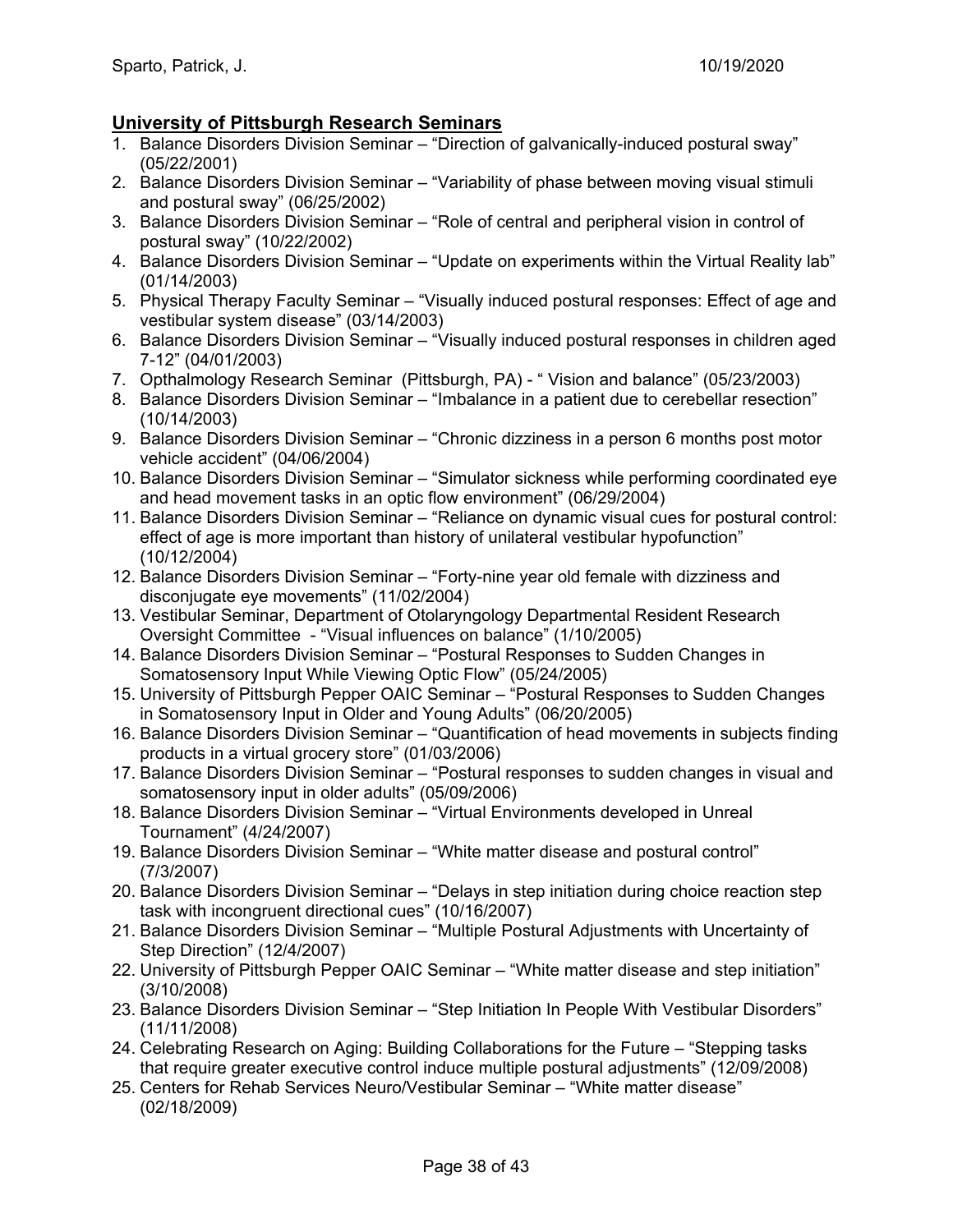## University of Pittsburgh Research Seminars

1. Balance Disorders Division Seminar – "Direction of galvanically-induced postural sway" (05/22/2001)
2. Balance Disorders Division Seminar – "Variability of phase between moving visual stimuli and postural sway" (06/25/2002)
3. Balance Disorders Division Seminar – "Role of central and peripheral vision in control of postural sway" (10/22/2002)
4. Balance Disorders Division Seminar – "Update on experiments within the Virtual Reality lab" (01/14/2003)
5. Physical Therapy Faculty Seminar – "Visually induced postural responses: Effect of age and vestibular system disease" (03/14/2003)
6. Balance Disorders Division Seminar – "Visually induced postural responses in children aged 7-12" (04/01/2003)
7. Opthalmology Research Seminar (Pittsburgh, PA) - " Vision and balance" (05/23/2003)
8. Balance Disorders Division Seminar – "Imbalance in a patient due to cerebellar resection" (10/14/2003)
9. Balance Disorders Division Seminar – "Chronic dizziness in a person 6 months post motor vehicle accident" (04/06/2004)
10. Balance Disorders Division Seminar – "Simulator sickness while performing coordinated eye and head movement tasks in an optic flow environment" (06/29/2004)
11. Balance Disorders Division Seminar – "Reliance on dynamic visual cues for postural control: effect of age is more important than history of unilateral vestibular hypofunction" (10/12/2004)
12. Balance Disorders Division Seminar – "Forty-nine year old female with dizziness and disconjugate eye movements" (11/02/2004)
13. Vestibular Seminar, Department of Otolaryngology Departmental Resident Research Oversight Committee - "Visual influences on balance" (1/10/2005)
14. Balance Disorders Division Seminar – "Postural Responses to Sudden Changes in Somatosensory Input While Viewing Optic Flow" (05/24/2005)
15. University of Pittsburgh Pepper OAIC Seminar – "Postural Responses to Sudden Changes in Somatosensory Input in Older and Young Adults" (06/20/2005)
16. Balance Disorders Division Seminar – "Quantification of head movements in subjects finding products in a virtual grocery store" (01/03/2006)
17. Balance Disorders Division Seminar – "Postural responses to sudden changes in visual and somatosensory input in older adults" (05/09/2006)
18. Balance Disorders Division Seminar – "Virtual Environments developed in Unreal Tournament" (4/24/2007)
19. Balance Disorders Division Seminar – "White matter disease and postural control" (7/3/2007)
20. Balance Disorders Division Seminar – "Delays in step initiation during choice reaction step task with incongruent directional cues" (10/16/2007)
21. Balance Disorders Division Seminar – "Multiple Postural Adjustments with Uncertainty of Step Direction" (12/4/2007)
22. University of Pittsburgh Pepper OAIC Seminar – "White matter disease and step initiation" (3/10/2008)
23. Balance Disorders Division Seminar – "Step Initiation In People With Vestibular Disorders" (11/11/2008)
24. Celebrating Research on Aging: Building Collaborations for the Future – "Stepping tasks that require greater executive control induce multiple postural adjustments" (12/09/2008)
25. Centers for Rehab Services Neuro/Vestibular Seminar – "White matter disease" (02/18/2009)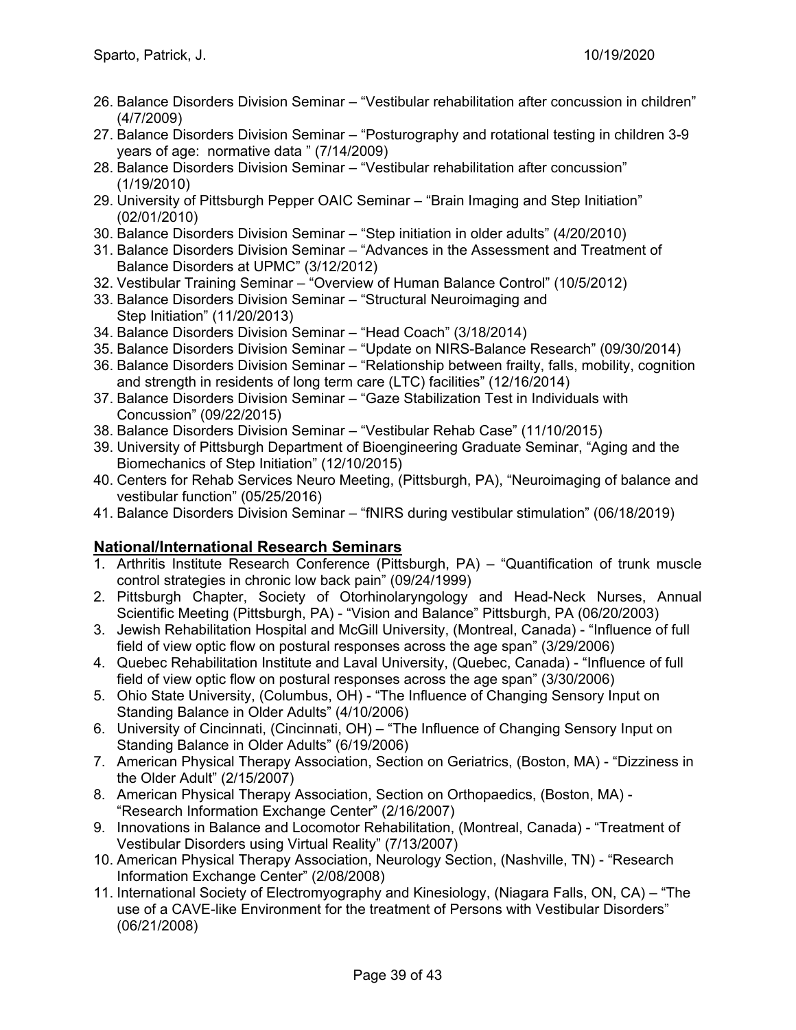26. Balance Disorders Division Seminar – "Vestibular rehabilitation after concussion in children" (4/7/2009)
27. Balance Disorders Division Seminar – "Posturography and rotational testing in children 3-9 years of age: normative data " (7/14/2009)
28. Balance Disorders Division Seminar – "Vestibular rehabilitation after concussion" (1/19/2010)
29. University of Pittsburgh Pepper OAIC Seminar – "Brain Imaging and Step Initiation" (02/01/2010)
30. Balance Disorders Division Seminar – "Step initiation in older adults" (4/20/2010)
31. Balance Disorders Division Seminar – "Advances in the Assessment and Treatment of Balance Disorders at UPMC" (3/12/2012)
32. Vestibular Training Seminar – "Overview of Human Balance Control" (10/5/2012)
33. Balance Disorders Division Seminar – "Structural Neuroimaging and Step Initiation" (11/20/2013)
34. Balance Disorders Division Seminar – "Head Coach" (3/18/2014)
35. Balance Disorders Division Seminar – "Update on NIRS-Balance Research" (09/30/2014)
36. Balance Disorders Division Seminar – "Relationship between frailty, falls, mobility, cognition and strength in residents of long term care (LTC) facilities" (12/16/2014)
37. Balance Disorders Division Seminar – "Gaze Stabilization Test in Individuals with Concussion" (09/22/2015)
38. Balance Disorders Division Seminar – "Vestibular Rehab Case" (11/10/2015)
39. University of Pittsburgh Department of Bioengineering Graduate Seminar, "Aging and the Biomechanics of Step Initiation" (12/10/2015)
40. Centers for Rehab Services Neuro Meeting, (Pittsburgh, PA), "Neuroimaging of balance and vestibular function" (05/25/2016)
41. Balance Disorders Division Seminar – "fNIRS during vestibular stimulation" (06/18/2019)

## National/International Research Seminars

1. Arthritis Institute Research Conference (Pittsburgh, PA) – "Quantification of trunk muscle control strategies in chronic low back pain" (09/24/1999)
2. Pittsburgh Chapter, Society of Otorhinolaryngology and Head-Neck Nurses, Annual Scientific Meeting (Pittsburgh, PA) - "Vision and Balance" Pittsburgh, PA (06/20/2003)
3. Jewish Rehabilitation Hospital and McGill University, (Montreal, Canada) - "Influence of full field of view optic flow on postural responses across the age span" (3/29/2006)
4. Quebec Rehabilitation Institute and Laval University, (Quebec, Canada) - "Influence of full field of view optic flow on postural responses across the age span" (3/30/2006)
5. Ohio State University, (Columbus, OH) - "The Influence of Changing Sensory Input on Standing Balance in Older Adults" (4/10/2006)
6. University of Cincinnati, (Cincinnati, OH) – "The Influence of Changing Sensory Input on Standing Balance in Older Adults" (6/19/2006)
7. American Physical Therapy Association, Section on Geriatrics, (Boston, MA) - "Dizziness in the Older Adult" (2/15/2007)
8. American Physical Therapy Association, Section on Orthopaedics, (Boston, MA) - "Research Information Exchange Center" (2/16/2007)
9. Innovations in Balance and Locomotor Rehabilitation, (Montreal, Canada) - "Treatment of Vestibular Disorders using Virtual Reality" (7/13/2007)
10. American Physical Therapy Association, Neurology Section, (Nashville, TN) - "Research Information Exchange Center" (2/08/2008)
11. International Society of Electromyography and Kinesiology, (Niagara Falls, ON, CA) – "The use of a CAVE-like Environment for the treatment of Persons with Vestibular Disorders" (06/21/2008)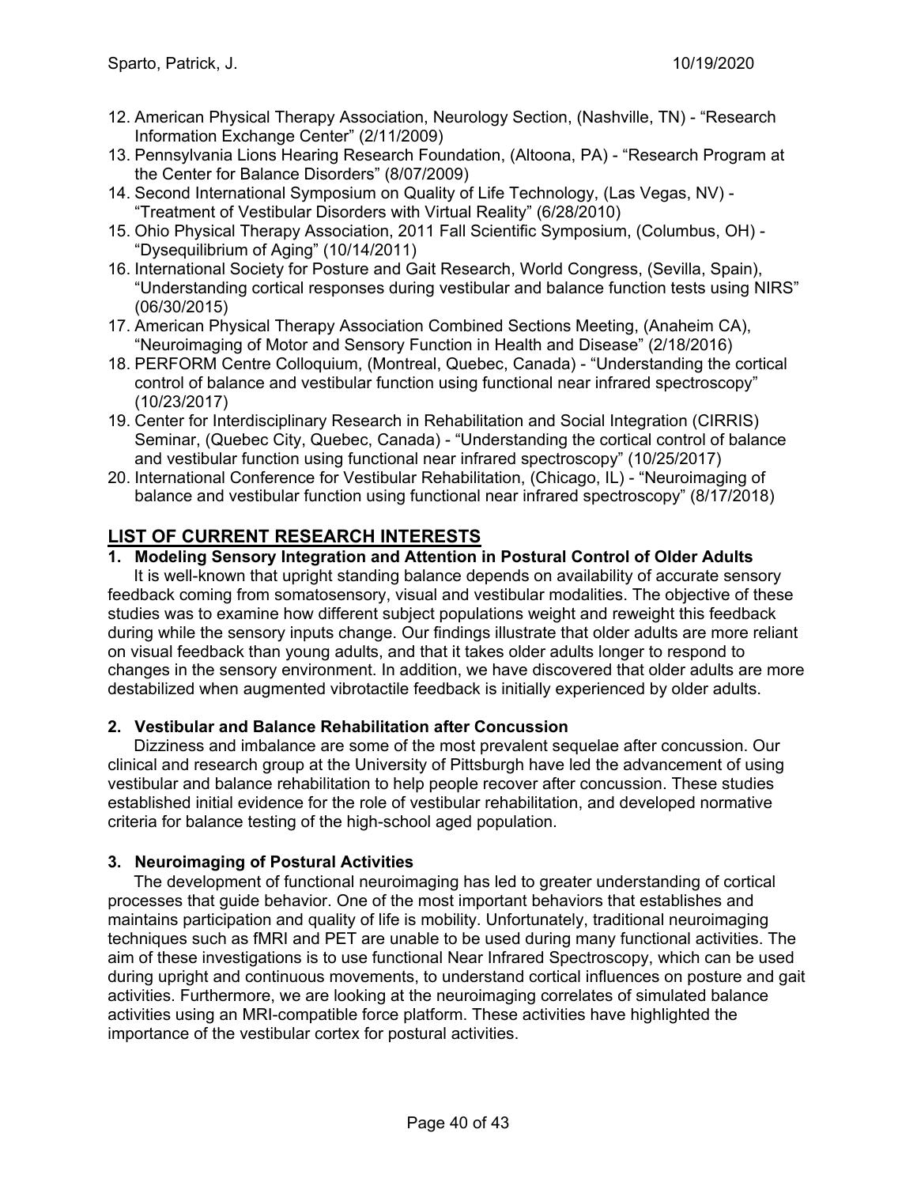12. American Physical Therapy Association, Neurology Section, (Nashville, TN) - "Research Information Exchange Center" (2/11/2009)
13. Pennsylvania Lions Hearing Research Foundation, (Altoona, PA) - "Research Program at the Center for Balance Disorders" (8/07/2009)
14. Second International Symposium on Quality of Life Technology, (Las Vegas, NV) - "Treatment of Vestibular Disorders with Virtual Reality" (6/28/2010)
15. Ohio Physical Therapy Association, 2011 Fall Scientific Symposium, (Columbus, OH) - "Dysequilibrium of Aging" (10/14/2011)
16. International Society for Posture and Gait Research, World Congress, (Sevilla, Spain), "Understanding cortical responses during vestibular and balance function tests using NIRS" (06/30/2015)
17. American Physical Therapy Association Combined Sections Meeting, (Anaheim CA), "Neuroimaging of Motor and Sensory Function in Health and Disease" (2/18/2016)
18. PERFORM Centre Colloquium, (Montreal, Quebec, Canada) - "Understanding the cortical control of balance and vestibular function using functional near infrared spectroscopy" (10/23/2017)
19. Center for Interdisciplinary Research in Rehabilitation and Social Integration (CIRRIS) Seminar, (Quebec City, Quebec, Canada) - "Understanding the cortical control of balance and vestibular function using functional near infrared spectroscopy" (10/25/2017)
20. International Conference for Vestibular Rehabilitation, (Chicago, IL) - "Neuroimaging of balance and vestibular function using functional near infrared spectroscopy" (8/17/2018)

## LIST OF CURRENT RESEARCH INTERESTS

### 1. Modeling Sensory Integration and Attention in Postural Control of Older Adults

It is well-known that upright standing balance depends on availability of accurate sensory feedback coming from somatosensory, visual and vestibular modalities. The objective of these studies was to examine how different subject populations weight and reweight this feedback during while the sensory inputs change. Our findings illustrate that older adults are more reliant on visual feedback than young adults, and that it takes older adults longer to respond to changes in the sensory environment. In addition, we have discovered that older adults are more destabilized when augmented vibrotactile feedback is initially experienced by older adults.

### 2. Vestibular and Balance Rehabilitation after Concussion

Dizziness and imbalance are some of the most prevalent sequelae after concussion. Our clinical and research group at the University of Pittsburgh have led the advancement of using vestibular and balance rehabilitation to help people recover after concussion. These studies established initial evidence for the role of vestibular rehabilitation, and developed normative criteria for balance testing of the high-school aged population.

### 3. Neuroimaging of Postural Activities

The development of functional neuroimaging has led to greater understanding of cortical processes that guide behavior. One of the most important behaviors that establishes and maintains participation and quality of life is mobility. Unfortunately, traditional neuroimaging techniques such as fMRI and PET are unable to be used during many functional activities. The aim of these investigations is to use functional Near Infrared Spectroscopy, which can be used during upright and continuous movements, to understand cortical influences on posture and gait activities. Furthermore, we are looking at the neuroimaging correlates of simulated balance activities using an MRI-compatible force platform. These activities have highlighted the importance of the vestibular cortex for postural activities.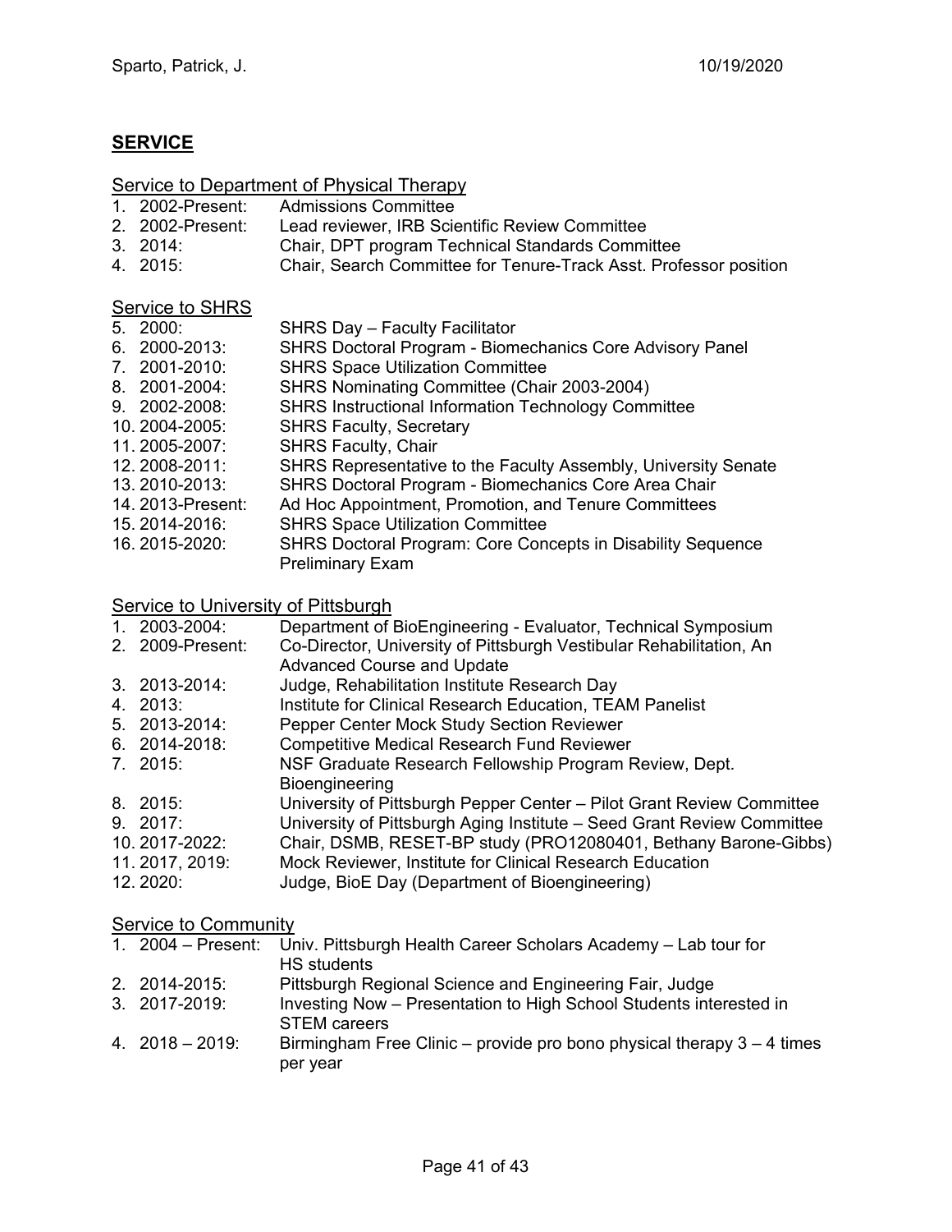## SERVICE

### Service to Department of Physical Therapy

1. 2002-Present: Admissions Committee
2. 2002-Present: Lead reviewer, IRB Scientific Review Committee
3. 2014: Chair, DPT program Technical Standards Committee
4. 2015: Chair, Search Committee for Tenure-Track Asst. Professor position

### Service to SHRS

5. 2000: SHRS Day – Faculty Facilitator
6. 2000-2013: SHRS Doctoral Program - Biomechanics Core Advisory Panel
7. 2001-2010: SHRS Space Utilization Committee
8. 2001-2004: SHRS Nominating Committee (Chair 2003-2004)
9. 2002-2008: SHRS Instructional Information Technology Committee
10. 2004-2005: SHRS Faculty, Secretary
11. 2005-2007: SHRS Faculty, Chair
12. 2008-2011: SHRS Representative to the Faculty Assembly, University Senate
13. 2010-2013: SHRS Doctoral Program - Biomechanics Core Area Chair
14. 2013-Present: Ad Hoc Appointment, Promotion, and Tenure Committees
15. 2014-2016: SHRS Space Utilization Committee
16. 2015-2020: SHRS Doctoral Program: Core Concepts in Disability Sequence Preliminary Exam

### Service to University of Pittsburgh

1. 2003-2004: Department of BioEngineering - Evaluator, Technical Symposium
2. 2009-Present: Co-Director, University of Pittsburgh Vestibular Rehabilitation, An Advanced Course and Update
3. 2013-2014: Judge, Rehabilitation Institute Research Day
4. 2013: Institute for Clinical Research Education, TEAM Panelist
5. 2013-2014: Pepper Center Mock Study Section Reviewer
6. 2014-2018: Competitive Medical Research Fund Reviewer
7. 2015: NSF Graduate Research Fellowship Program Review, Dept. Bioengineering
8. 2015: University of Pittsburgh Pepper Center – Pilot Grant Review Committee
9. 2017: University of Pittsburgh Aging Institute – Seed Grant Review Committee
10. 2017-2022: Chair, DSMB, RESET-BP study (PRO12080401, Bethany Barone-Gibbs)
11. 2017, 2019: Mock Reviewer, Institute for Clinical Research Education
12. 2020: Judge, BioE Day (Department of Bioengineering)

### Service to Community

1. 2004 – Present: Univ. Pittsburgh Health Career Scholars Academy – Lab tour for HS students
2. 2014-2015: Pittsburgh Regional Science and Engineering Fair, Judge
3. 2017-2019: Investing Now – Presentation to High School Students interested in STEM careers
4. 2018 – 2019: Birmingham Free Clinic – provide pro bono physical therapy 3 – 4 times per year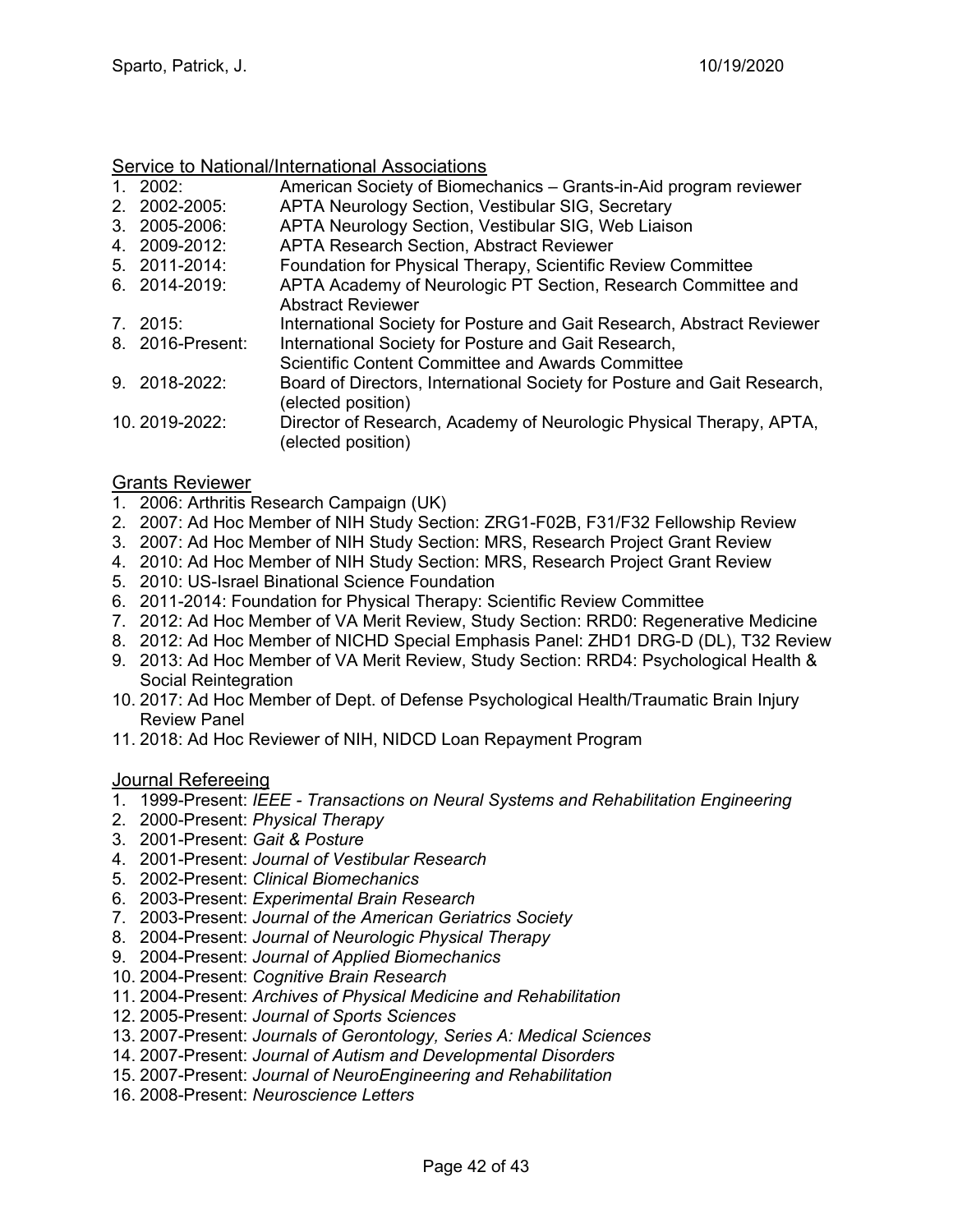## Service to National/International Associations

1. 2002: American Society of Biomechanics – Grants-in-Aid program reviewer
2. 2002-2005: APTA Neurology Section, Vestibular SIG, Secretary
3. 2005-2006: APTA Neurology Section, Vestibular SIG, Web Liaison
4. 2009-2012: APTA Research Section, Abstract Reviewer
5. 2011-2014: Foundation for Physical Therapy, Scientific Review Committee
6. 2014-2019: APTA Academy of Neurologic PT Section, Research Committee and Abstract Reviewer
7. 2015: International Society for Posture and Gait Research, Abstract Reviewer
8. 2016-Present: International Society for Posture and Gait Research, Scientific Content Committee and Awards Committee
9. 2018-2022: Board of Directors, International Society for Posture and Gait Research, (elected position)
10. 2019-2022: Director of Research, Academy of Neurologic Physical Therapy, APTA, (elected position)

## Grants Reviewer

1. 2006: Arthritis Research Campaign (UK)
2. 2007: Ad Hoc Member of NIH Study Section: ZRG1-F02B, F31/F32 Fellowship Review
3. 2007: Ad Hoc Member of NIH Study Section: MRS, Research Project Grant Review
4. 2010: Ad Hoc Member of NIH Study Section: MRS, Research Project Grant Review
5. 2010: US-Israel Binational Science Foundation
6. 2011-2014: Foundation for Physical Therapy: Scientific Review Committee
7. 2012: Ad Hoc Member of VA Merit Review, Study Section: RRD0: Regenerative Medicine
8. 2012: Ad Hoc Member of NICHD Special Emphasis Panel: ZHD1 DRG-D (DL), T32 Review
9. 2013: Ad Hoc Member of VA Merit Review, Study Section: RRD4: Psychological Health & Social Reintegration
10. 2017: Ad Hoc Member of Dept. of Defense Psychological Health/Traumatic Brain Injury Review Panel
11. 2018: Ad Hoc Reviewer of NIH, NIDCD Loan Repayment Program

## Journal Refereeing

1. 1999-Present: *IEEE - Transactions on Neural Systems and Rehabilitation Engineering*
2. 2000-Present: *Physical Therapy*
3. 2001-Present: *Gait & Posture*
4. 2001-Present: *Journal of Vestibular Research*
5. 2002-Present: *Clinical Biomechanics*
6. 2003-Present: *Experimental Brain Research*
7. 2003-Present: *Journal of the American Geriatrics Society*
8. 2004-Present: *Journal of Neurologic Physical Therapy*
9. 2004-Present: *Journal of Applied Biomechanics*
10. 2004-Present: *Cognitive Brain Research*
11. 2004-Present: *Archives of Physical Medicine and Rehabilitation*
12. 2005-Present: *Journal of Sports Sciences*
13. 2007-Present: *Journals of Gerontology, Series A: Medical Sciences*
14. 2007-Present: *Journal of Autism and Developmental Disorders*
15. 2007-Present: *Journal of NeuroEngineering and Rehabilitation*
16. 2008-Present: *Neuroscience Letters*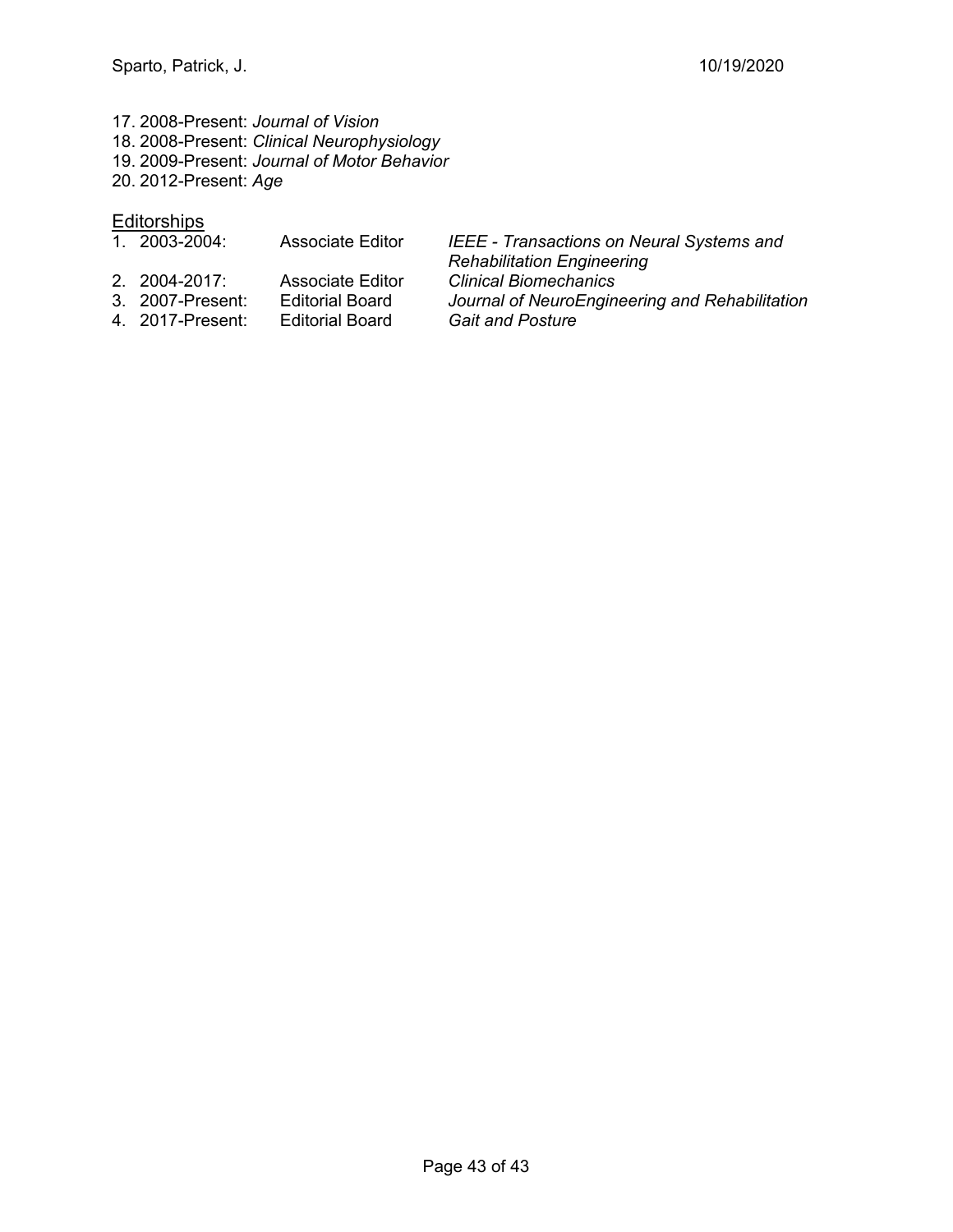17. 2008-Present: *Journal of Vision*
18. 2008-Present: *Clinical Neurophysiology*
19. 2009-Present: *Journal of Motor Behavior*
20. 2012-Present: *Age*

Editorships

| | | |
|---|---|---|
| 1. 2003-2004: | Associate Editor | *IEEE - Transactions on Neural Systems and Rehabilitation Engineering* |
| 2. 2004-2017: | Associate Editor | *Clinical Biomechanics* |
| 3. 2007-Present: | Editorial Board | *Journal of NeuroEngineering and Rehabilitation* |
| 4. 2017-Present: | Editorial Board | *Gait and Posture* |